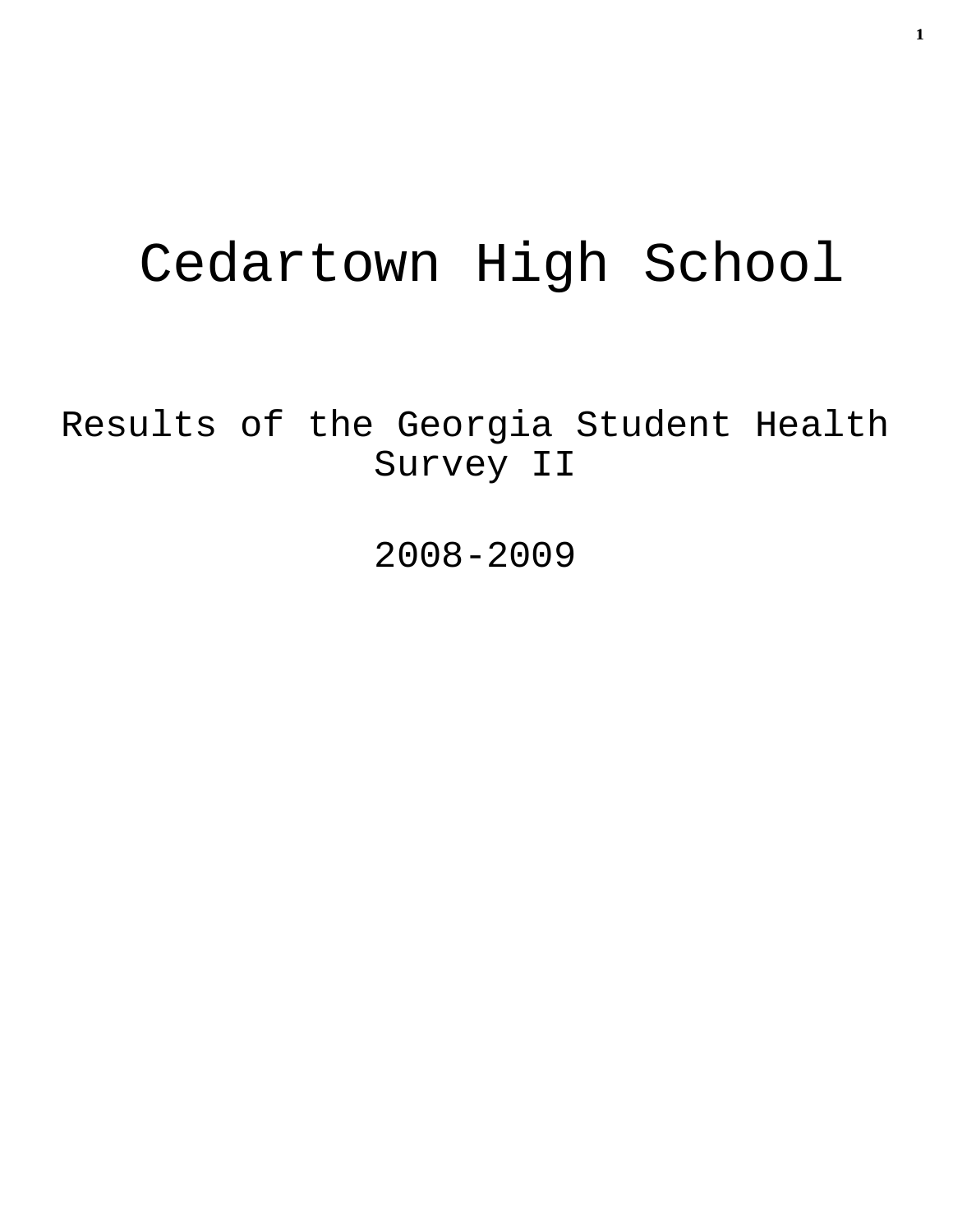# Cedartown High School

## Results of the Georgia Student Health Survey II

## 2008-2009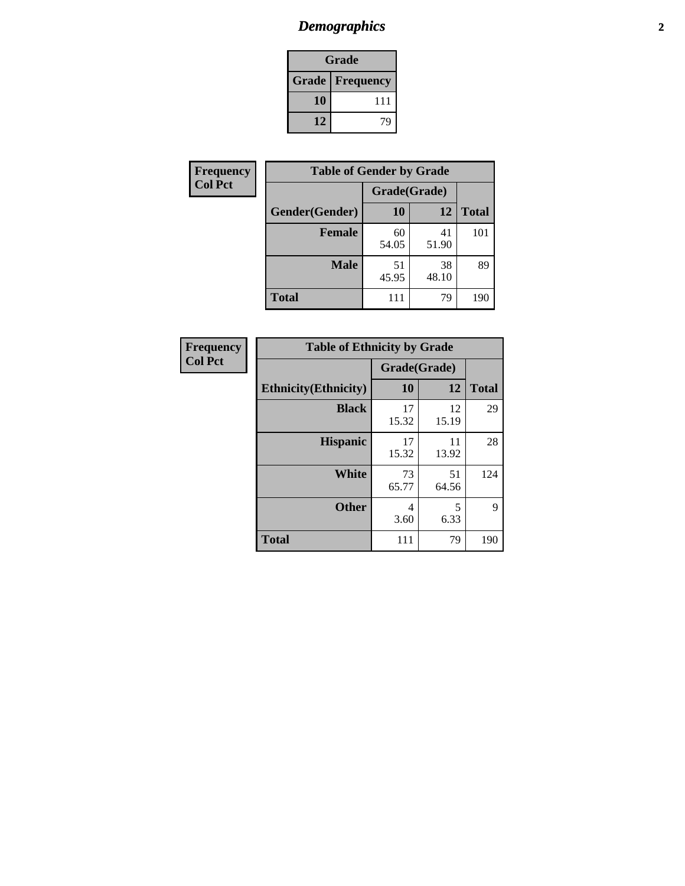# *Demographics*

| Grade | |
|---|---|
| **Grade** | **Frequency** |
| **10** | 111 |
| **12** | 79 |

**Frequency**
**Col Pct**

| Table of Gender by Grade | | | |
|---|---|---|---|
| | Grade(Grade) | | |
| **Gender(Gender)** | **10** | **12** | **Total** |
| **Female** | 60<br>54.05 | 41<br>51.90 | 101 |
| **Male** | 51<br>45.95 | 38<br>48.10 | 89 |
| **Total** | 111 | 79 | 190 |

**Frequency**
**Col Pct**

| Table of Ethnicity by Grade | | | |
|---|---|---|---|
| | Grade(Grade) | | |
| **Ethnicity(Ethnicity)** | **10** | **12** | **Total** |
| **Black** | 17<br>15.32 | 12<br>15.19 | 29 |
| **Hispanic** | 17<br>15.32 | 11<br>13.92 | 28 |
| **White** | 73<br>65.77 | 51<br>64.56 | 124 |
| **Other** | 4<br>3.60 | 5<br>6.33 | 9 |
| **Total** | 111 | 79 | 190 |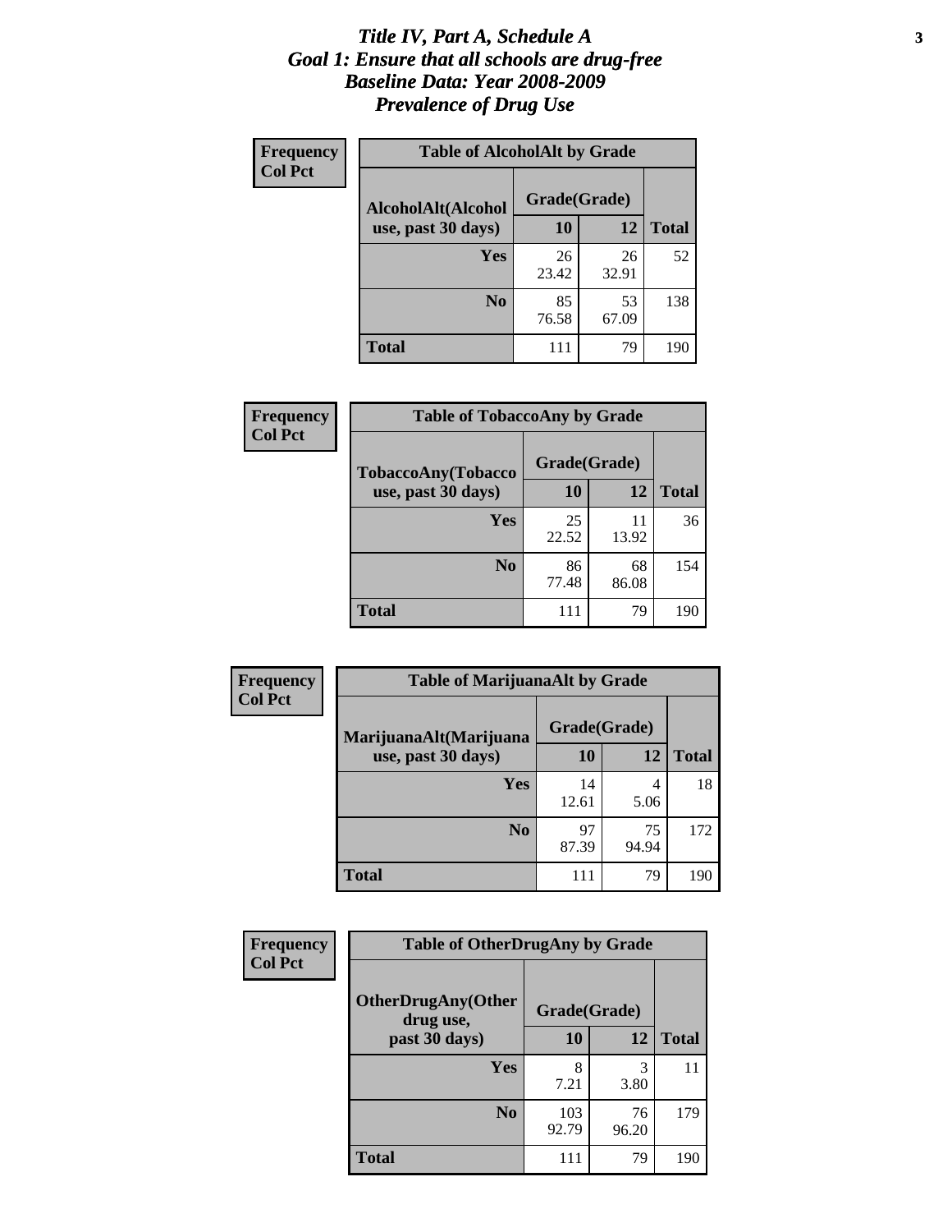# *Title IV, Part A, Schedule A*
# *Goal 1: Ensure that all schools are drug-free*
# *Baseline Data: Year 2008-2009*
# *Prevalence of Drug Use*

**Frequency**
**Col Pct**

| Table of AlcoholAlt by Grade | | | |
|---|---|---|---|
| AlcoholAlt(Alcohol use, past 30 days) | Grade(Grade) | | |
| | 10 | 12 | Total |
| Yes | 26<br>23.42 | 26<br>32.91 | 52 |
| No | 85<br>76.58 | 53<br>67.09 | 138 |
| Total | 111 | 79 | 190 |

**Frequency**
**Col Pct**

| Table of TobaccoAny by Grade | | | |
|---|---|---|---|
| TobaccoAny(Tobacco use, past 30 days) | Grade(Grade) | | |
| | 10 | 12 | Total |
| Yes | 25<br>22.52 | 11<br>13.92 | 36 |
| No | 86<br>77.48 | 68<br>86.08 | 154 |
| Total | 111 | 79 | 190 |

**Frequency**
**Col Pct**

| Table of MarijuanaAlt by Grade | | | |
|---|---|---|---|
| MarijuanaAlt(Marijuana use, past 30 days) | Grade(Grade) | | |
| | 10 | 12 | Total |
| Yes | 14<br>12.61 | 4<br>5.06 | 18 |
| No | 97<br>87.39 | 75<br>94.94 | 172 |
| Total | 111 | 79 | 190 |

**Frequency**
**Col Pct**

| Table of OtherDrugAny by Grade | | | |
|---|---|---|---|
| OtherDrugAny(Other drug use, past 30 days) | Grade(Grade) | | |
| | 10 | 12 | Total |
| Yes | 8<br>7.21 | 3<br>3.80 | 11 |
| No | 103<br>92.79 | 76<br>96.20 | 179 |
| Total | 111 | 79 | 190 |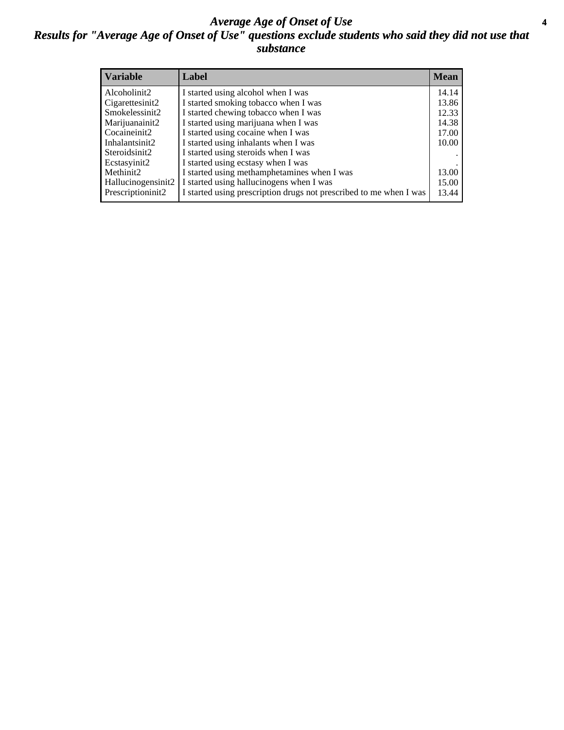# *Average Age of Onset of Use*

## *Results for "Average Age of Onset of Use" questions exclude students who said they did not use that substance*

| Variable | Label | Mean |
|---|---|---|
| Alcoholinit2 | I started using alcohol when I was | 14.14 |
| Cigarettesinit2 | I started smoking tobacco when I was | 13.86 |
| Smokelessinit2 | I started chewing tobacco when I was | 12.33 |
| Marijuanainit2 | I started using marijuana when I was | 14.38 |
| Cocaineinit2 | I started using cocaine when I was | 17.00 |
| Inhalantsinit2 | I started using inhalants when I was | 10.00 |
| Steroidsinit2 | I started using steroids when I was | . |
| Ecstasyinit2 | I started using ecstasy when I was | . |
| Methinit2 | I started using methamphetamines when I was | 13.00 |
| Hallucinogensinit2 | I started using hallucinogens when I was | 15.00 |
| Prescriptioninit2 | I started using prescription drugs not prescribed to me when I was | 13.44 |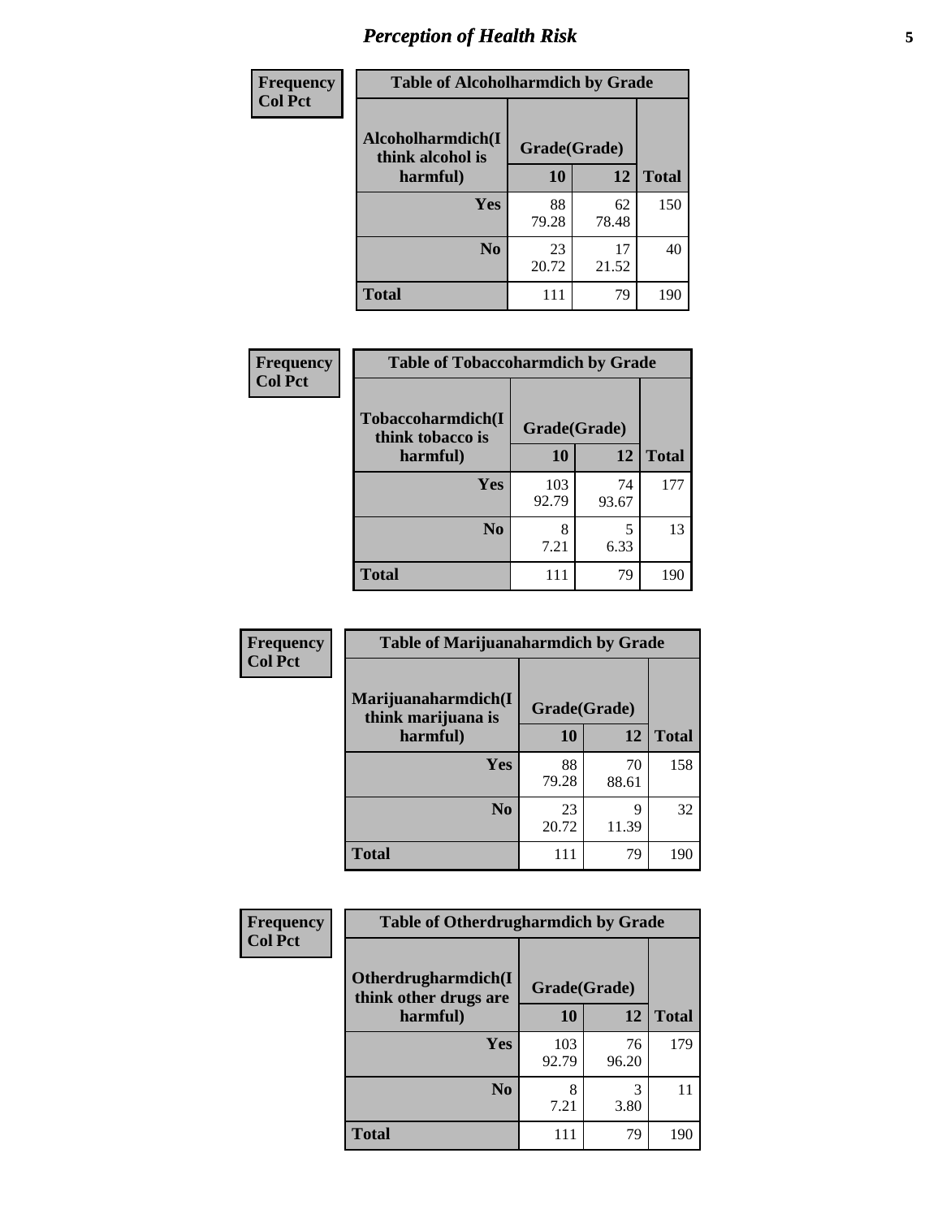# *Perception of Health Risk*

| Frequency Col Pct | Table of Alcoholharmdich by Grade | | |
|---|---|---|---|
| Alcoholharmdich(I think alcohol is harmful) | Grade(Grade) | | |
| | 10 | 12 | Total |
| Yes | 88<br>79.28 | 62<br>78.48 | 150 |
| No | 23<br>20.72 | 17<br>21.52 | 40 |
| Total | 111 | 79 | 190 |

| Frequency Col Pct | Table of Tobaccoharmdich by Grade | | |
|---|---|---|---|
| Tobaccoharmdich(I think tobacco is harmful) | Grade(Grade) | | |
| | 10 | 12 | Total |
| Yes | 103<br>92.79 | 74<br>93.67 | 177 |
| No | 8<br>7.21 | 5<br>6.33 | 13 |
| Total | 111 | 79 | 190 |

| Frequency Col Pct | Table of Marijuanaharmdich by Grade | | |
|---|---|---|---|
| Marijuanaharmdich(I think marijuana is harmful) | Grade(Grade) | | |
| | 10 | 12 | Total |
| Yes | 88<br>79.28 | 70<br>88.61 | 158 |
| No | 23<br>20.72 | 9<br>11.39 | 32 |
| Total | 111 | 79 | 190 |

| Frequency Col Pct | Table of Otherdrugharmdich by Grade | | |
|---|---|---|---|
| Otherdrugharmdich(I think other drugs are harmful) | Grade(Grade) | | |
| | 10 | 12 | Total |
| Yes | 103<br>92.79 | 76<br>96.20 | 179 |
| No | 8<br>7.21 | 3<br>3.80 | 11 |
| Total | 111 | 79 | 190 |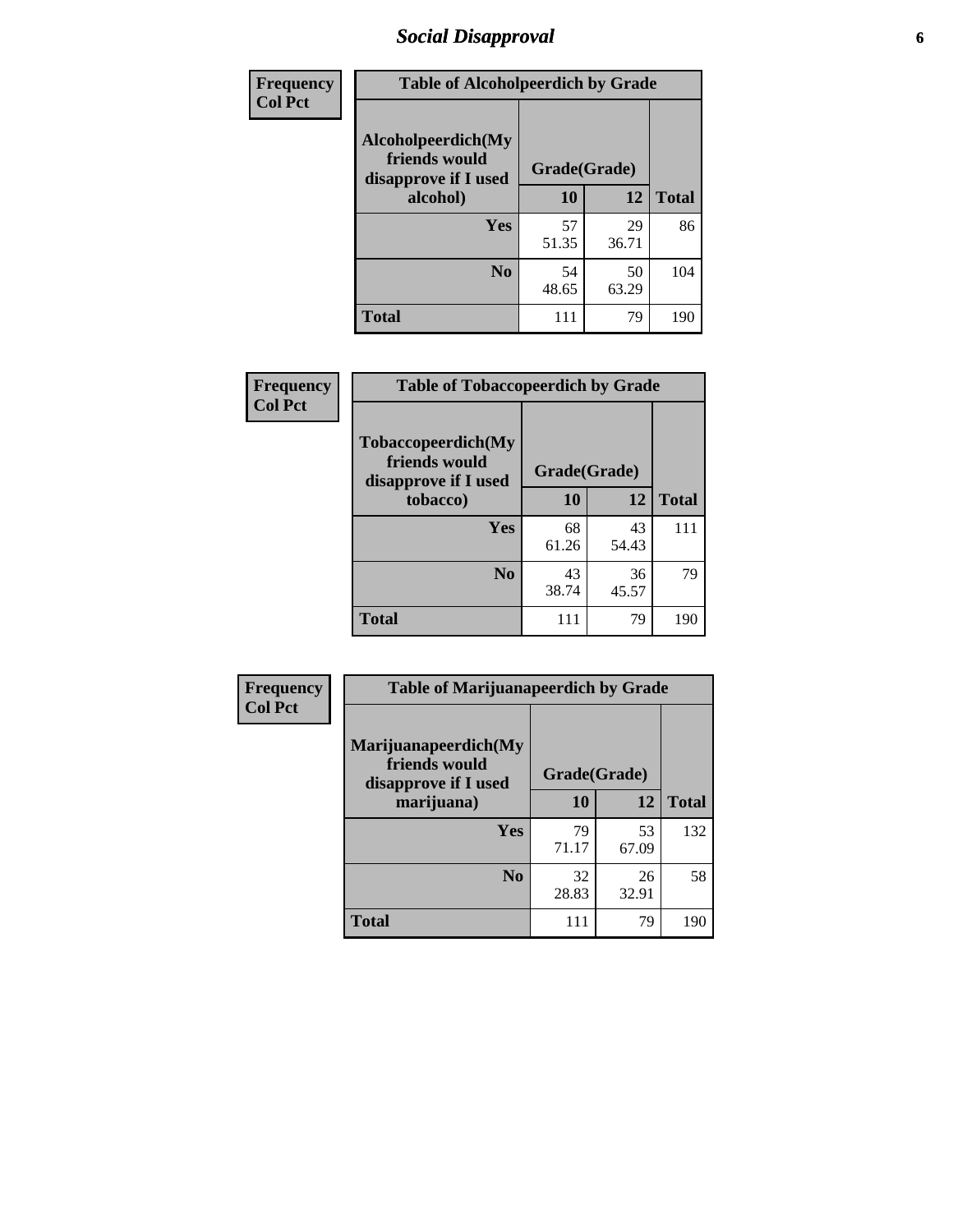## Social Disapproval

| Frequency Col Pct |
|---|

**Table of Alcoholpeerdich by Grade**

| Alcoholpeerdich(My friends would disapprove if I used alcohol) | Grade(Grade) 10 | 12 | Total |
|---|---|---|---|
| Yes | 57<br>51.35 | 29<br>36.71 | 86 |
| No | 54<br>48.65 | 50<br>63.29 | 104 |
| Total | 111 | 79 | 190 |

| Frequency Col Pct |
|---|

**Table of Tobaccopeerdich by Grade**

| Tobaccopeerdich(My friends would disapprove if I used tobacco) | Grade(Grade) 10 | 12 | Total |
|---|---|---|---|
| Yes | 68<br>61.26 | 43<br>54.43 | 111 |
| No | 43<br>38.74 | 36<br>45.57 | 79 |
| Total | 111 | 79 | 190 |

| Frequency Col Pct |
|---|

**Table of Marijuanapeerdich by Grade**

| Marijuanapeerdich(My friends would disapprove if I used marijuana) | Grade(Grade) 10 | 12 | Total |
|---|---|---|---|
| Yes | 79<br>71.17 | 53<br>67.09 | 132 |
| No | 32<br>28.83 | 26<br>32.91 | 58 |
| Total | 111 | 79 | 190 |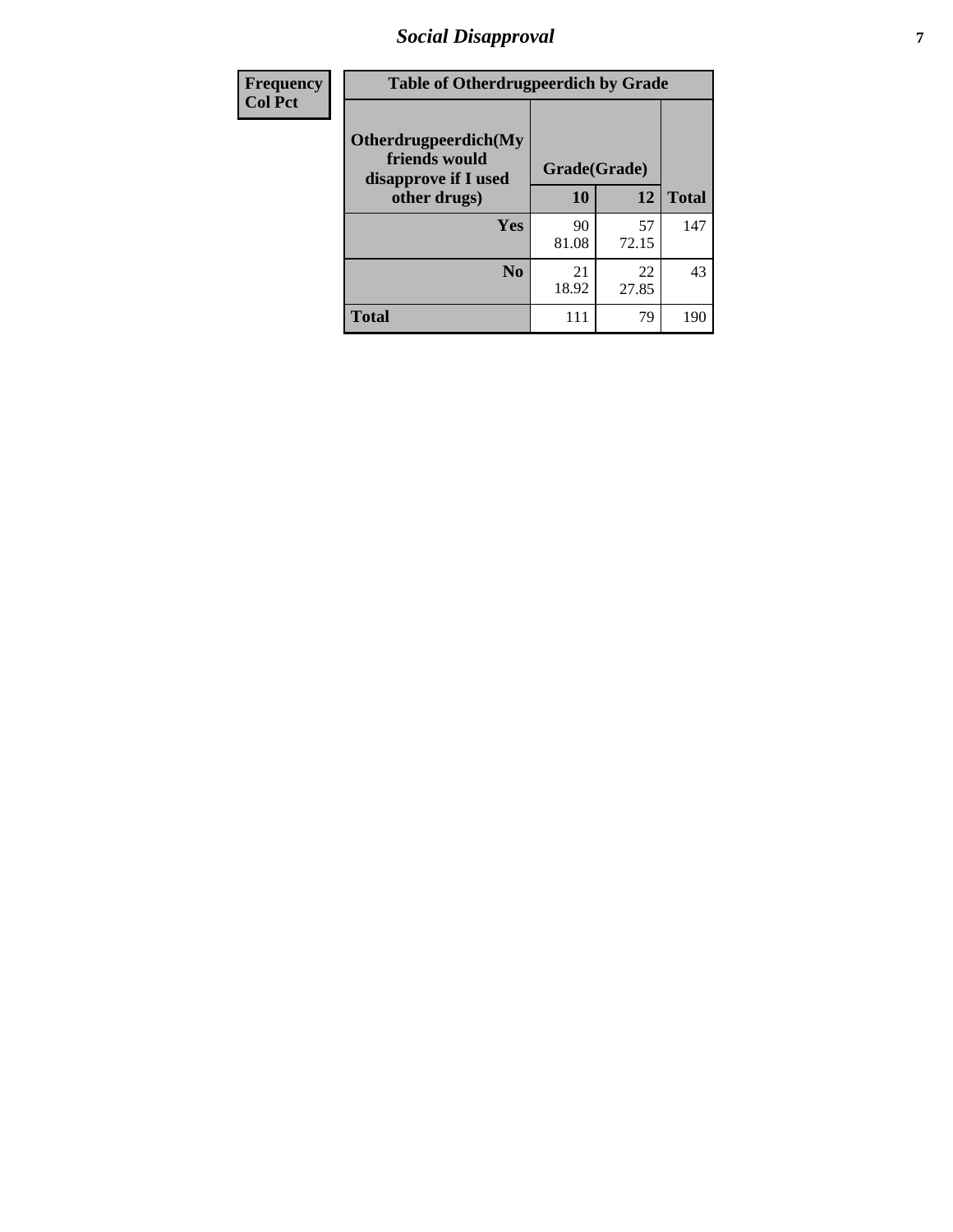## Social Disapproval

| Frequency<br>Col Pct | Table of Otherdrugpeerdich by Grade | | |
|---|---|---|---|
| **Otherdrugpeerdich(My friends would disapprove if I used other drugs)** | **Grade(Grade)** | | |
| | **10** | **12** | **Total** |
| **Yes** | 90<br>81.08 | 57<br>72.15 | 147 |
| **No** | 21<br>18.92 | 22<br>27.85 | 43 |
| **Total** | 111 | 79 | 190 |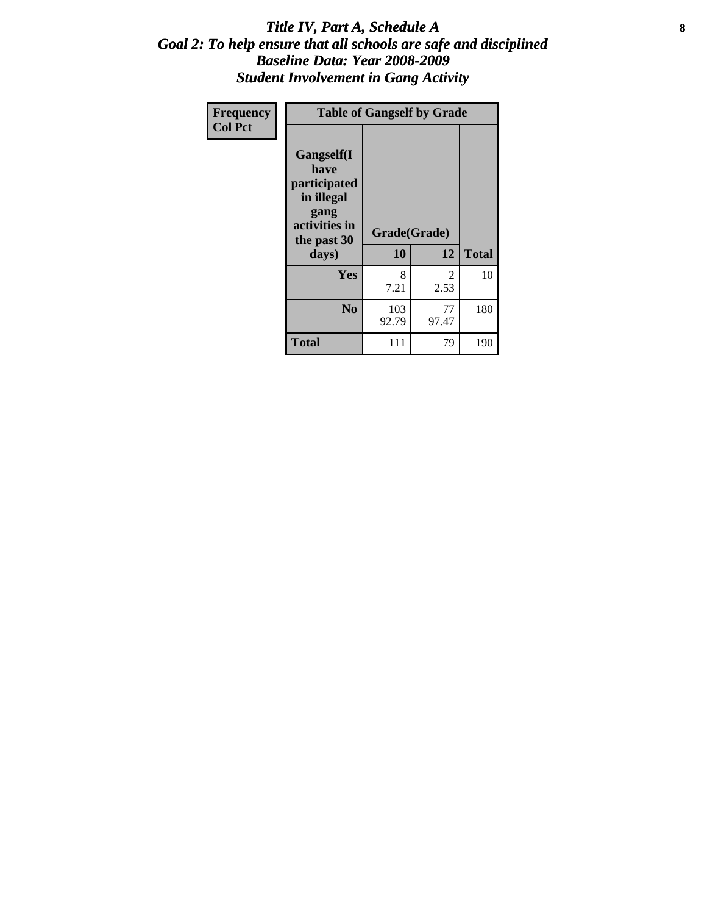# *Title IV, Part A, Schedule A*
## *Goal 2: To help ensure that all schools are safe and disciplined*
## *Baseline Data: Year 2008-2009*
## *Student Involvement in Gang Activity*

| Frequency<br>Col Pct | Table of Gangself by Grade | | | |
|---|---|---|---|---|
| | **Gangself(I have participated in illegal gang activities in the past 30 days)** | **Grade(Grade)** | | |
| | | **10** | **12** | **Total** |
| | **Yes** | 8<br>7.21 | 2<br>2.53 | 10 |
| | **No** | 103<br>92.79 | 77<br>97.47 | 180 |
| | **Total** | 111 | 79 | 190 |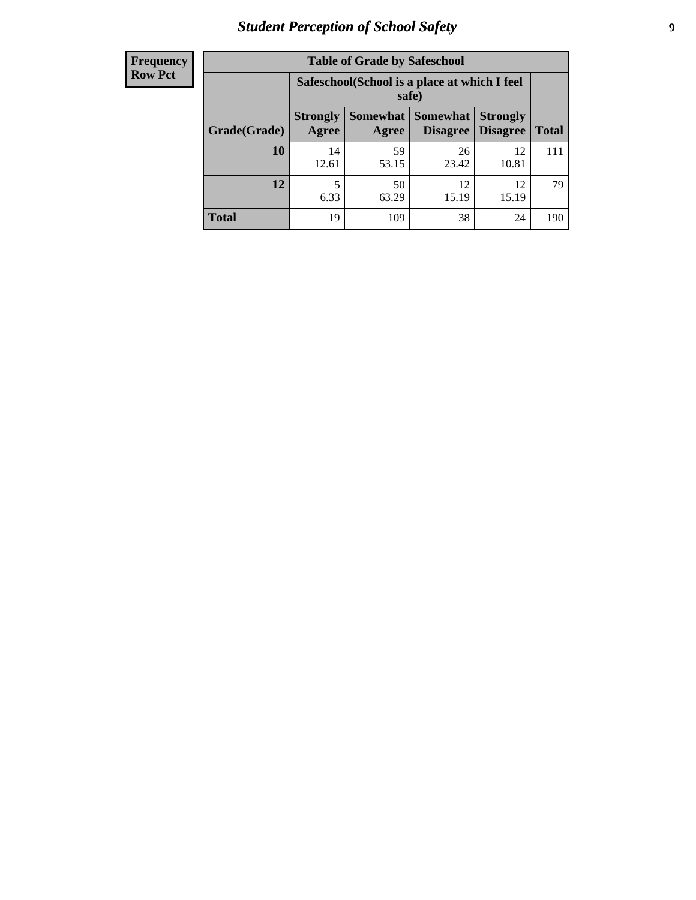| Frequency Row Pct |
|---|

| Table of Grade by Safeschool | | | | | |
|---|---|---|---|---|---|
| | Safeschool(School is a place at which I feel safe) | | | | |
| Grade(Grade) | Strongly Agree | Somewhat Agree | Somewhat Disagree | Strongly Disagree | Total |
| 10 | 14<br>12.61 | 59<br>53.15 | 26<br>23.42 | 12<br>10.81 | 111 |
| 12 | 5<br>6.33 | 50<br>63.29 | 12<br>15.19 | 12<br>15.19 | 79 |
| Total | 19 | 109 | 38 | 24 | 190 |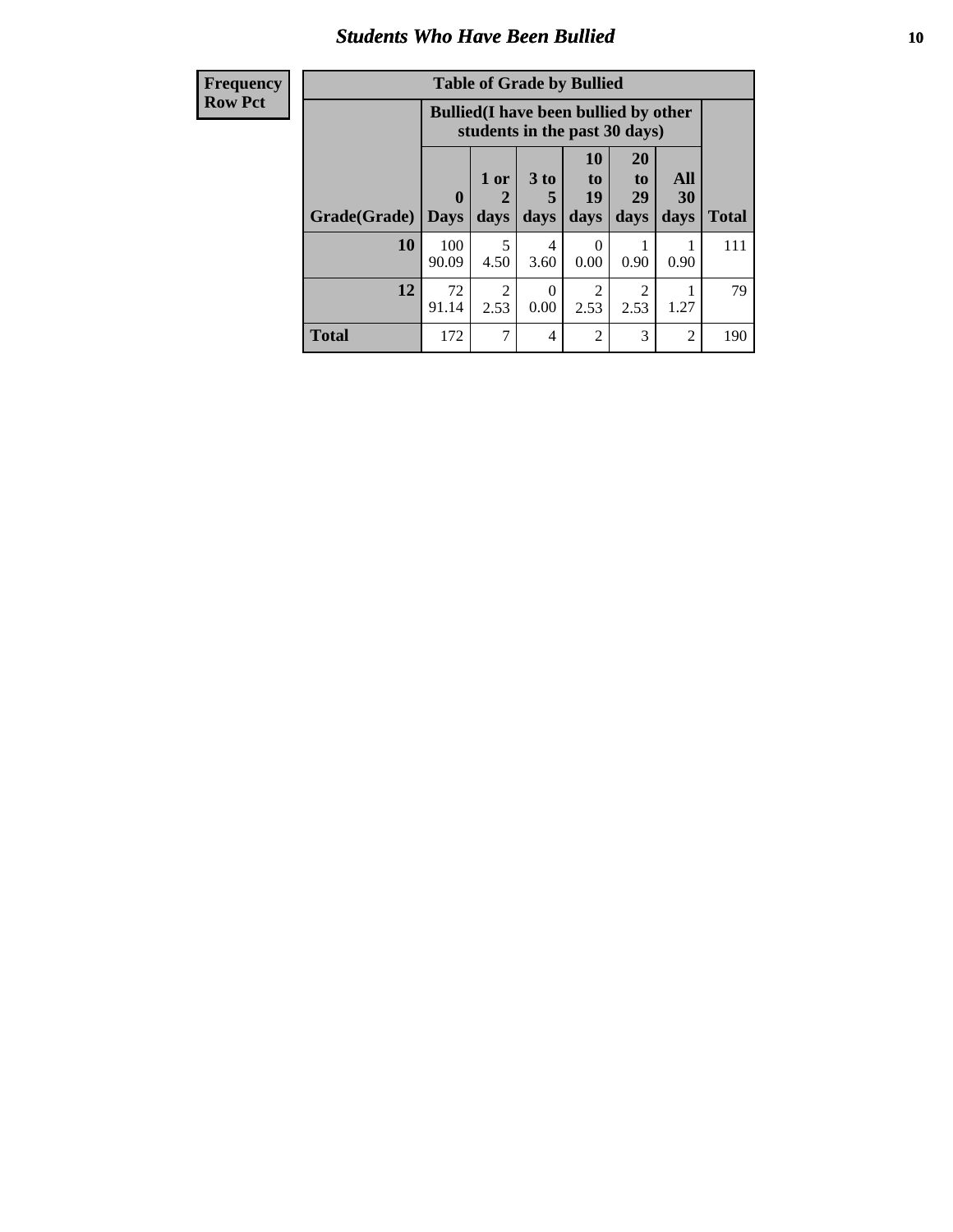# *Students Who Have Been Bullied*

| Frequency<br>Row Pct |
|---|

**Table of Grade by Bullied**

| Grade(Grade) | Bullied(I have been bullied by other students in the past 30 days) | | | | | | Total |
|---|---|---|---|---|---|---|---|
| | 0 Days | 1 or 2 days | 3 to 5 days | 10 to 19 days | 20 to 29 days | All 30 days | |
| **10** | 100<br>90.09 | 5<br>4.50 | 4<br>3.60 | 0<br>0.00 | 1<br>0.90 | 1<br>0.90 | 111 |
| **12** | 72<br>91.14 | 2<br>2.53 | 0<br>0.00 | 2<br>2.53 | 2<br>2.53 | 1<br>1.27 | 79 |
| **Total** | 172 | 7 | 4 | 2 | 3 | 2 | 190 |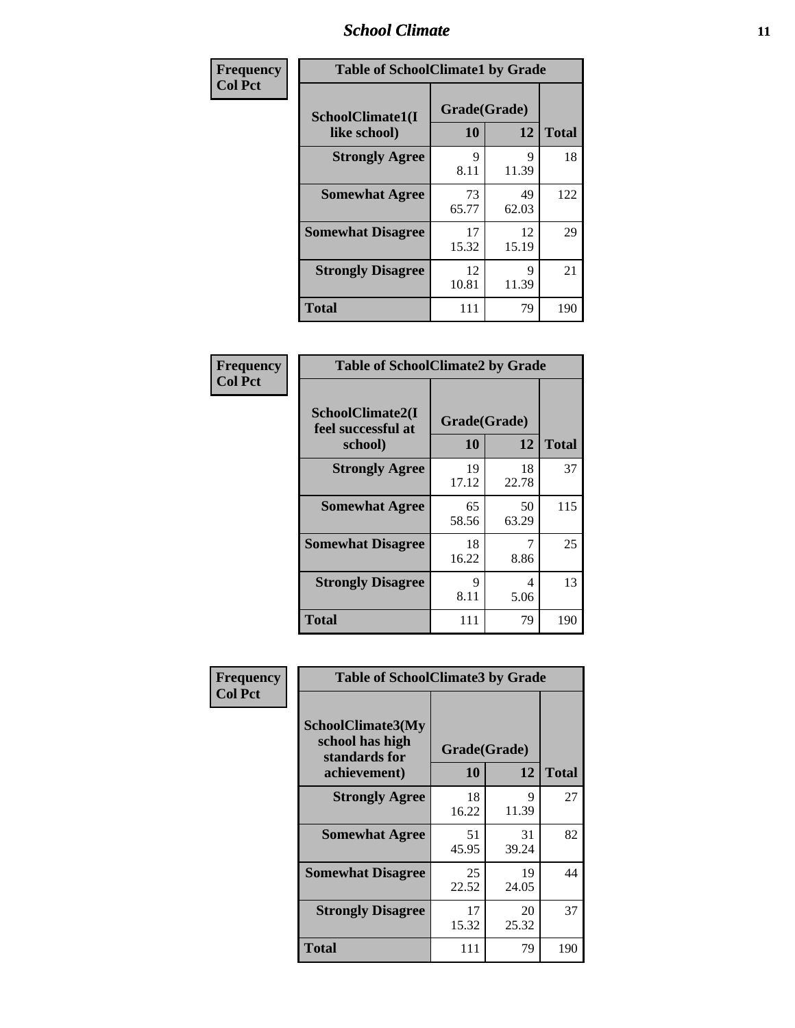| Frequency<br>Col Pct |
|---|

**Table of SchoolClimate1 by Grade**

| SchoolClimate1(I like school) | Grade(Grade) 10 | 12 | Total |
|---|---|---|---|
| **Strongly Agree** | 9<br>8.11 | 9<br>11.39 | 18 |
| **Somewhat Agree** | 73<br>65.77 | 49<br>62.03 | 122 |
| **Somewhat Disagree** | 17<br>15.32 | 12<br>15.19 | 29 |
| **Strongly Disagree** | 12<br>10.81 | 9<br>11.39 | 21 |
| **Total** | 111 | 79 | 190 |

| Frequency<br>Col Pct |
|---|

**Table of SchoolClimate2 by Grade**

| SchoolClimate2(I feel successful at school) | Grade(Grade) 10 | 12 | Total |
|---|---|---|---|
| **Strongly Agree** | 19<br>17.12 | 18<br>22.78 | 37 |
| **Somewhat Agree** | 65<br>58.56 | 50<br>63.29 | 115 |
| **Somewhat Disagree** | 18<br>16.22 | 7<br>8.86 | 25 |
| **Strongly Disagree** | 9<br>8.11 | 4<br>5.06 | 13 |
| **Total** | 111 | 79 | 190 |

| Frequency<br>Col Pct |
|---|

**Table of SchoolClimate3 by Grade**

| SchoolClimate3(My school has high standards for achievement) | Grade(Grade) 10 | 12 | Total |
|---|---|---|---|
| **Strongly Agree** | 18<br>16.22 | 9<br>11.39 | 27 |
| **Somewhat Agree** | 51<br>45.95 | 31<br>39.24 | 82 |
| **Somewhat Disagree** | 25<br>22.52 | 19<br>24.05 | 44 |
| **Strongly Disagree** | 17<br>15.32 | 20<br>25.32 | 37 |
| **Total** | 111 | 79 | 190 |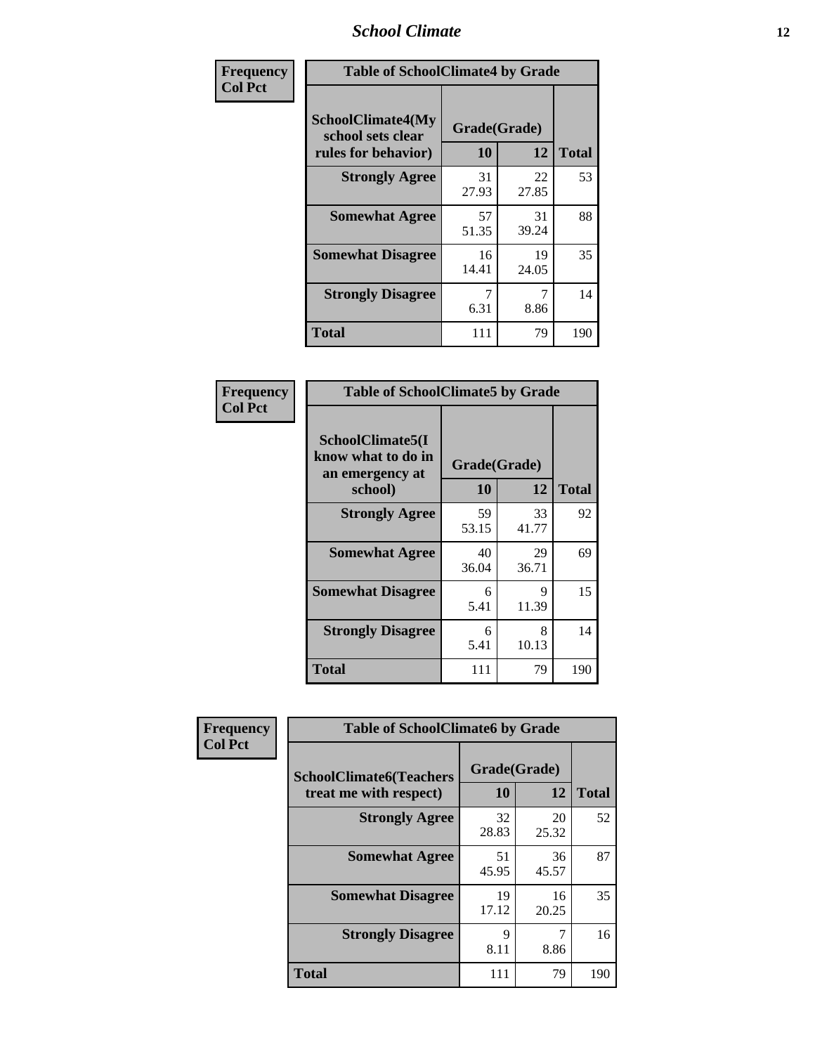| Frequency<br>Col Pct | Table of SchoolClimate4 by Grade | | |
|---|---|---|---|
| **SchoolClimate4(My school sets clear rules for behavior)** | **Grade(Grade)** | | |
| | **10** | **12** | **Total** |
| **Strongly Agree** | 31<br>27.93 | 22<br>27.85 | 53 |
| **Somewhat Agree** | 57<br>51.35 | 31<br>39.24 | 88 |
| **Somewhat Disagree** | 16<br>14.41 | 19<br>24.05 | 35 |
| **Strongly Disagree** | 7<br>6.31 | 7<br>8.86 | 14 |
| **Total** | 111 | 79 | 190 |

| Frequency<br>Col Pct | Table of SchoolClimate5 by Grade | | |
|---|---|---|---|
| **SchoolClimate5(I know what to do in an emergency at school)** | **Grade(Grade)** | | |
| | **10** | **12** | **Total** |
| **Strongly Agree** | 59<br>53.15 | 33<br>41.77 | 92 |
| **Somewhat Agree** | 40<br>36.04 | 29<br>36.71 | 69 |
| **Somewhat Disagree** | 6<br>5.41 | 9<br>11.39 | 15 |
| **Strongly Disagree** | 6<br>5.41 | 8<br>10.13 | 14 |
| **Total** | 111 | 79 | 190 |

| Frequency<br>Col Pct | Table of SchoolClimate6 by Grade | | |
|---|---|---|---|
| **SchoolClimate6(Teachers treat me with respect)** | **Grade(Grade)** | | |
| | **10** | **12** | **Total** |
| **Strongly Agree** | 32<br>28.83 | 20<br>25.32 | 52 |
| **Somewhat Agree** | 51<br>45.95 | 36<br>45.57 | 87 |
| **Somewhat Disagree** | 19<br>17.12 | 16<br>20.25 | 35 |
| **Strongly Disagree** | 9<br>8.11 | 7<br>8.86 | 16 |
| **Total** | 111 | 79 | 190 |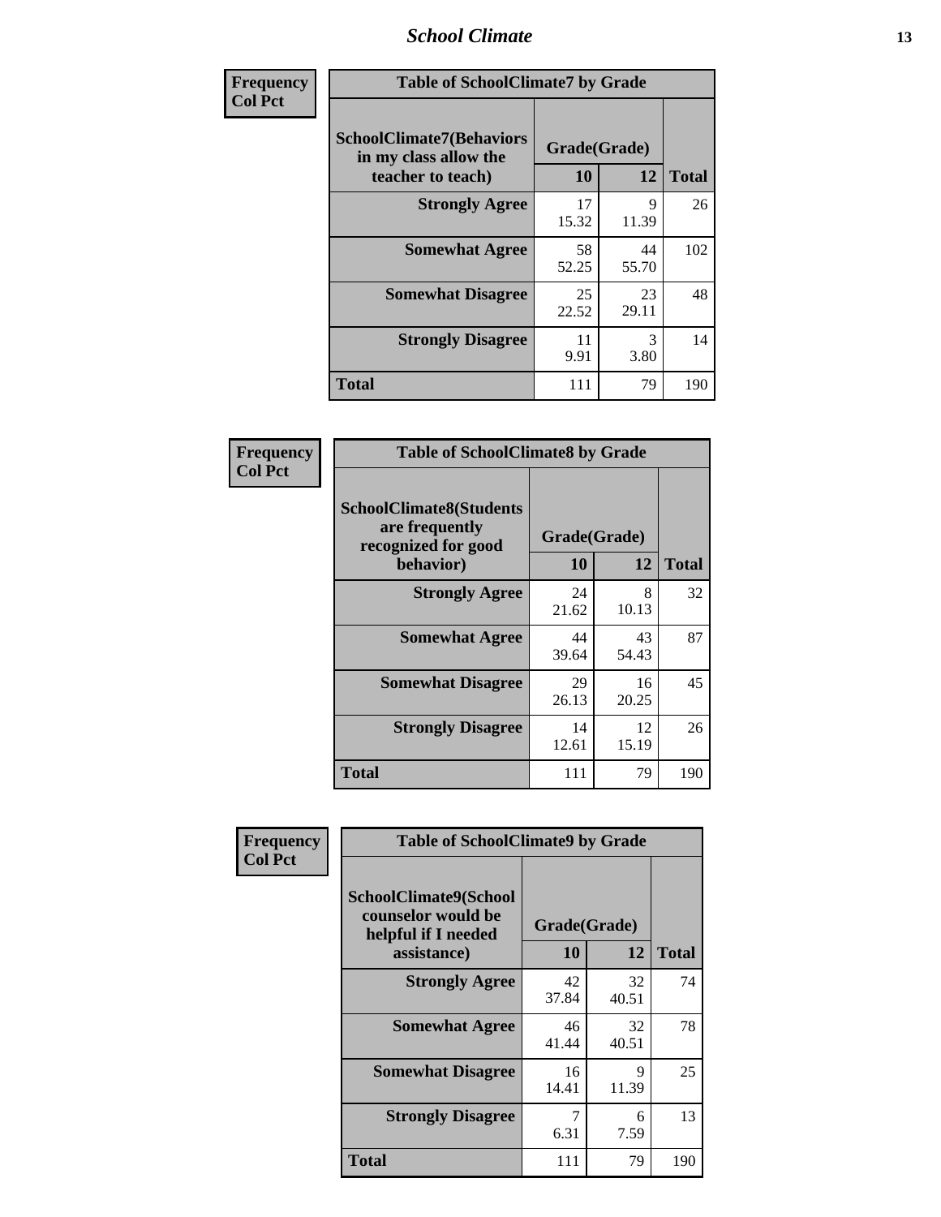| Frequency Col Pct | | | |
|---|---|---|---|

**Table of SchoolClimate7 by Grade**

| SchoolClimate7(Behaviors in my class allow the teacher to teach) | Grade(Grade) | | Total |
|---|---|---|---|
| | 10 | 12 | |
| Strongly Agree | 17<br>15.32 | 9<br>11.39 | 26 |
| Somewhat Agree | 58<br>52.25 | 44<br>55.70 | 102 |
| Somewhat Disagree | 25<br>22.52 | 23<br>29.11 | 48 |
| Strongly Disagree | 11<br>9.91 | 3<br>3.80 | 14 |
| Total | 111 | 79 | 190 |

| Frequency Col Pct | | | |
|---|---|---|---|

**Table of SchoolClimate8 by Grade**

| SchoolClimate8(Students are frequently recognized for good behavior) | Grade(Grade) | | Total |
|---|---|---|---|
| | 10 | 12 | |
| Strongly Agree | 24<br>21.62 | 8<br>10.13 | 32 |
| Somewhat Agree | 44<br>39.64 | 43<br>54.43 | 87 |
| Somewhat Disagree | 29<br>26.13 | 16<br>20.25 | 45 |
| Strongly Disagree | 14<br>12.61 | 12<br>15.19 | 26 |
| Total | 111 | 79 | 190 |

| Frequency Col Pct | | | |
|---|---|---|---|

**Table of SchoolClimate9 by Grade**

| SchoolClimate9(School counselor would be helpful if I needed assistance) | Grade(Grade) | | Total |
|---|---|---|---|
| | 10 | 12 | |
| Strongly Agree | 42<br>37.84 | 32<br>40.51 | 74 |
| Somewhat Agree | 46<br>41.44 | 32<br>40.51 | 78 |
| Somewhat Disagree | 16<br>14.41 | 9<br>11.39 | 25 |
| Strongly Disagree | 7<br>6.31 | 6<br>7.59 | 13 |
| Total | 111 | 79 | 190 |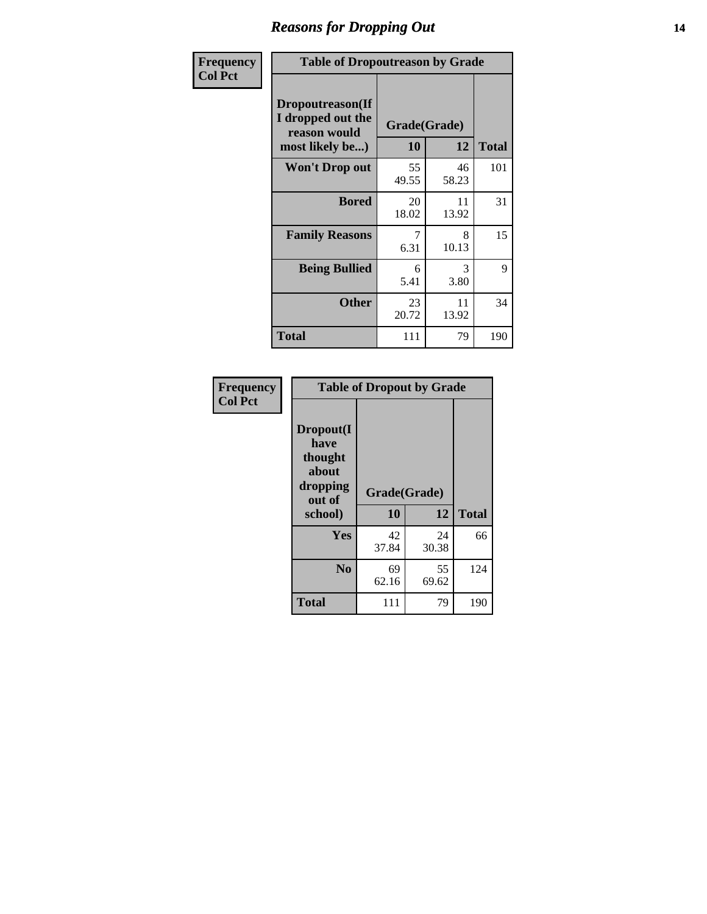# Reasons for Dropping Out

**Frequency**
**Col Pct**

| Table of Dropoutreason by Grade | | | |
|---|---|---|---|
| **Dropoutreason(If I dropped out the reason would most likely be...)** | **Grade(Grade)** | | **Total** |
| | **10** | **12** | |
| **Won't Drop out** | 55<br>49.55 | 46<br>58.23 | 101 |
| **Bored** | 20<br>18.02 | 11<br>13.92 | 31 |
| **Family Reasons** | 7<br>6.31 | 8<br>10.13 | 15 |
| **Being Bullied** | 6<br>5.41 | 3<br>3.80 | 9 |
| **Other** | 23<br>20.72 | 11<br>13.92 | 34 |
| **Total** | 111 | 79 | 190 |

**Frequency**
**Col Pct**

| Table of Dropout by Grade | | | |
|---|---|---|---|
| **Dropout(I have thought about dropping out of school)** | **Grade(Grade)** | | **Total** |
| | **10** | **12** | |
| **Yes** | 42<br>37.84 | 24<br>30.38 | 66 |
| **No** | 69<br>62.16 | 55<br>69.62 | 124 |
| **Total** | 111 | 79 | 190 |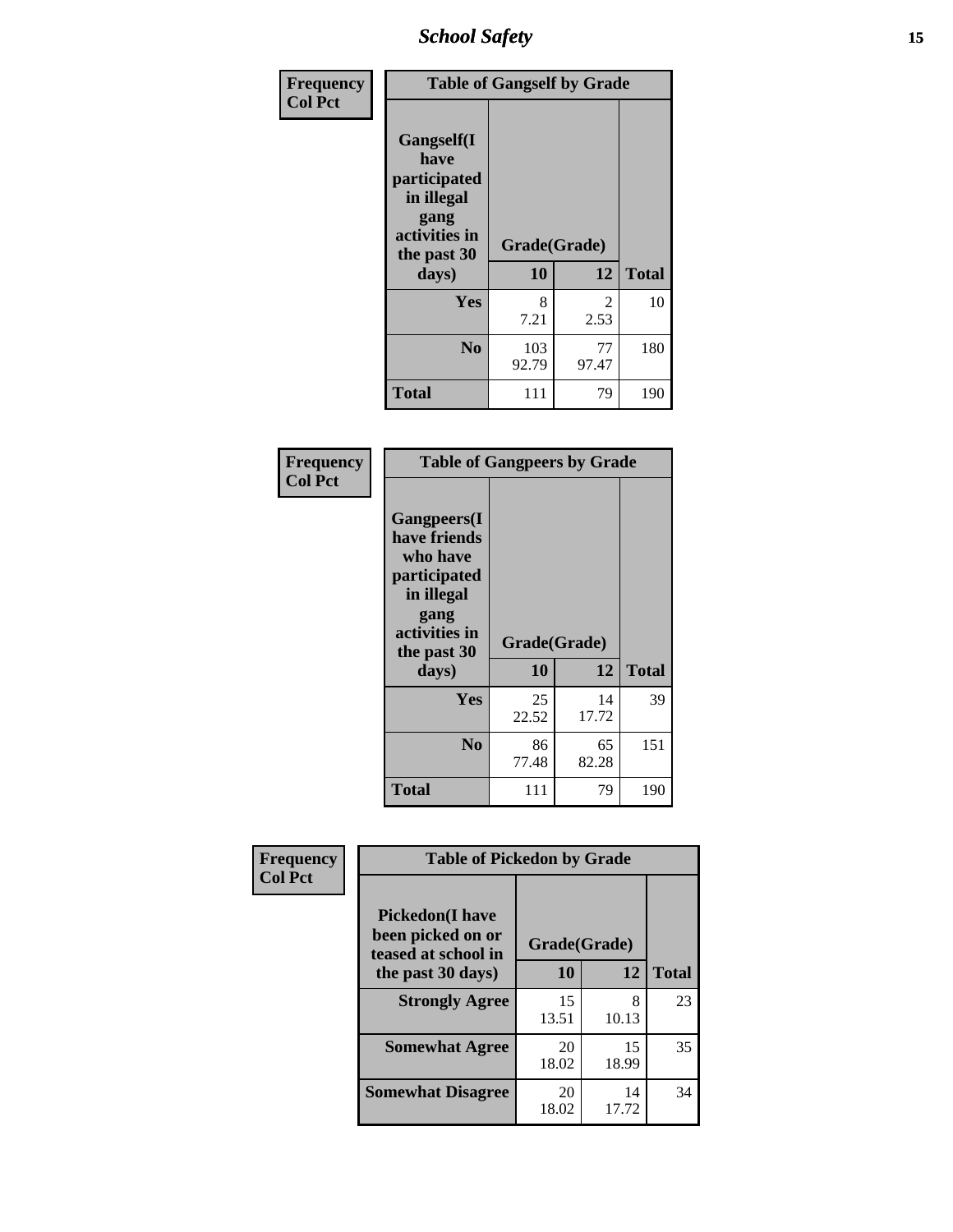| Frequency<br>Col Pct | Table of Gangself by Grade | | |
|---|---|---|---|
| Gangself(I have participated in illegal gang activities in the past 30 days) | Grade(Grade) | | |
| | 10 | 12 | Total |
| Yes | 8<br>7.21 | 2<br>2.53 | 10 |
| No | 103<br>92.79 | 77<br>97.47 | 180 |
| Total | 111 | 79 | 190 |

| Frequency<br>Col Pct | Table of Gangpeers by Grade | | |
|---|---|---|---|
| Gangpeers(I have friends who have participated in illegal gang activities in the past 30 days) | Grade(Grade) | | |
| | 10 | 12 | Total |
| Yes | 25<br>22.52 | 14<br>17.72 | 39 |
| No | 86<br>77.48 | 65<br>82.28 | 151 |
| Total | 111 | 79 | 190 |

| Frequency<br>Col Pct | Table of Pickedon by Grade | | |
|---|---|---|---|
| Pickedon(I have been picked on or teased at school in the past 30 days) | Grade(Grade) | | |
| | 10 | 12 | Total |
| Strongly Agree | 15<br>13.51 | 8<br>10.13 | 23 |
| Somewhat Agree | 20<br>18.02 | 15<br>18.99 | 35 |
| Somewhat Disagree | 20<br>18.02 | 14<br>17.72 | 34 |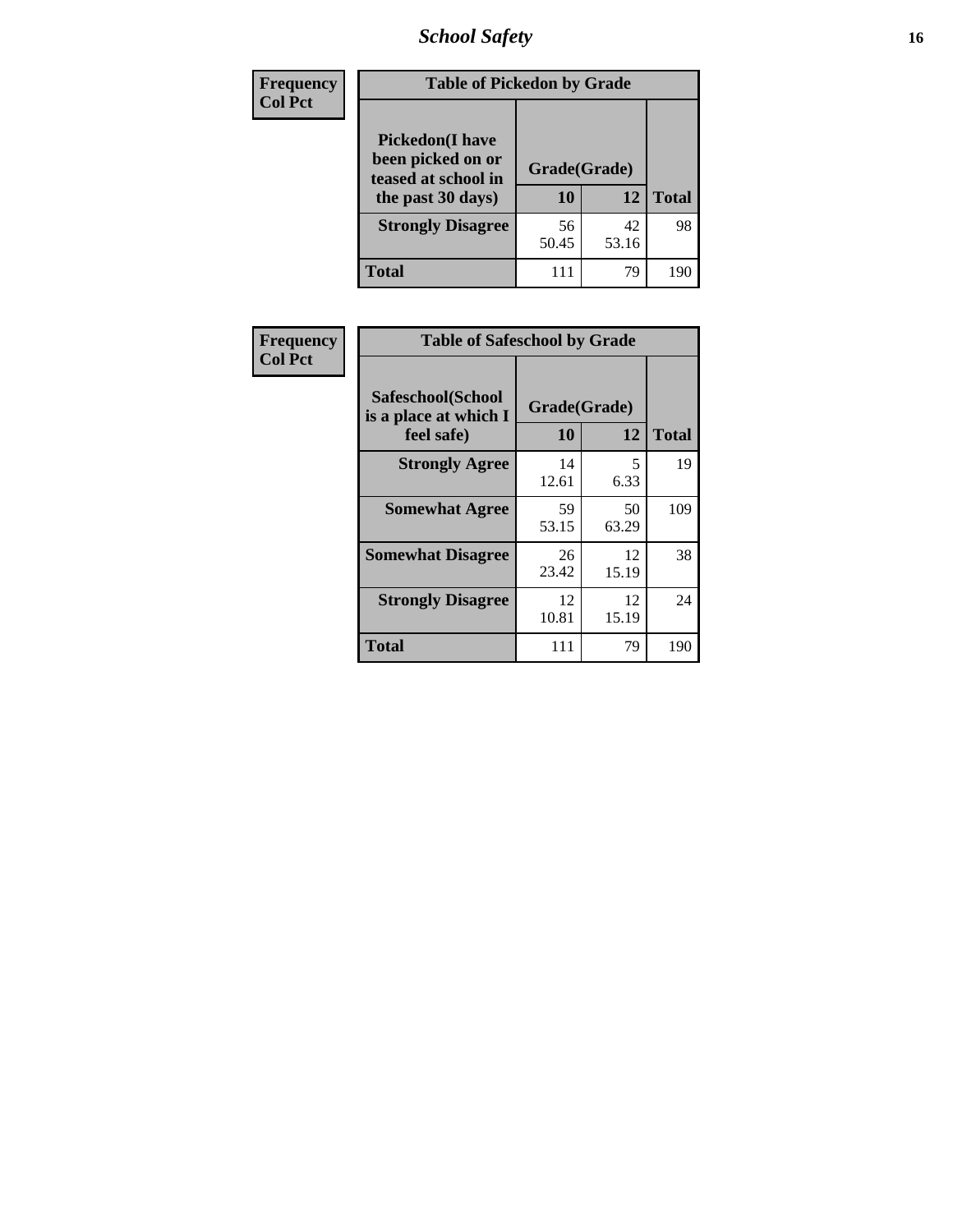| Frequency<br>Col Pct | Table of Pickedon by Grade | | |
|---|---|---|---|
| Pickedon(I have been picked on or teased at school in the past 30 days) | Grade(Grade) | | |
| | 10 | 12 | Total |
| Strongly Disagree | 56<br>50.45 | 42<br>53.16 | 98 |
| Total | 111 | 79 | 190 |

| Frequency<br>Col Pct | Table of Safeschool by Grade | | |
|---|---|---|---|
| Safeschool(School is a place at which I feel safe) | Grade(Grade) | | |
| | 10 | 12 | Total |
| Strongly Agree | 14<br>12.61 | 5<br>6.33 | 19 |
| Somewhat Agree | 59<br>53.15 | 50<br>63.29 | 109 |
| Somewhat Disagree | 26<br>23.42 | 12<br>15.19 | 38 |
| Strongly Disagree | 12<br>10.81 | 12<br>15.19 | 24 |
| Total | 111 | 79 | 190 |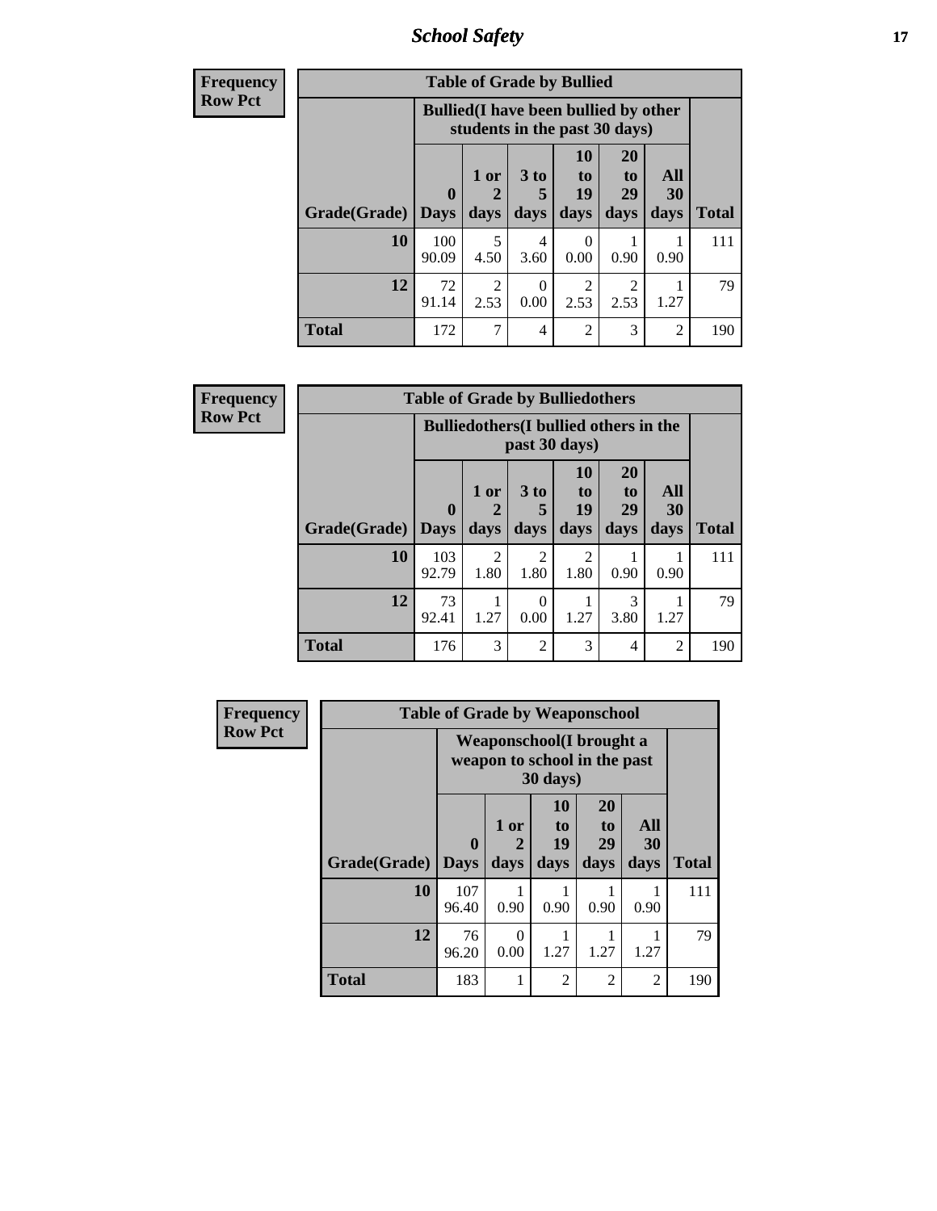| Frequency Row Pct |
|---|

**Table of Grade by Bullied**

| Grade(Grade) | Bullied(I have been bullied by other students in the past 30 days) | | | | | | Total |
|---|---|---|---|---|---|---|---|
| | 0 Days | 1 or 2 days | 3 to 5 days | 10 to 19 days | 20 to 29 days | All 30 days | |
| 10 | 100<br>90.09 | 5<br>4.50 | 4<br>3.60 | 0<br>0.00 | 1<br>0.90 | 1<br>0.90 | 111 |
| 12 | 72<br>91.14 | 2<br>2.53 | 0<br>0.00 | 2<br>2.53 | 2<br>2.53 | 1<br>1.27 | 79 |
| Total | 172 | 7 | 4 | 2 | 3 | 2 | 190 |

| Frequency Row Pct |
|---|

**Table of Grade by Bulliedothers**

| Grade(Grade) | Bulliedothers(I bullied others in the past 30 days) | | | | | | Total |
|---|---|---|---|---|---|---|---|
| | 0 Days | 1 or 2 days | 3 to 5 days | 10 to 19 days | 20 to 29 days | All 30 days | |
| 10 | 103<br>92.79 | 2<br>1.80 | 2<br>1.80 | 2<br>1.80 | 1<br>0.90 | 1<br>0.90 | 111 |
| 12 | 73<br>92.41 | 1<br>1.27 | 0<br>0.00 | 1<br>1.27 | 3<br>3.80 | 1<br>1.27 | 79 |
| Total | 176 | 3 | 2 | 3 | 4 | 2 | 190 |

| Frequency Row Pct |
|---|

**Table of Grade by Weaponschool**

| Grade(Grade) | Weaponschool(I brought a weapon to school in the past 30 days) | | | | | Total |
|---|---|---|---|---|---|---|
| | 0 Days | 1 or 2 days | 10 to 19 days | 20 to 29 days | All 30 days | |
| 10 | 107<br>96.40 | 1<br>0.90 | 1<br>0.90 | 1<br>0.90 | 1<br>0.90 | 111 |
| 12 | 76<br>96.20 | 0<br>0.00 | 1<br>1.27 | 1<br>1.27 | 1<br>1.27 | 79 |
| Total | 183 | 1 | 2 | 2 | 2 | 190 |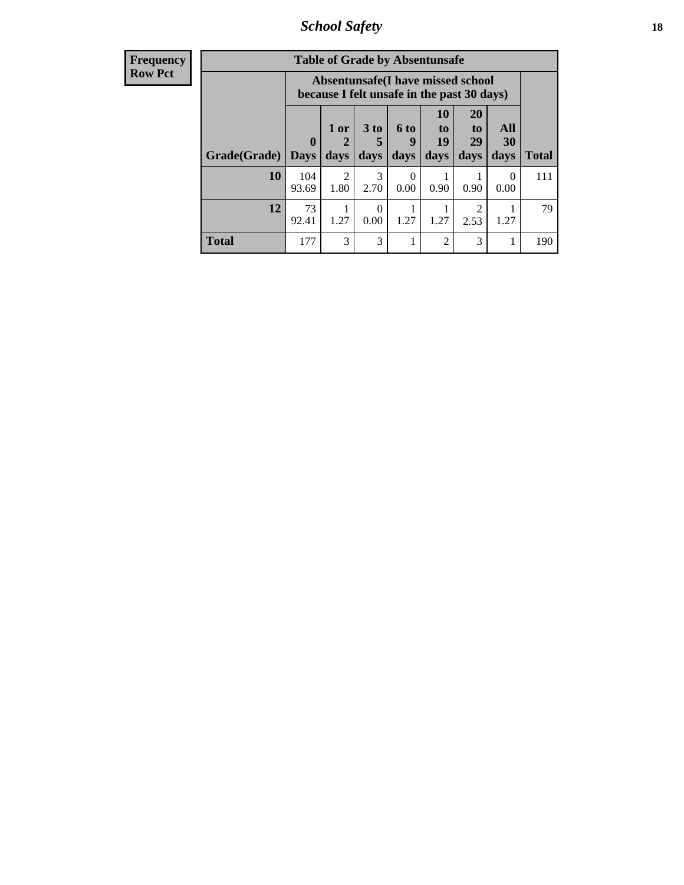| Frequency |
|---|
| Row Pct |

**Table of Grade by Absentunsafe**

| | Absentunsafe(I have missed school because I felt unsafe in the past 30 days) | | | | | | | |
|---|---|---|---|---|---|---|---|---|
| Grade(Grade) | 0 Days | 1 or 2 days | 3 to 5 days | 6 to 9 days | 10 to 19 days | 20 to 29 days | All 30 days | Total |
| **10** | 104<br>93.69 | 2<br>1.80 | 3<br>2.70 | 0<br>0.00 | 1<br>0.90 | 1<br>0.90 | 0<br>0.00 | 111 |
| **12** | 73<br>92.41 | 1<br>1.27 | 0<br>0.00 | 1<br>1.27 | 1<br>1.27 | 2<br>2.53 | 1<br>1.27 | 79 |
| **Total** | 177 | 3 | 3 | 1 | 2 | 3 | 1 | 190 |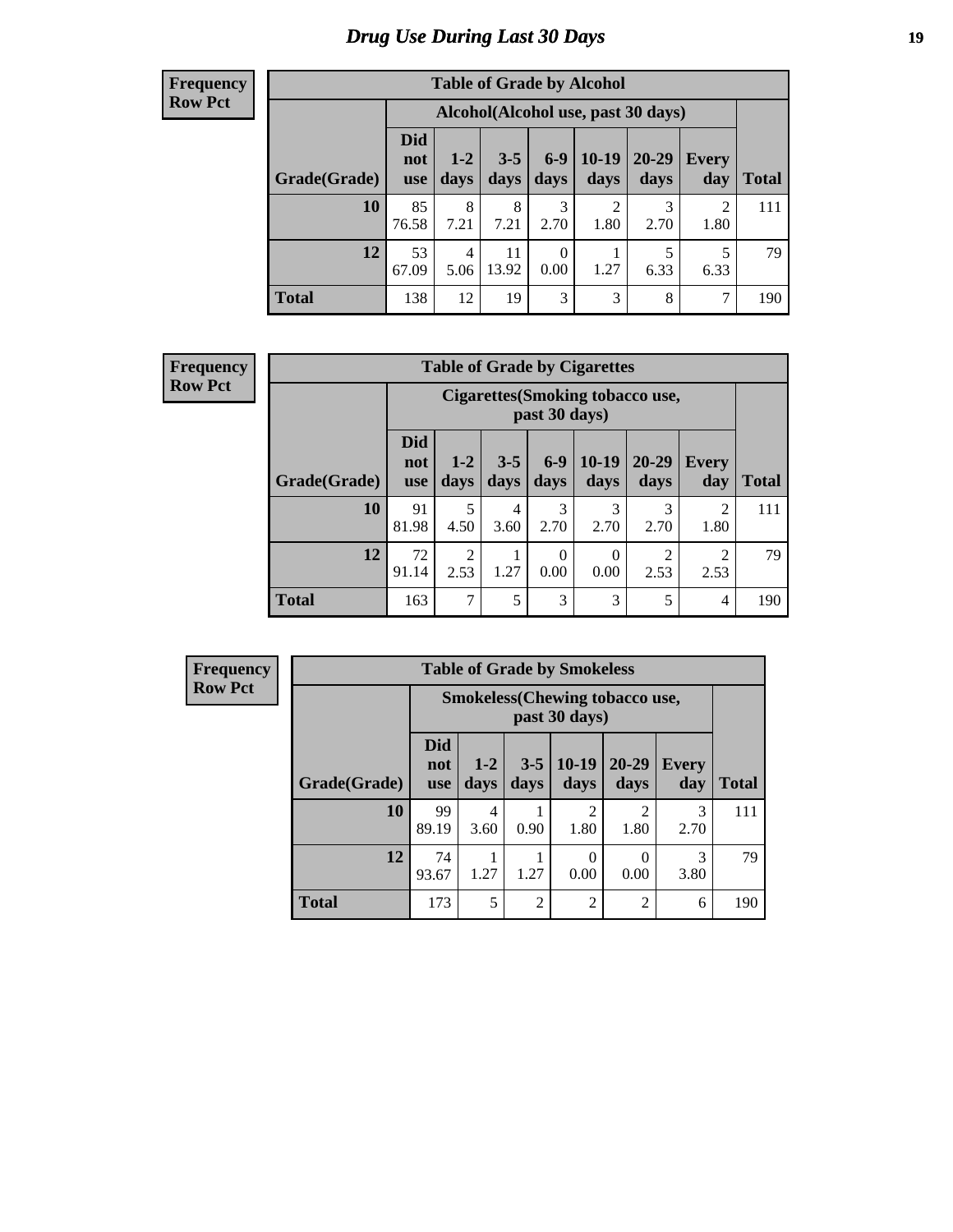# Drug Use During Last 30 Days

**Frequency**
**Row Pct**

| Table of Grade by Alcohol | | | | | | | | |
|---|---|---|---|---|---|---|---|---|
| | Alcohol(Alcohol use, past 30 days) | | | | | | | |
| Grade(Grade) | Did not use | 1-2 days | 3-5 days | 6-9 days | 10-19 days | 20-29 days | Every day | Total |
| 10 | 85<br>76.58 | 8<br>7.21 | 8<br>7.21 | 3<br>2.70 | 2<br>1.80 | 3<br>2.70 | 2<br>1.80 | 111 |
| 12 | 53<br>67.09 | 4<br>5.06 | 11<br>13.92 | 0<br>0.00 | 1<br>1.27 | 5<br>6.33 | 5<br>6.33 | 79 |
| Total | 138 | 12 | 19 | 3 | 3 | 8 | 7 | 190 |

**Frequency**
**Row Pct**

| Table of Grade by Cigarettes | | | | | | | | |
|---|---|---|---|---|---|---|---|---|
| | Cigarettes(Smoking tobacco use, past 30 days) | | | | | | | |
| Grade(Grade) | Did not use | 1-2 days | 3-5 days | 6-9 days | 10-19 days | 20-29 days | Every day | Total |
| 10 | 91<br>81.98 | 5<br>4.50 | 4<br>3.60 | 3<br>2.70 | 3<br>2.70 | 3<br>2.70 | 2<br>1.80 | 111 |
| 12 | 72<br>91.14 | 2<br>2.53 | 1<br>1.27 | 0<br>0.00 | 0<br>0.00 | 2<br>2.53 | 2<br>2.53 | 79 |
| Total | 163 | 7 | 5 | 3 | 3 | 5 | 4 | 190 |

**Frequency**
**Row Pct**

| Table of Grade by Smokeless | | | | | | | |
|---|---|---|---|---|---|---|---|
| | Smokeless(Chewing tobacco use, past 30 days) | | | | | | |
| Grade(Grade) | Did not use | 1-2 days | 3-5 days | 10-19 days | 20-29 days | Every day | Total |
| 10 | 99<br>89.19 | 4<br>3.60 | 1<br>0.90 | 2<br>1.80 | 2<br>1.80 | 3<br>2.70 | 111 |
| 12 | 74<br>93.67 | 1<br>1.27 | 1<br>1.27 | 0<br>0.00 | 0<br>0.00 | 3<br>3.80 | 79 |
| Total | 173 | 5 | 2 | 2 | 2 | 6 | 190 |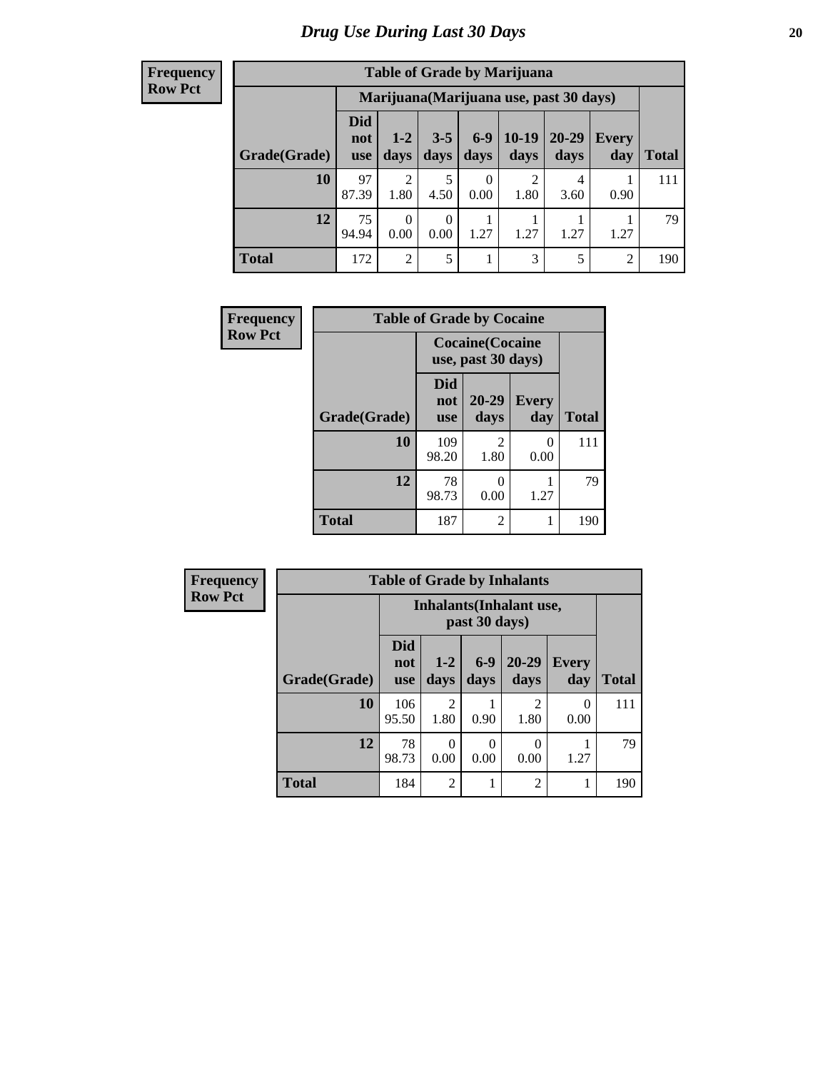# Drug Use During Last 30 Days

**Frequency**
**Row Pct**

| Table of Grade by Marijuana | | | | | | | | |
|---|---|---|---|---|---|---|---|---|
| | Marijuana(Marijuana use, past 30 days) | | | | | | | |
| Grade(Grade) | Did not use | 1-2 days | 3-5 days | 6-9 days | 10-19 days | 20-29 days | Every day | Total |
| 10 | 97<br>87.39 | 2<br>1.80 | 5<br>4.50 | 0<br>0.00 | 2<br>1.80 | 4<br>3.60 | 1<br>0.90 | 111 |
| 12 | 75<br>94.94 | 0<br>0.00 | 0<br>0.00 | 1<br>1.27 | 1<br>1.27 | 1<br>1.27 | 1<br>1.27 | 79 |
| Total | 172 | 2 | 5 | 1 | 3 | 5 | 2 | 190 |

**Frequency**
**Row Pct**

| Table of Grade by Cocaine | | | | |
|---|---|---|---|---|
| | Cocaine(Cocaine use, past 30 days) | | | |
| Grade(Grade) | Did not use | 20-29 days | Every day | Total |
| 10 | 109<br>98.20 | 2<br>1.80 | 0<br>0.00 | 111 |
| 12 | 78<br>98.73 | 0<br>0.00 | 1<br>1.27 | 79 |
| Total | 187 | 2 | 1 | 190 |

**Frequency**
**Row Pct**

| Table of Grade by Inhalants | | | | | | |
|---|---|---|---|---|---|---|
| | Inhalants(Inhalant use, past 30 days) | | | | | |
| Grade(Grade) | Did not use | 1-2 days | 6-9 days | 20-29 days | Every day | Total |
| 10 | 106<br>95.50 | 2<br>1.80 | 1<br>0.90 | 2<br>1.80 | 0<br>0.00 | 111 |
| 12 | 78<br>98.73 | 0<br>0.00 | 0<br>0.00 | 0<br>0.00 | 1<br>1.27 | 79 |
| Total | 184 | 2 | 1 | 2 | 1 | 190 |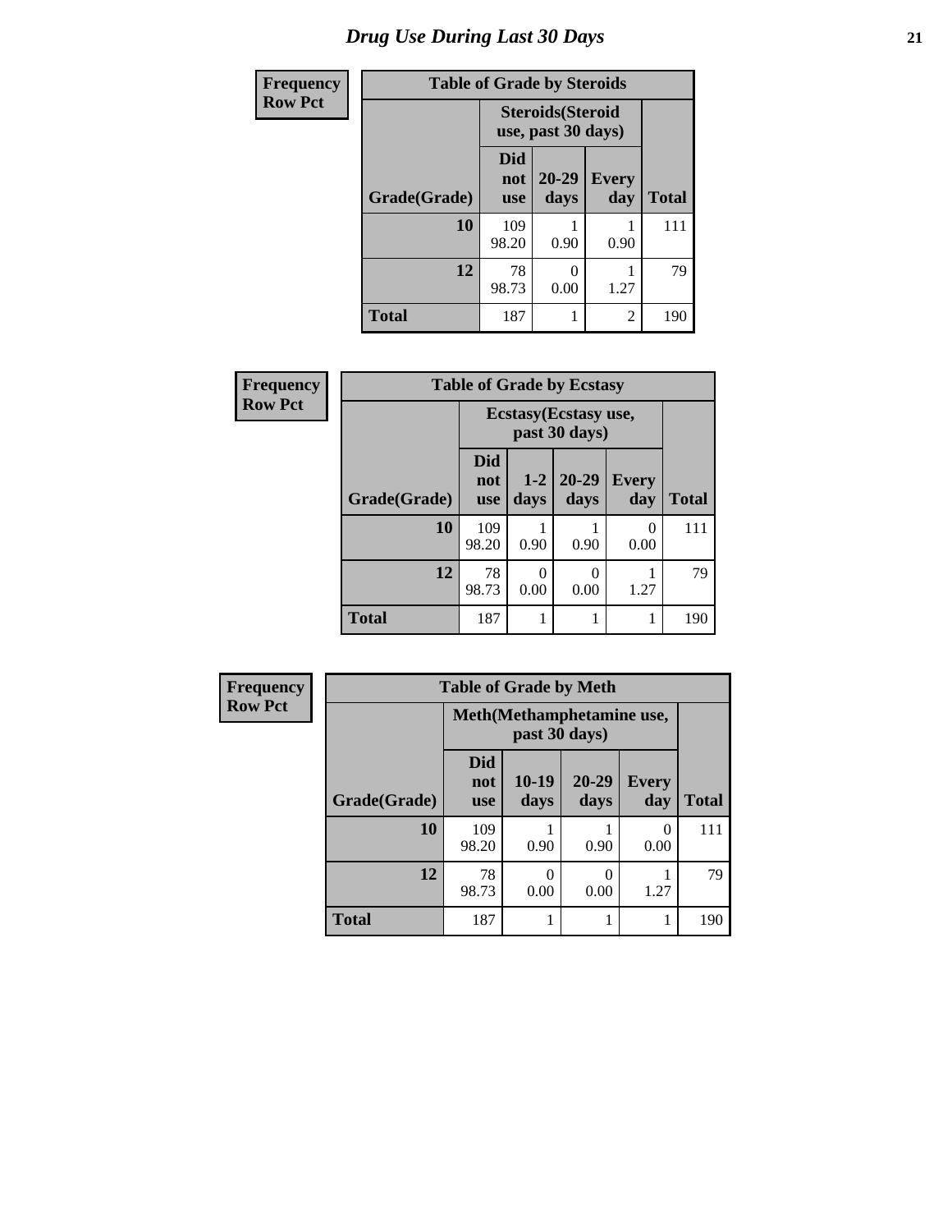# *Drug Use During Last 30 Days*

| Frequency<br>Row Pct |
|---|

**Table of Grade by Steroids**

| Grade(Grade) | Steroids(Steroid use, past 30 days) | | | Total |
|---|---|---|---|---|
| | Did not use | 20-29 days | Every day | |
| **10** | 109<br>98.20 | 1<br>0.90 | 1<br>0.90 | 111 |
| **12** | 78<br>98.73 | 0<br>0.00 | 1<br>1.27 | 79 |
| **Total** | 187 | 1 | 2 | 190 |

| Frequency<br>Row Pct |
|---|

**Table of Grade by Ecstasy**

| Grade(Grade) | Ecstasy(Ecstasy use, past 30 days) | | | | Total |
|---|---|---|---|---|---|
| | Did not use | 1-2 days | 20-29 days | Every day | |
| **10** | 109<br>98.20 | 1<br>0.90 | 1<br>0.90 | 0<br>0.00 | 111 |
| **12** | 78<br>98.73 | 0<br>0.00 | 0<br>0.00 | 1<br>1.27 | 79 |
| **Total** | 187 | 1 | 1 | 1 | 190 |

| Frequency<br>Row Pct |
|---|

**Table of Grade by Meth**

| Grade(Grade) | Meth(Methamphetamine use, past 30 days) | | | | Total |
|---|---|---|---|---|---|
| | Did not use | 10-19 days | 20-29 days | Every day | |
| **10** | 109<br>98.20 | 1<br>0.90 | 1<br>0.90 | 0<br>0.00 | 111 |
| **12** | 78<br>98.73 | 0<br>0.00 | 0<br>0.00 | 1<br>1.27 | 79 |
| **Total** | 187 | 1 | 1 | 1 | 190 |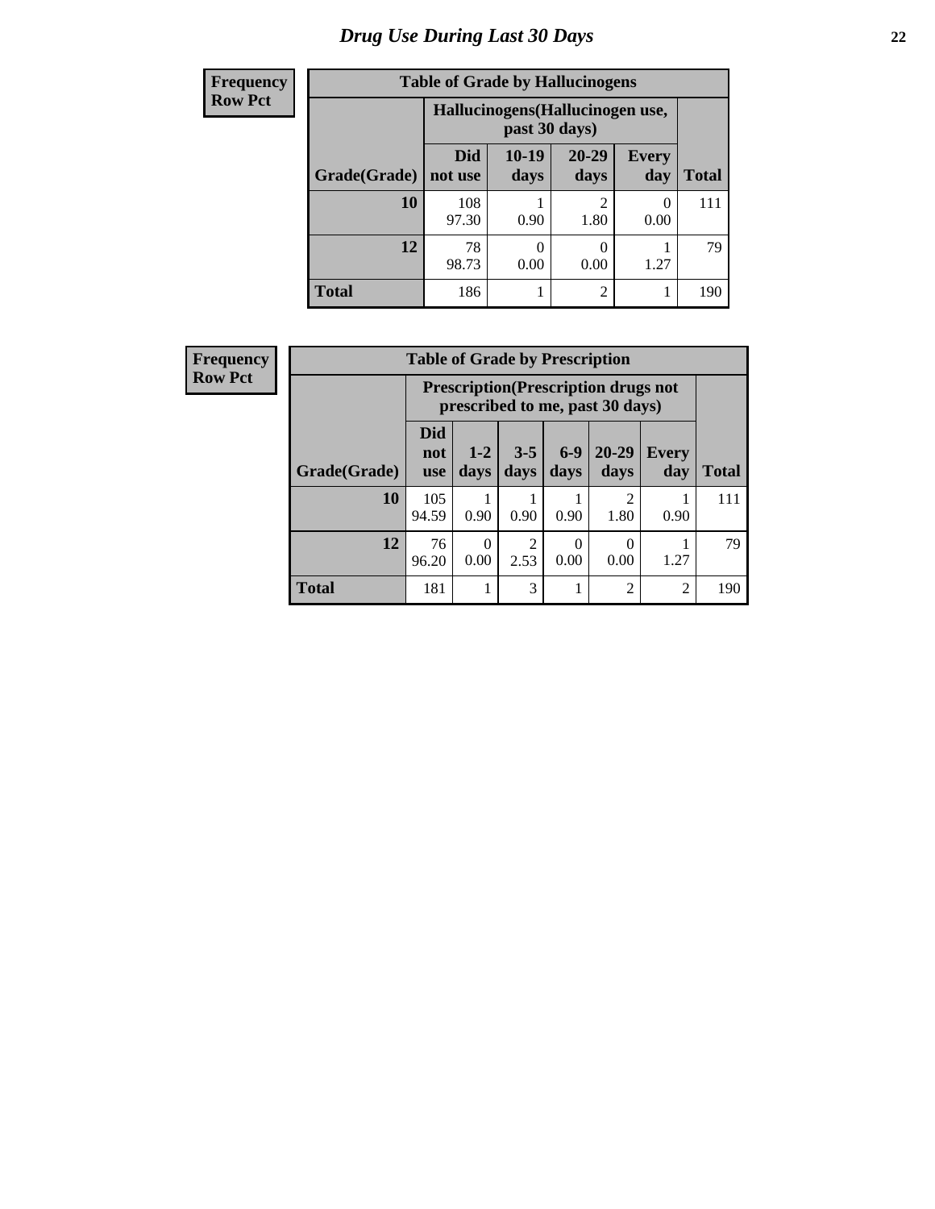# Drug Use During Last 30 Days

| Frequency Row Pct |
|---|

**Table of Grade by Hallucinogens**

| Grade(Grade) | Hallucinogens(Hallucinogen use, past 30 days) | | | | Total |
|---|---|---|---|---|---|
| | Did not use | 10-19 days | 20-29 days | Every day | |
| 10 | 108<br>97.30 | 1<br>0.90 | 2<br>1.80 | 0<br>0.00 | 111 |
| 12 | 78<br>98.73 | 0<br>0.00 | 0<br>0.00 | 1<br>1.27 | 79 |
| Total | 186 | 1 | 2 | 1 | 190 |

| Frequency Row Pct |
|---|

**Table of Grade by Prescription**

| Grade(Grade) | Prescription(Prescription drugs not prescribed to me, past 30 days) | | | | | | Total |
|---|---|---|---|---|---|---|---|
| | Did not use | 1-2 days | 3-5 days | 6-9 days | 20-29 days | Every day | |
| 10 | 105<br>94.59 | 1<br>0.90 | 1<br>0.90 | 1<br>0.90 | 2<br>1.80 | 1<br>0.90 | 111 |
| 12 | 76<br>96.20 | 0<br>0.00 | 2<br>2.53 | 0<br>0.00 | 0<br>0.00 | 1<br>1.27 | 79 |
| Total | 181 | 1 | 3 | 1 | 2 | 2 | 190 |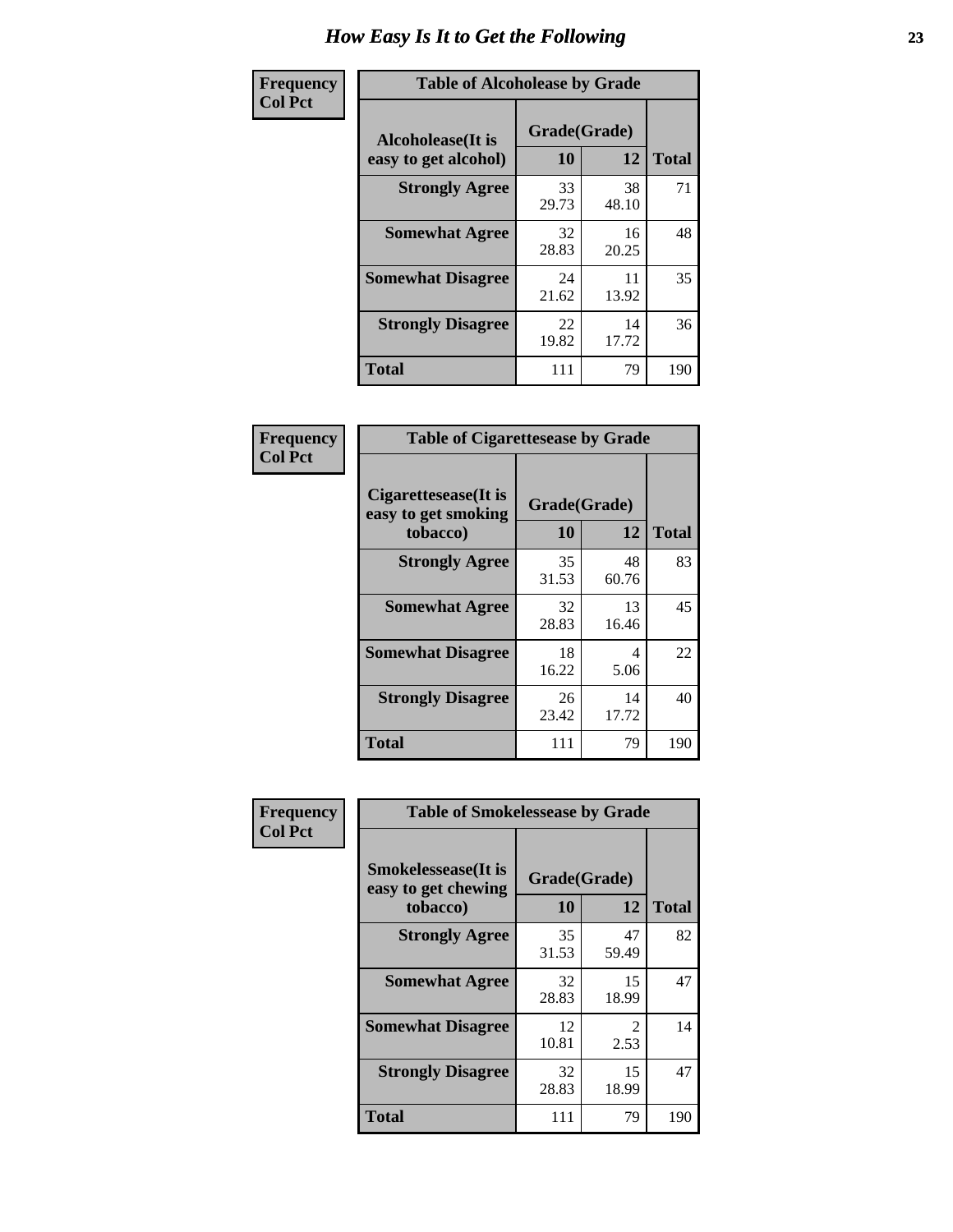# How Easy Is It to Get the Following

**Frequency / Col Pct**

**Table of Alcoholease by Grade**

| Alcoholease(It is easy to get alcohol) | Grade(Grade) 10 | 12 | Total |
|---|---|---|---|
| **Strongly Agree** | 33<br>29.73 | 38<br>48.10 | 71 |
| **Somewhat Agree** | 32<br>28.83 | 16<br>20.25 | 48 |
| **Somewhat Disagree** | 24<br>21.62 | 11<br>13.92 | 35 |
| **Strongly Disagree** | 22<br>19.82 | 14<br>17.72 | 36 |
| **Total** | 111 | 79 | 190 |

**Frequency / Col Pct**

**Table of Cigarettesease by Grade**

| Cigarettesease(It is easy to get smoking tobacco) | Grade(Grade) 10 | 12 | Total |
|---|---|---|---|
| **Strongly Agree** | 35<br>31.53 | 48<br>60.76 | 83 |
| **Somewhat Agree** | 32<br>28.83 | 13<br>16.46 | 45 |
| **Somewhat Disagree** | 18<br>16.22 | 4<br>5.06 | 22 |
| **Strongly Disagree** | 26<br>23.42 | 14<br>17.72 | 40 |
| **Total** | 111 | 79 | 190 |

**Frequency / Col Pct**

**Table of Smokelessease by Grade**

| Smokelessease(It is easy to get chewing tobacco) | Grade(Grade) 10 | 12 | Total |
|---|---|---|---|
| **Strongly Agree** | 35<br>31.53 | 47<br>59.49 | 82 |
| **Somewhat Agree** | 32<br>28.83 | 15<br>18.99 | 47 |
| **Somewhat Disagree** | 12<br>10.81 | 2<br>2.53 | 14 |
| **Strongly Disagree** | 32<br>28.83 | 15<br>18.99 | 47 |
| **Total** | 111 | 79 | 190 |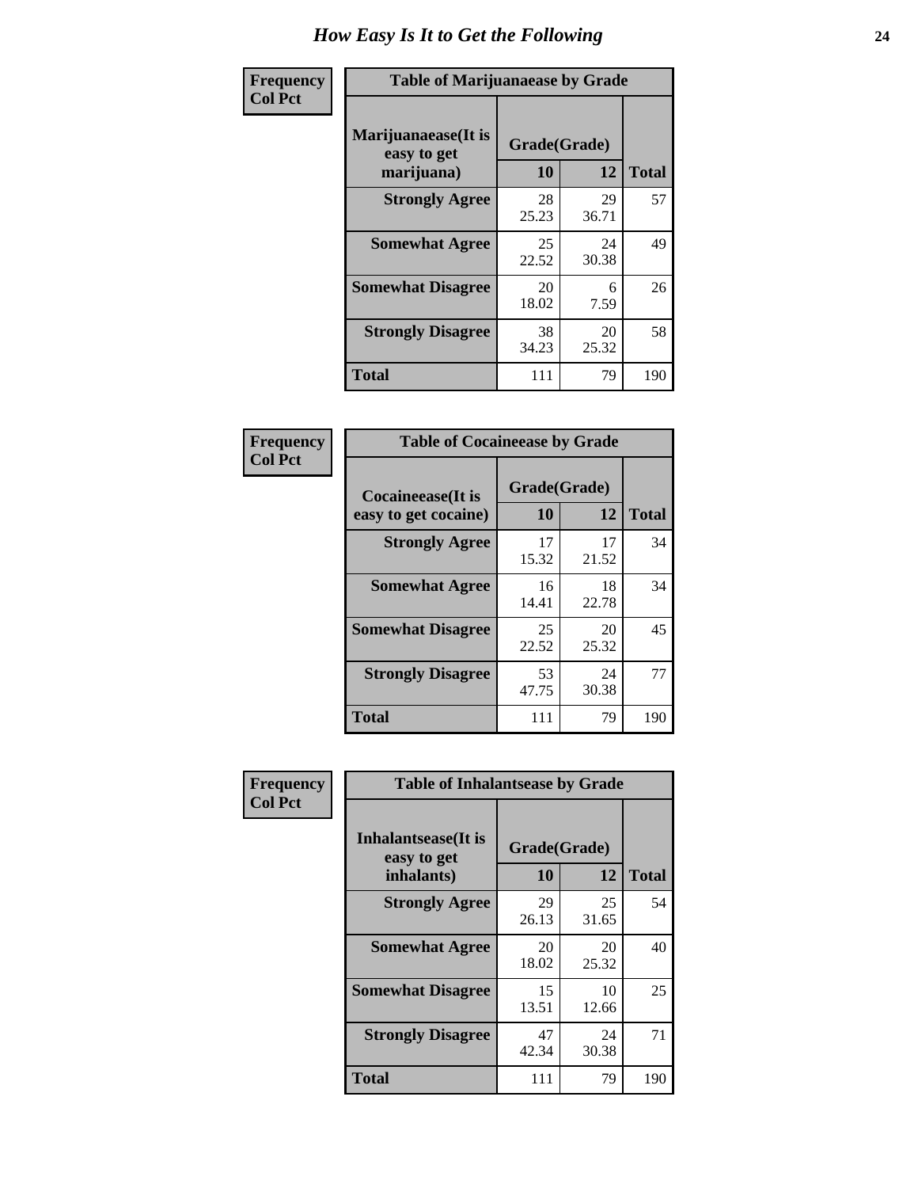# How Easy Is It to Get the Following

Frequency
Col Pct

**Table of Marijuanaease by Grade**

| Marijuanaease(It is easy to get marijuana) | Grade(Grade) | | Total |
|---|---|---|---|
| | 10 | 12 | |
| Strongly Agree | 28<br>25.23 | 29<br>36.71 | 57 |
| Somewhat Agree | 25<br>22.52 | 24<br>30.38 | 49 |
| Somewhat Disagree | 20<br>18.02 | 6<br>7.59 | 26 |
| Strongly Disagree | 38<br>34.23 | 20<br>25.32 | 58 |
| Total | 111 | 79 | 190 |

Frequency
Col Pct

**Table of Cocaineease by Grade**

| Cocaineease(It is easy to get cocaine) | Grade(Grade) | | Total |
|---|---|---|---|
| | 10 | 12 | |
| Strongly Agree | 17<br>15.32 | 17<br>21.52 | 34 |
| Somewhat Agree | 16<br>14.41 | 18<br>22.78 | 34 |
| Somewhat Disagree | 25<br>22.52 | 20<br>25.32 | 45 |
| Strongly Disagree | 53<br>47.75 | 24<br>30.38 | 77 |
| Total | 111 | 79 | 190 |

Frequency
Col Pct

**Table of Inhalantsease by Grade**

| Inhalantsease(It is easy to get inhalants) | Grade(Grade) | | Total |
|---|---|---|---|
| | 10 | 12 | |
| Strongly Agree | 29<br>26.13 | 25<br>31.65 | 54 |
| Somewhat Agree | 20<br>18.02 | 20<br>25.32 | 40 |
| Somewhat Disagree | 15<br>13.51 | 10<br>12.66 | 25 |
| Strongly Disagree | 47<br>42.34 | 24<br>30.38 | 71 |
| Total | 111 | 79 | 190 |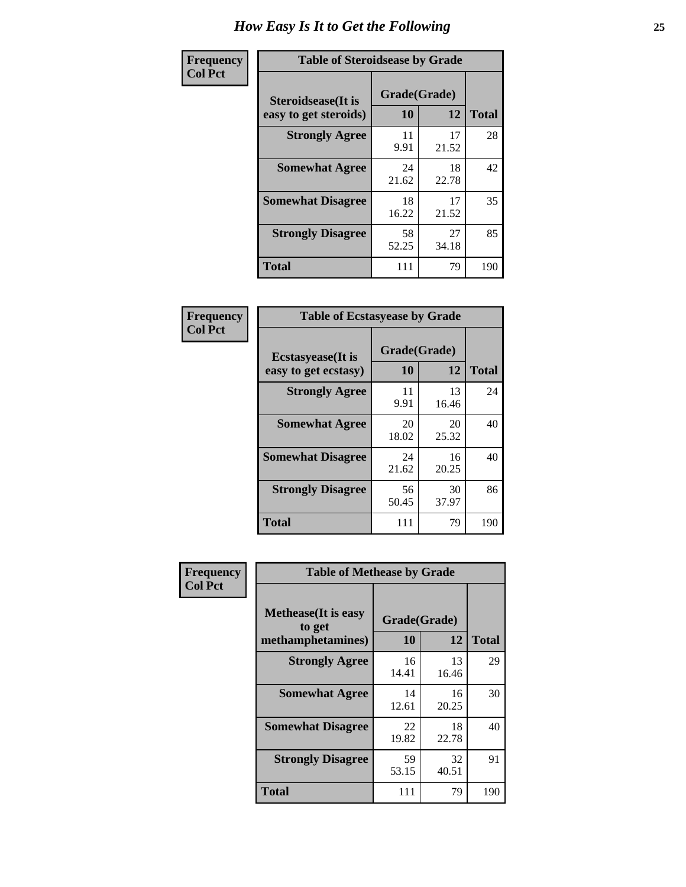# How Easy Is It to Get the Following

**Frequency**
**Col Pct**

| Table of Steroidsease by Grade | | | |
|---|---|---|---|
| **Steroidsease(It is easy to get steroids)** | **Grade(Grade)** | | **Total** |
| | **10** | **12** | |
| **Strongly Agree** | 11<br>9.91 | 17<br>21.52 | 28 |
| **Somewhat Agree** | 24<br>21.62 | 18<br>22.78 | 42 |
| **Somewhat Disagree** | 18<br>16.22 | 17<br>21.52 | 35 |
| **Strongly Disagree** | 58<br>52.25 | 27<br>34.18 | 85 |
| **Total** | 111 | 79 | 190 |

**Frequency**
**Col Pct**

| Table of Ecstasyease by Grade | | | |
|---|---|---|---|
| **Ecstasyease(It is easy to get ecstasy)** | **Grade(Grade)** | | **Total** |
| | **10** | **12** | |
| **Strongly Agree** | 11<br>9.91 | 13<br>16.46 | 24 |
| **Somewhat Agree** | 20<br>18.02 | 20<br>25.32 | 40 |
| **Somewhat Disagree** | 24<br>21.62 | 16<br>20.25 | 40 |
| **Strongly Disagree** | 56<br>50.45 | 30<br>37.97 | 86 |
| **Total** | 111 | 79 | 190 |

**Frequency**
**Col Pct**

| Table of Methease by Grade | | | |
|---|---|---|---|
| **Methease(It is easy to get methamphetamines)** | **Grade(Grade)** | | **Total** |
| | **10** | **12** | |
| **Strongly Agree** | 16<br>14.41 | 13<br>16.46 | 29 |
| **Somewhat Agree** | 14<br>12.61 | 16<br>20.25 | 30 |
| **Somewhat Disagree** | 22<br>19.82 | 18<br>22.78 | 40 |
| **Strongly Disagree** | 59<br>53.15 | 32<br>40.51 | 91 |
| **Total** | 111 | 79 | 190 |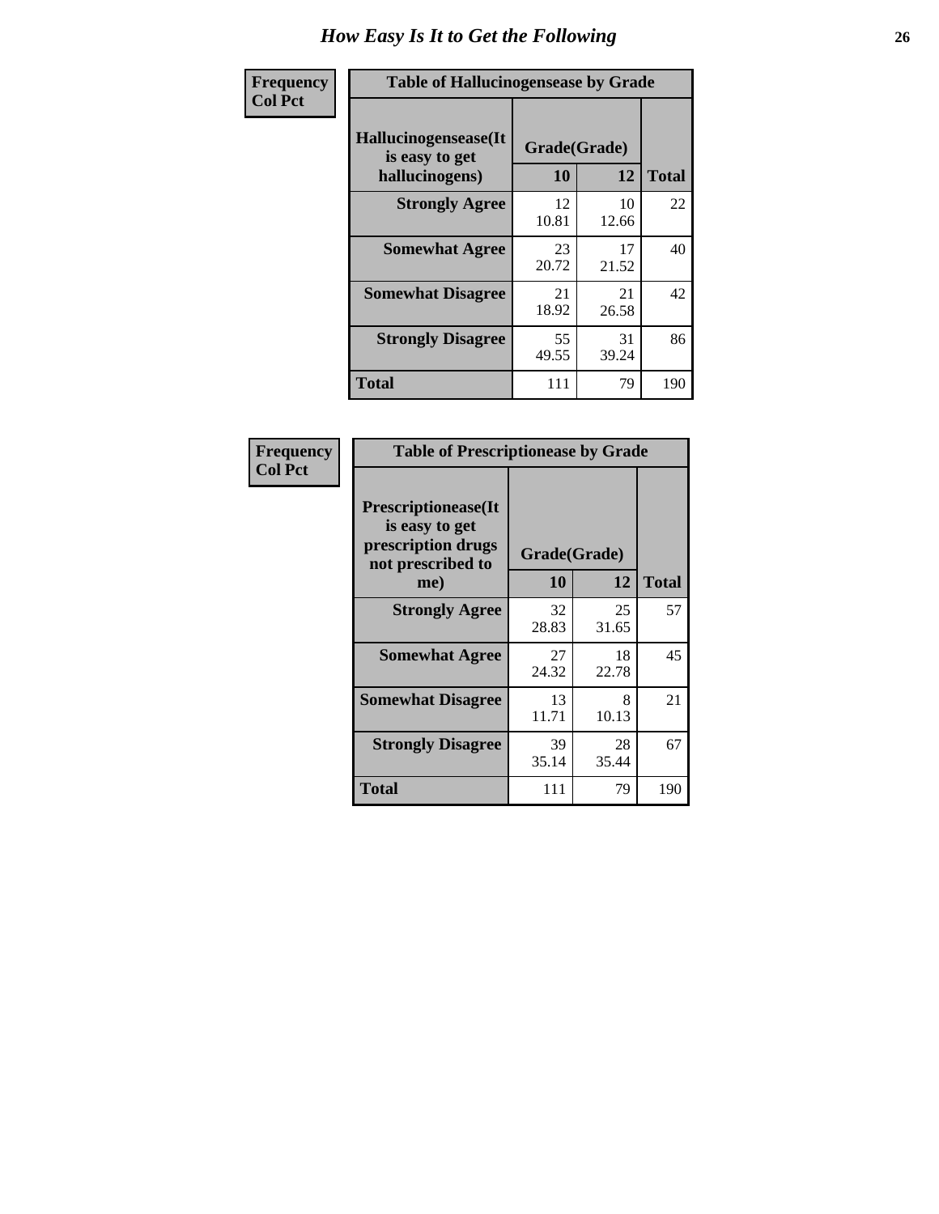# How Easy Is It to Get the Following

**Frequency**
**Col Pct**

**Table of Hallucinogensease by Grade**

| Hallucinogensease(It is easy to get hallucinogens) | Grade(Grade) 10 | 12 | Total |
|---|---|---|---|
| **Strongly Agree** | 12<br>10.81 | 10<br>12.66 | 22 |
| **Somewhat Agree** | 23<br>20.72 | 17<br>21.52 | 40 |
| **Somewhat Disagree** | 21<br>18.92 | 21<br>26.58 | 42 |
| **Strongly Disagree** | 55<br>49.55 | 31<br>39.24 | 86 |
| **Total** | 111 | 79 | 190 |

**Frequency**
**Col Pct**

**Table of Prescriptionease by Grade**

| Prescriptionease(It is easy to get prescription drugs not prescribed to me) | Grade(Grade) 10 | 12 | Total |
|---|---|---|---|
| **Strongly Agree** | 32<br>28.83 | 25<br>31.65 | 57 |
| **Somewhat Agree** | 27<br>24.32 | 18<br>22.78 | 45 |
| **Somewhat Disagree** | 13<br>11.71 | 8<br>10.13 | 21 |
| **Strongly Disagree** | 39<br>35.14 | 28<br>35.44 | 67 |
| **Total** | 111 | 79 | 190 |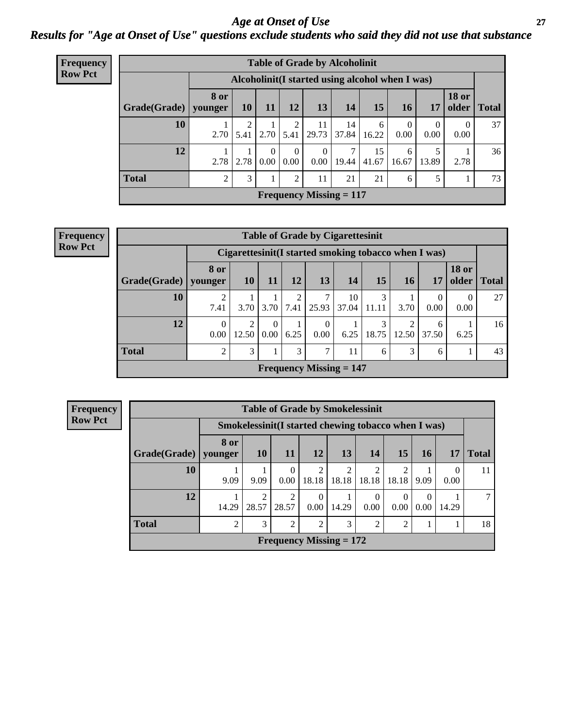# *Age at Onset of Use*

## *Results for "Age at Onset of Use" questions exclude students who said they did not use that substance*

**Frequency**
**Row Pct**

**Table of Grade by Alcoholinit**

| Grade(Grade) | Alcoholinit(I started using alcohol when I was) | | | | | | | | | | Total |
|---|---|---|---|---|---|---|---|---|---|---|---|
| | 8 or younger | 10 | 11 | 12 | 13 | 14 | 15 | 16 | 17 | 18 or older | |
| **10** | 1<br>2.70 | 2<br>5.41 | 1<br>2.70 | 2<br>5.41 | 11<br>29.73 | 14<br>37.84 | 6<br>16.22 | 0<br>0.00 | 0<br>0.00 | 0<br>0.00 | 37 |
| **12** | 1<br>2.78 | 1<br>2.78 | 0<br>0.00 | 0<br>0.00 | 0<br>0.00 | 7<br>19.44 | 15<br>41.67 | 6<br>16.67 | 5<br>13.89 | 1<br>2.78 | 36 |
| **Total** | 2 | 3 | 1 | 2 | 11 | 21 | 21 | 6 | 5 | 1 | 73 |

**Frequency Missing = 117**

**Frequency**
**Row Pct**

**Table of Grade by Cigarettesinit**

| Grade(Grade) | Cigarettesinit(I started smoking tobacco when I was) | | | | | | | | | | Total |
|---|---|---|---|---|---|---|---|---|---|---|---|
| | 8 or younger | 10 | 11 | 12 | 13 | 14 | 15 | 16 | 17 | 18 or older | |
| **10** | 2<br>7.41 | 1<br>3.70 | 1<br>3.70 | 2<br>7.41 | 7<br>25.93 | 10<br>37.04 | 3<br>11.11 | 1<br>3.70 | 0<br>0.00 | 0<br>0.00 | 27 |
| **12** | 0<br>0.00 | 2<br>12.50 | 0<br>0.00 | 1<br>6.25 | 0<br>0.00 | 1<br>6.25 | 3<br>18.75 | 2<br>12.50 | 6<br>37.50 | 1<br>6.25 | 16 |
| **Total** | 2 | 3 | 1 | 3 | 7 | 11 | 6 | 3 | 6 | 1 | 43 |

**Frequency Missing = 147**

**Frequency**
**Row Pct**

**Table of Grade by Smokelessinit**

| Grade(Grade) | Smokelessinit(I started chewing tobacco when I was) | | | | | | | | | Total |
|---|---|---|---|---|---|---|---|---|---|---|
| | 8 or younger | 10 | 11 | 12 | 13 | 14 | 15 | 16 | 17 | |
| **10** | 1<br>9.09 | 1<br>9.09 | 0<br>0.00 | 2<br>18.18 | 2<br>18.18 | 2<br>18.18 | 2<br>18.18 | 1<br>9.09 | 0<br>0.00 | 11 |
| **12** | 1<br>14.29 | 2<br>28.57 | 2<br>28.57 | 0<br>0.00 | 1<br>14.29 | 0<br>0.00 | 0<br>0.00 | 0<br>0.00 | 1<br>14.29 | 7 |
| **Total** | 2 | 3 | 2 | 2 | 3 | 2 | 2 | 1 | 1 | 18 |

**Frequency Missing = 172**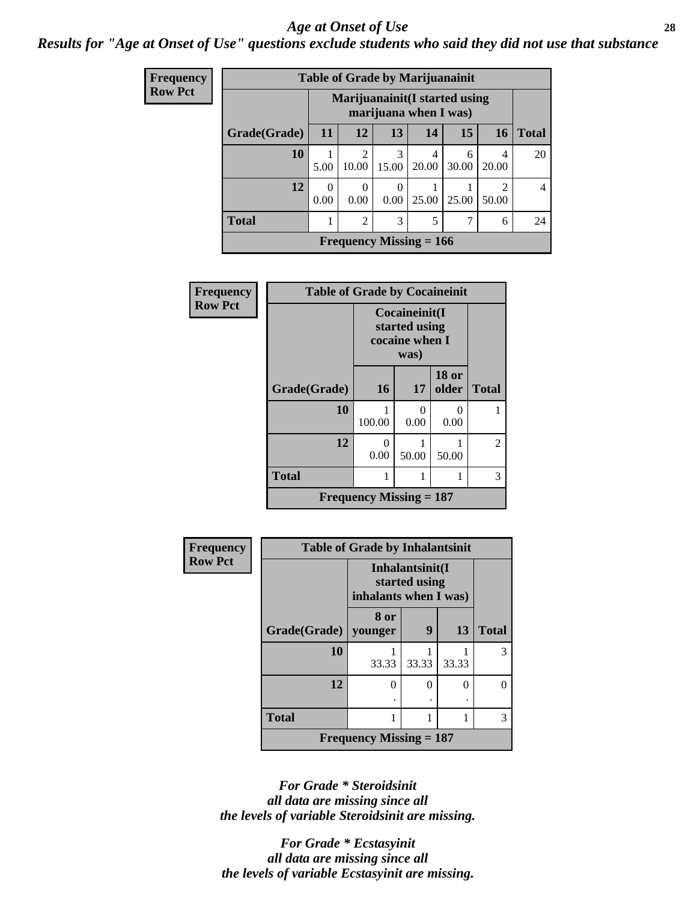## Age at Onset of Use

***Results for "Age at Onset of Use" questions exclude students who said they did not use that substance***

**Frequency**
**Row Pct**

| Table of Grade by Marijuanainit | | | | | | | |
|---|---|---|---|---|---|---|---|
| | Marijuanainit(I started using marijuana when I was) | | | | | | |
| Grade(Grade) | 11 | 12 | 13 | 14 | 15 | 16 | Total |
| 10 | 1<br>5.00 | 2<br>10.00 | 3<br>15.00 | 4<br>20.00 | 6<br>30.00 | 4<br>20.00 | 20 |
| 12 | 0<br>0.00 | 0<br>0.00 | 0<br>0.00 | 1<br>25.00 | 1<br>25.00 | 2<br>50.00 | 4 |
| Total | 1 | 2 | 3 | 5 | 7 | 6 | 24 |
| Frequency Missing = 166 | | | | | | | |

**Frequency**
**Row Pct**

| Table of Grade by Cocaineinit | | | | |
|---|---|---|---|---|
| | Cocaineinit(I started using cocaine when I was) | | | |
| Grade(Grade) | 16 | 17 | 18 or older | Total |
| 10 | 1<br>100.00 | 0<br>0.00 | 0<br>0.00 | 1 |
| 12 | 0<br>0.00 | 1<br>50.00 | 1<br>50.00 | 2 |
| Total | 1 | 1 | 1 | 3 |
| Frequency Missing = 187 | | | | |

**Frequency**
**Row Pct**

| Table of Grade by Inhalantsinit | | | | |
|---|---|---|---|---|
| | Inhalantsinit(I started using inhalants when I was) | | | |
| Grade(Grade) | 8 or younger | 9 | 13 | Total |
| 10 | 1<br>33.33 | 1<br>33.33 | 1<br>33.33 | 3 |
| 12 | 0<br>. | 0<br>. | 0<br>. | 0 |
| Total | 1 | 1 | 1 | 3 |
| Frequency Missing = 187 | | | | |

*For Grade * Steroidsinit all data are missing since all the levels of variable Steroidsinit are missing.*

*For Grade * Ecstasyinit all data are missing since all the levels of variable Ecstasyinit are missing.*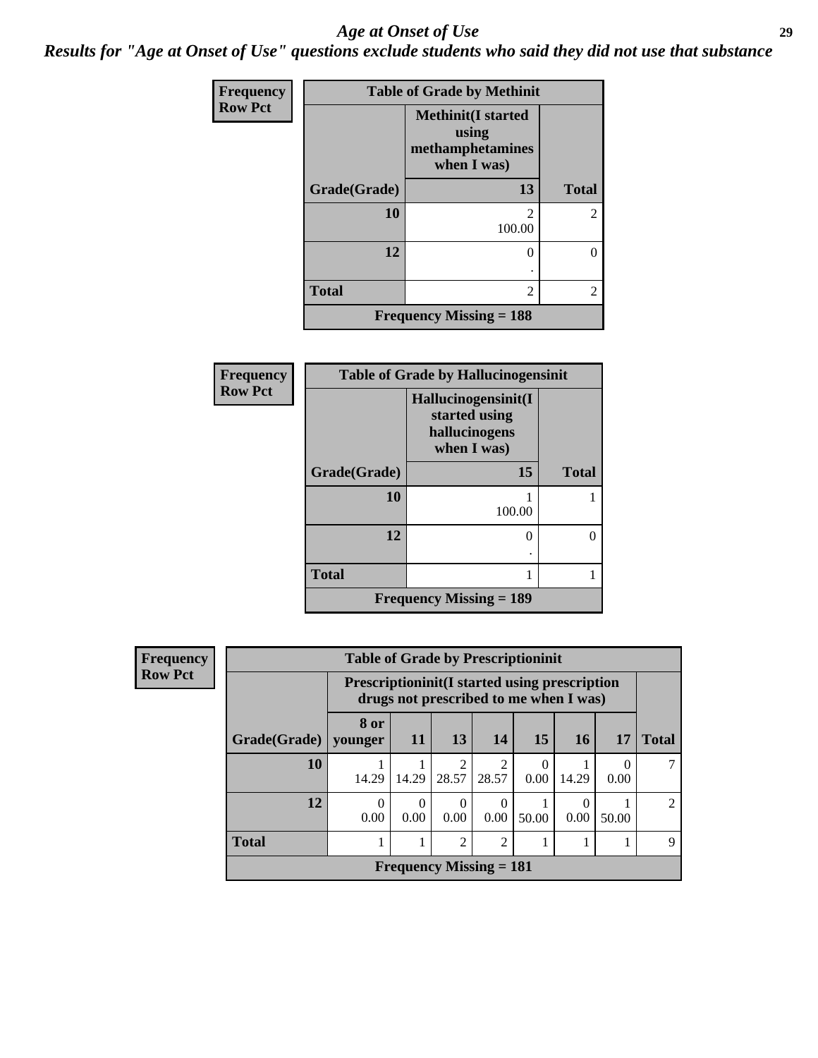# Age at Onset of Use

***Results for "Age at Onset of Use" questions exclude students who said they did not use that substance***

**Frequency**
**Row Pct**

**Table of Grade by Methinit**

| Grade(Grade) | Methinit(I started using methamphetamines when I was) 13 | Total |
|---|---|---|
| **10** | 2<br>100.00 | 2 |
| **12** | 0<br>. | 0 |
| **Total** | 2 | 2 |

**Frequency Missing = 188**

**Frequency**
**Row Pct**

**Table of Grade by Hallucinogensinit**

| Grade(Grade) | Hallucinogensinit(I started using hallucinogens when I was) 15 | Total |
|---|---|---|
| **10** | 1<br>100.00 | 1 |
| **12** | 0<br>. | 0 |
| **Total** | 1 | 1 |

**Frequency Missing = 189**

**Frequency**
**Row Pct**

**Table of Grade by Prescriptioninit**

| | Prescriptioninit(I started using prescription drugs not prescribed to me when I was) | | | | | | | |
|---|---|---|---|---|---|---|---|---|
| **Grade(Grade)** | **8 or younger** | **11** | **13** | **14** | **15** | **16** | **17** | **Total** |
| **10** | 1<br>14.29 | 1<br>14.29 | 2<br>28.57 | 2<br>28.57 | 0<br>0.00 | 1<br>14.29 | 0<br>0.00 | 7 |
| **12** | 0<br>0.00 | 0<br>0.00 | 0<br>0.00 | 0<br>0.00 | 1<br>50.00 | 0<br>0.00 | 1<br>50.00 | 2 |
| **Total** | 1 | 1 | 2 | 2 | 1 | 1 | 1 | 9 |

**Frequency Missing = 181**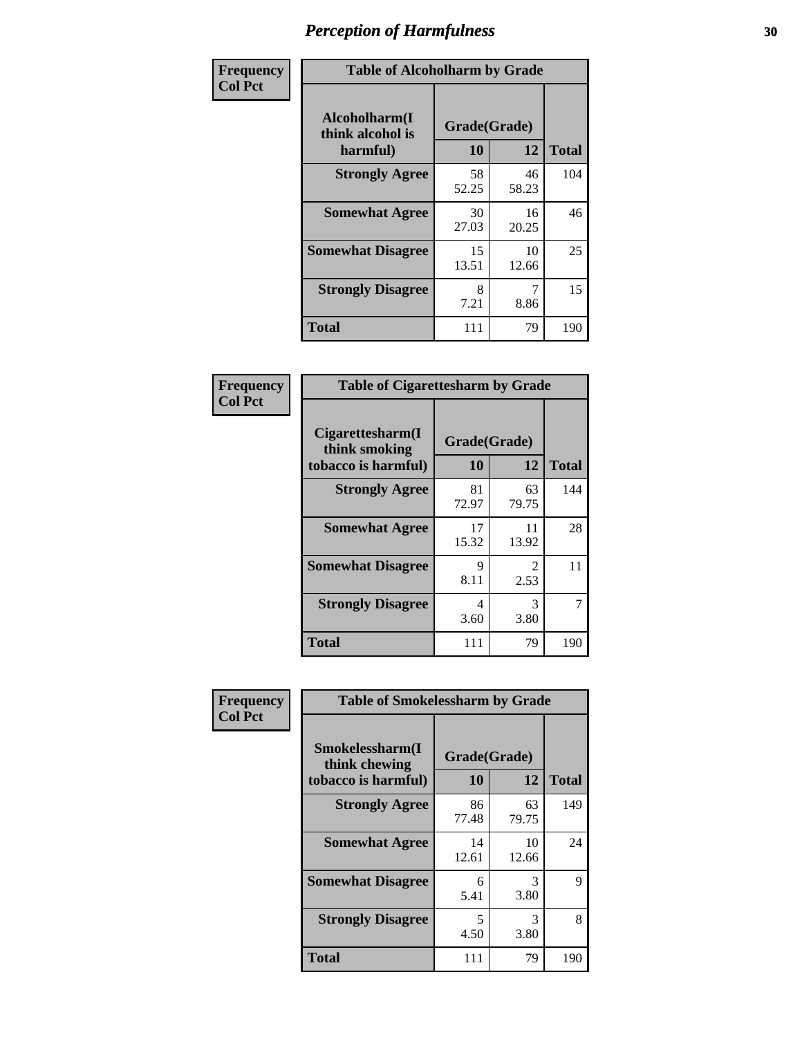# Perception of Harmfulness

| Frequency<br>Col Pct | Table of Alcoholharm by Grade | | |
|---|---|---|---|
| Alcoholharm(I think alcohol is harmful) | Grade(Grade) | | |
| | 10 | 12 | Total |
| Strongly Agree | 58<br>52.25 | 46<br>58.23 | 104 |
| Somewhat Agree | 30<br>27.03 | 16<br>20.25 | 46 |
| Somewhat Disagree | 15<br>13.51 | 10<br>12.66 | 25 |
| Strongly Disagree | 8<br>7.21 | 7<br>8.86 | 15 |
| Total | 111 | 79 | 190 |

| Frequency<br>Col Pct | Table of Cigarettesharm by Grade | | |
|---|---|---|---|
| Cigarettesharm(I think smoking tobacco is harmful) | Grade(Grade) | | |
| | 10 | 12 | Total |
| Strongly Agree | 81<br>72.97 | 63<br>79.75 | 144 |
| Somewhat Agree | 17<br>15.32 | 11<br>13.92 | 28 |
| Somewhat Disagree | 9<br>8.11 | 2<br>2.53 | 11 |
| Strongly Disagree | 4<br>3.60 | 3<br>3.80 | 7 |
| Total | 111 | 79 | 190 |

| Frequency<br>Col Pct | Table of Smokelessharm by Grade | | |
|---|---|---|---|
| Smokelessharm(I think chewing tobacco is harmful) | Grade(Grade) | | |
| | 10 | 12 | Total |
| Strongly Agree | 86<br>77.48 | 63<br>79.75 | 149 |
| Somewhat Agree | 14<br>12.61 | 10<br>12.66 | 24 |
| Somewhat Disagree | 6<br>5.41 | 3<br>3.80 | 9 |
| Strongly Disagree | 5<br>4.50 | 3<br>3.80 | 8 |
| Total | 111 | 79 | 190 |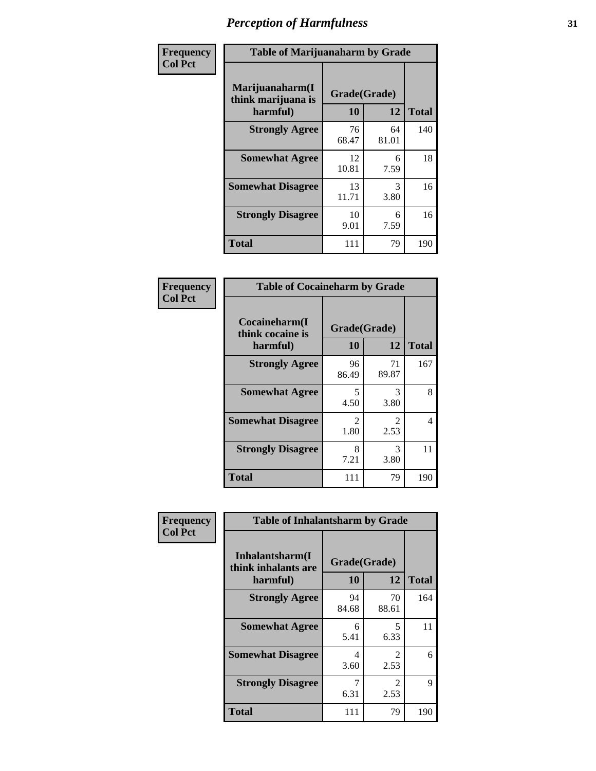# Perception of Harmfulness

| Frequency Col Pct |
|---|

**Table of Marijuanaharm by Grade**

| Marijuanaharm(I think marijuana is harmful) | Grade(Grade) 10 | 12 | Total |
|---|---|---|---|
| **Strongly Agree** | 76<br>68.47 | 64<br>81.01 | 140 |
| **Somewhat Agree** | 12<br>10.81 | 6<br>7.59 | 18 |
| **Somewhat Disagree** | 13<br>11.71 | 3<br>3.80 | 16 |
| **Strongly Disagree** | 10<br>9.01 | 6<br>7.59 | 16 |
| **Total** | 111 | 79 | 190 |

| Frequency Col Pct |
|---|

**Table of Cocaineharm by Grade**

| Cocaineharm(I think cocaine is harmful) | Grade(Grade) 10 | 12 | Total |
|---|---|---|---|
| **Strongly Agree** | 96<br>86.49 | 71<br>89.87 | 167 |
| **Somewhat Agree** | 5<br>4.50 | 3<br>3.80 | 8 |
| **Somewhat Disagree** | 2<br>1.80 | 2<br>2.53 | 4 |
| **Strongly Disagree** | 8<br>7.21 | 3<br>3.80 | 11 |
| **Total** | 111 | 79 | 190 |

| Frequency Col Pct |
|---|

**Table of Inhalantsharm by Grade**

| Inhalantsharm(I think inhalants are harmful) | Grade(Grade) 10 | 12 | Total |
|---|---|---|---|
| **Strongly Agree** | 94<br>84.68 | 70<br>88.61 | 164 |
| **Somewhat Agree** | 6<br>5.41 | 5<br>6.33 | 11 |
| **Somewhat Disagree** | 4<br>3.60 | 2<br>2.53 | 6 |
| **Strongly Disagree** | 7<br>6.31 | 2<br>2.53 | 9 |
| **Total** | 111 | 79 | 190 |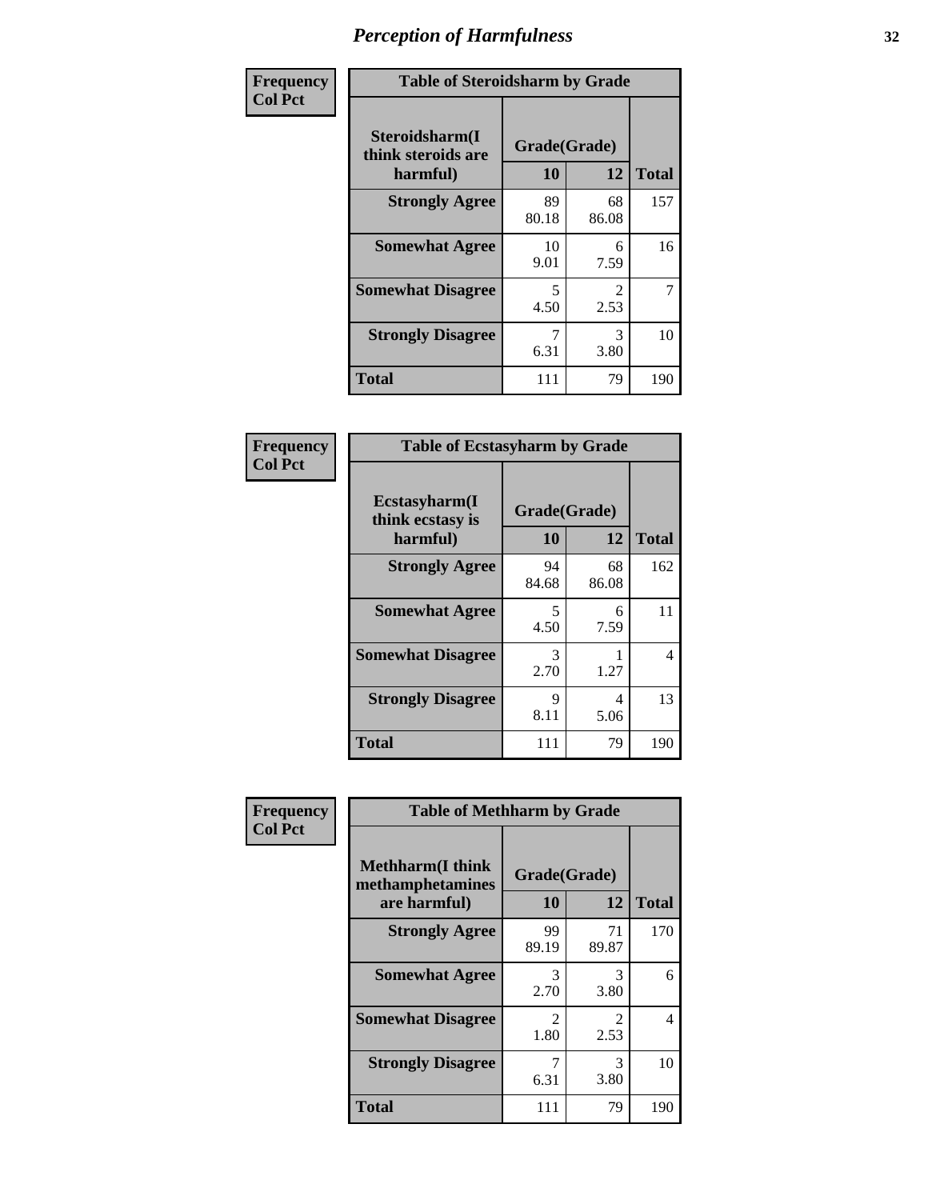# Perception of Harmfulness

**Frequency**
**Col Pct**

| Table of Steroidsharm by Grade | | | |
|---|---|---|---|
| **Steroidsharm(I think steroids are harmful)** | **Grade(Grade)** | | **Total** |
| | **10** | **12** | |
| **Strongly Agree** | 89<br>80.18 | 68<br>86.08 | 157 |
| **Somewhat Agree** | 10<br>9.01 | 6<br>7.59 | 16 |
| **Somewhat Disagree** | 5<br>4.50 | 2<br>2.53 | 7 |
| **Strongly Disagree** | 7<br>6.31 | 3<br>3.80 | 10 |
| **Total** | 111 | 79 | 190 |

**Frequency**
**Col Pct**

| Table of Ecstasyharm by Grade | | | |
|---|---|---|---|
| **Ecstasyharm(I think ecstasy is harmful)** | **Grade(Grade)** | | **Total** |
| | **10** | **12** | |
| **Strongly Agree** | 94<br>84.68 | 68<br>86.08 | 162 |
| **Somewhat Agree** | 5<br>4.50 | 6<br>7.59 | 11 |
| **Somewhat Disagree** | 3<br>2.70 | 1<br>1.27 | 4 |
| **Strongly Disagree** | 9<br>8.11 | 4<br>5.06 | 13 |
| **Total** | 111 | 79 | 190 |

**Frequency**
**Col Pct**

| Table of Methharm by Grade | | | |
|---|---|---|---|
| **Methharm(I think methamphetamines are harmful)** | **Grade(Grade)** | | **Total** |
| | **10** | **12** | |
| **Strongly Agree** | 99<br>89.19 | 71<br>89.87 | 170 |
| **Somewhat Agree** | 3<br>2.70 | 3<br>3.80 | 6 |
| **Somewhat Disagree** | 2<br>1.80 | 2<br>2.53 | 4 |
| **Strongly Disagree** | 7<br>6.31 | 3<br>3.80 | 10 |
| **Total** | 111 | 79 | 190 |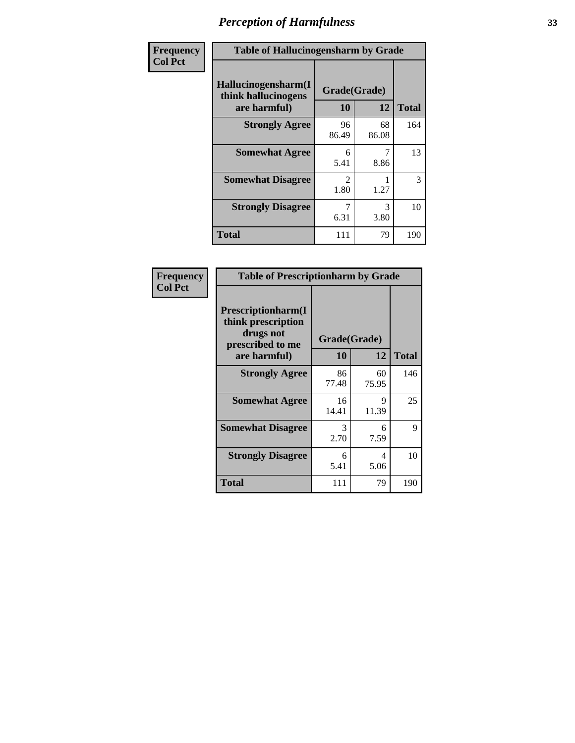# Perception of Harmfulness

| Frequency<br>Col Pct | Table of Hallucinogensharm by Grade | | |
|---|---|---|---|
| Hallucinogensharm(I think hallucinogens are harmful) | Grade(Grade) | | |
| | 10 | 12 | Total |
| Strongly Agree | 96<br>86.49 | 68<br>86.08 | 164 |
| Somewhat Agree | 6<br>5.41 | 7<br>8.86 | 13 |
| Somewhat Disagree | 2<br>1.80 | 1<br>1.27 | 3 |
| Strongly Disagree | 7<br>6.31 | 3<br>3.80 | 10 |
| Total | 111 | 79 | 190 |

| Frequency<br>Col Pct | Table of Prescriptionharm by Grade | | |
|---|---|---|---|
| Prescriptionharm(I think prescription drugs not prescribed to me are harmful) | Grade(Grade) | | |
| | 10 | 12 | Total |
| Strongly Agree | 86<br>77.48 | 60<br>75.95 | 146 |
| Somewhat Agree | 16<br>14.41 | 9<br>11.39 | 25 |
| Somewhat Disagree | 3<br>2.70 | 6<br>7.59 | 9 |
| Strongly Disagree | 6<br>5.41 | 4<br>5.06 | 10 |
| Total | 111 | 79 | 190 |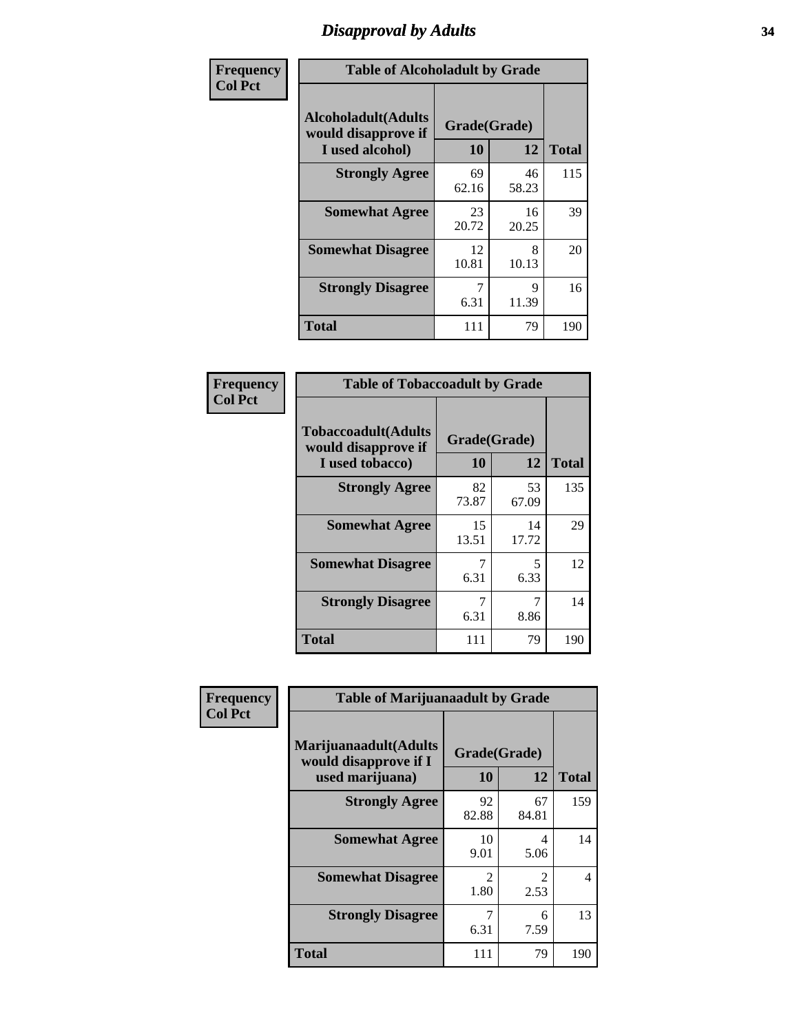# Disapproval by Adults

| Frequency Col Pct | Table of Alcoholadult by Grade | | |
|---|---|---|---|
| Alcoholadult(Adults would disapprove if I used alcohol) | Grade(Grade) | | Total |
| | 10 | 12 | |
| Strongly Agree | 69<br>62.16 | 46<br>58.23 | 115 |
| Somewhat Agree | 23<br>20.72 | 16<br>20.25 | 39 |
| Somewhat Disagree | 12<br>10.81 | 8<br>10.13 | 20 |
| Strongly Disagree | 7<br>6.31 | 9<br>11.39 | 16 |
| Total | 111 | 79 | 190 |

| Frequency Col Pct | Table of Tobaccoadult by Grade | | |
|---|---|---|---|
| Tobaccoadult(Adults would disapprove if I used tobacco) | Grade(Grade) | | Total |
| | 10 | 12 | |
| Strongly Agree | 82<br>73.87 | 53<br>67.09 | 135 |
| Somewhat Agree | 15<br>13.51 | 14<br>17.72 | 29 |
| Somewhat Disagree | 7<br>6.31 | 5<br>6.33 | 12 |
| Strongly Disagree | 7<br>6.31 | 7<br>8.86 | 14 |
| Total | 111 | 79 | 190 |

| Frequency Col Pct | Table of Marijuanaadult by Grade | | |
|---|---|---|---|
| Marijuanaadult(Adults would disapprove if I used marijuana) | Grade(Grade) | | Total |
| | 10 | 12 | |
| Strongly Agree | 92<br>82.88 | 67<br>84.81 | 159 |
| Somewhat Agree | 10<br>9.01 | 4<br>5.06 | 14 |
| Somewhat Disagree | 2<br>1.80 | 2<br>2.53 | 4 |
| Strongly Disagree | 7<br>6.31 | 6<br>7.59 | 13 |
| Total | 111 | 79 | 190 |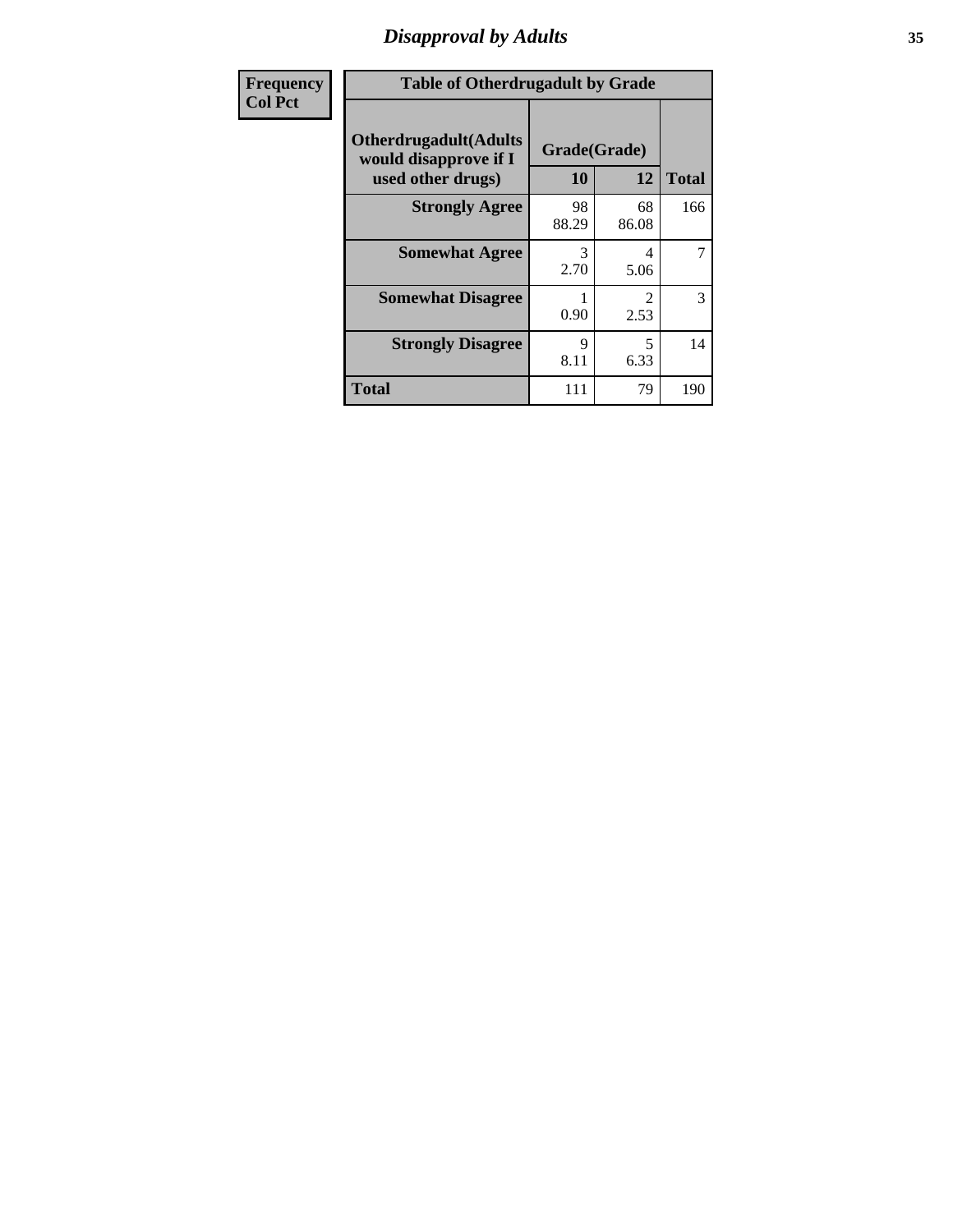# *Disapproval by Adults*

| Frequency Col Pct |
|---|

**Table of Otherdrugadult by Grade**

| Otherdrugadult(Adults would disapprove if I used other drugs) | Grade(Grade) | | Total |
|---|---|---|---|
| | 10 | 12 | |
| **Strongly Agree** | 98<br>88.29 | 68<br>86.08 | 166 |
| **Somewhat Agree** | 3<br>2.70 | 4<br>5.06 | 7 |
| **Somewhat Disagree** | 1<br>0.90 | 2<br>2.53 | 3 |
| **Strongly Disagree** | 9<br>8.11 | 5<br>6.33 | 14 |
| **Total** | 111 | 79 | 190 |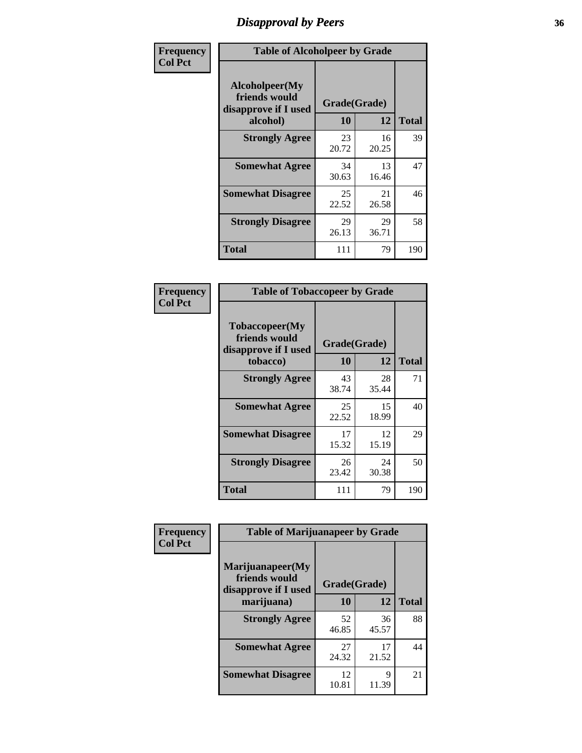# Disapproval by Peers

| Frequency Col Pct | | | |
|---|---|---|---|
| **Table of Alcoholpeer by Grade** | | | |
| **Alcoholpeer(My friends would disapprove if I used alcohol)** | **Grade(Grade)** | | **Total** |
| | **10** | **12** | |
| **Strongly Agree** | 23<br>20.72 | 16<br>20.25 | 39 |
| **Somewhat Agree** | 34<br>30.63 | 13<br>16.46 | 47 |
| **Somewhat Disagree** | 25<br>22.52 | 21<br>26.58 | 46 |
| **Strongly Disagree** | 29<br>26.13 | 29<br>36.71 | 58 |
| **Total** | 111 | 79 | 190 |

| Frequency Col Pct | | | |
|---|---|---|---|
| **Table of Tobaccopeer by Grade** | | | |
| **Tobaccopeer(My friends would disapprove if I used tobacco)** | **Grade(Grade)** | | **Total** |
| | **10** | **12** | |
| **Strongly Agree** | 43<br>38.74 | 28<br>35.44 | 71 |
| **Somewhat Agree** | 25<br>22.52 | 15<br>18.99 | 40 |
| **Somewhat Disagree** | 17<br>15.32 | 12<br>15.19 | 29 |
| **Strongly Disagree** | 26<br>23.42 | 24<br>30.38 | 50 |
| **Total** | 111 | 79 | 190 |

| Frequency Col Pct | | | |
|---|---|---|---|
| **Table of Marijuanapeer by Grade** | | | |
| **Marijuanapeer(My friends would disapprove if I used marijuana)** | **Grade(Grade)** | | **Total** |
| | **10** | **12** | |
| **Strongly Agree** | 52<br>46.85 | 36<br>45.57 | 88 |
| **Somewhat Agree** | 27<br>24.32 | 17<br>21.52 | 44 |
| **Somewhat Disagree** | 12<br>10.81 | 9<br>11.39 | 21 |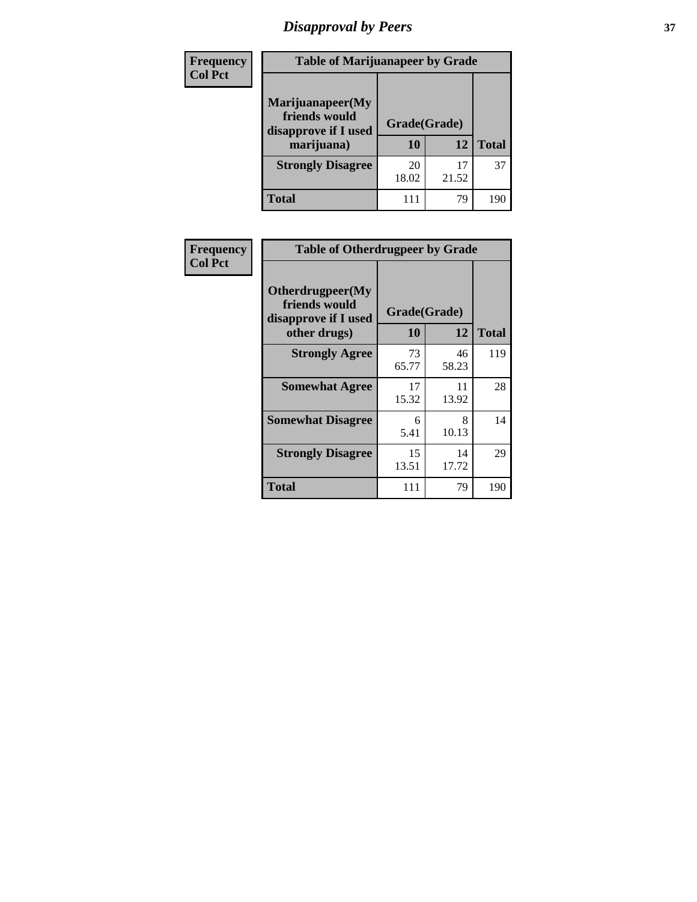# *Disapproval by Peers*

**Frequency**
**Col Pct**

**Table of Marijuanapeer by Grade**

| Marijuanapeer(My friends would disapprove if I used marijuana) | Grade(Grade) 10 | 12 | Total |
|---|---|---|---|
| **Strongly Disagree** | 20<br>18.02 | 17<br>21.52 | 37 |
| **Total** | 111 | 79 | 190 |

**Frequency**
**Col Pct**

**Table of Otherdrugpeer by Grade**

| Otherdrugpeer(My friends would disapprove if I used other drugs) | Grade(Grade) 10 | 12 | Total |
|---|---|---|---|
| **Strongly Agree** | 73<br>65.77 | 46<br>58.23 | 119 |
| **Somewhat Agree** | 17<br>15.32 | 11<br>13.92 | 28 |
| **Somewhat Disagree** | 6<br>5.41 | 8<br>10.13 | 14 |
| **Strongly Disagree** | 15<br>13.51 | 14<br>17.72 | 29 |
| **Total** | 111 | 79 | 190 |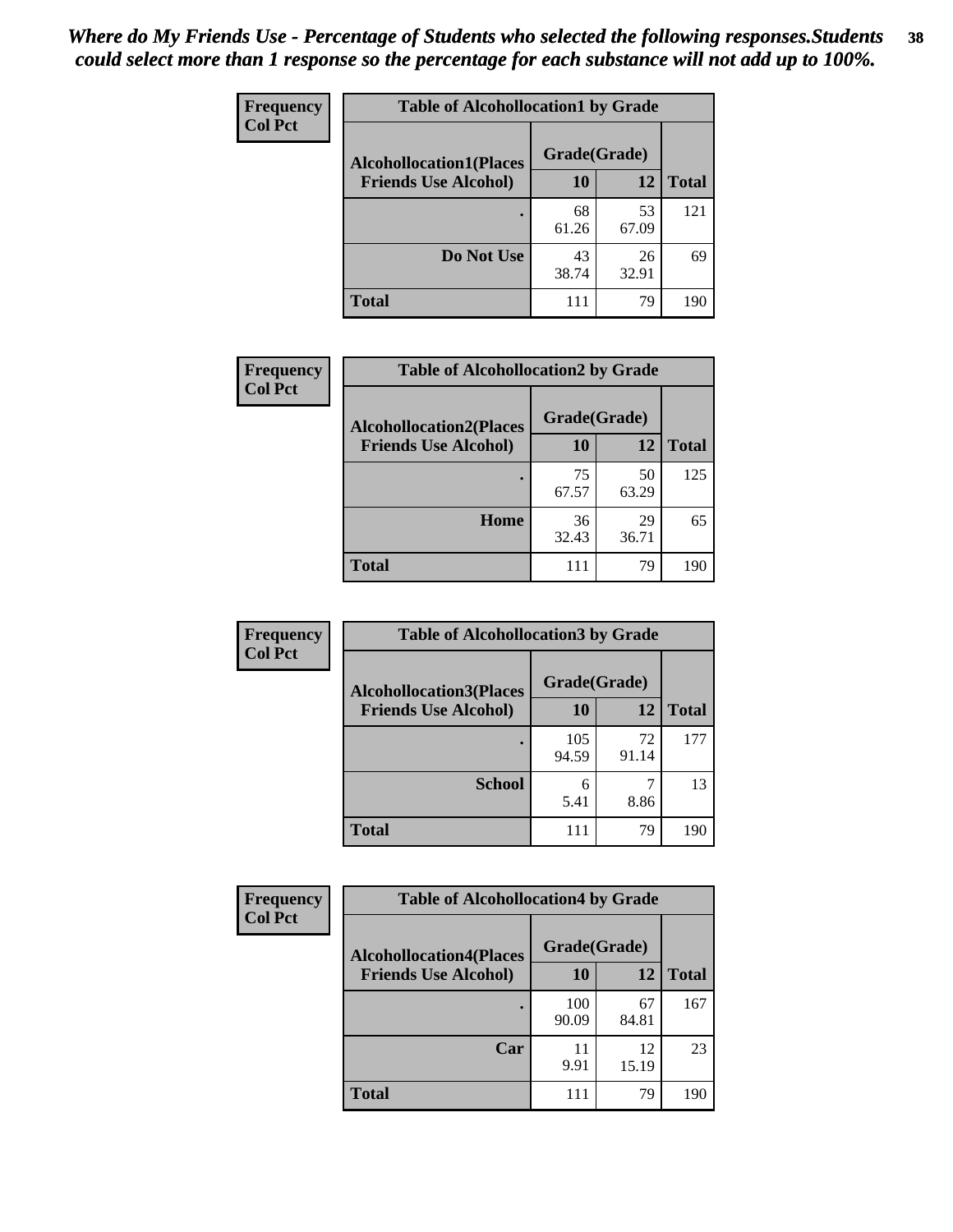*Where do My Friends Use - Percentage of Students who selected the following responses.Students could select more than 1 response so the percentage for each substance will not add up to 100%.*

| Frequency<br>Col Pct | Table of Alcohollocation1 by Grade | | |
|---|---|---|---|
| Alcohollocation1(Places Friends Use Alcohol) | Grade(Grade) | | Total |
| | 10 | 12 | |
| . | 68<br>61.26 | 53<br>67.09 | 121 |
| Do Not Use | 43<br>38.74 | 26<br>32.91 | 69 |
| Total | 111 | 79 | 190 |

| Frequency<br>Col Pct | Table of Alcohollocation2 by Grade | | |
|---|---|---|---|
| Alcohollocation2(Places Friends Use Alcohol) | Grade(Grade) | | Total |
| | 10 | 12 | |
| . | 75<br>67.57 | 50<br>63.29 | 125 |
| Home | 36<br>32.43 | 29<br>36.71 | 65 |
| Total | 111 | 79 | 190 |

| Frequency<br>Col Pct | Table of Alcohollocation3 by Grade | | |
|---|---|---|---|
| Alcohollocation3(Places Friends Use Alcohol) | Grade(Grade) | | Total |
| | 10 | 12 | |
| . | 105<br>94.59 | 72<br>91.14 | 177 |
| School | 6<br>5.41 | 7<br>8.86 | 13 |
| Total | 111 | 79 | 190 |

| Frequency<br>Col Pct | Table of Alcohollocation4 by Grade | | |
|---|---|---|---|
| Alcohollocation4(Places Friends Use Alcohol) | Grade(Grade) | | Total |
| | 10 | 12 | |
| . | 100<br>90.09 | 67<br>84.81 | 167 |
| Car | 11<br>9.91 | 12<br>15.19 | 23 |
| Total | 111 | 79 | 190 |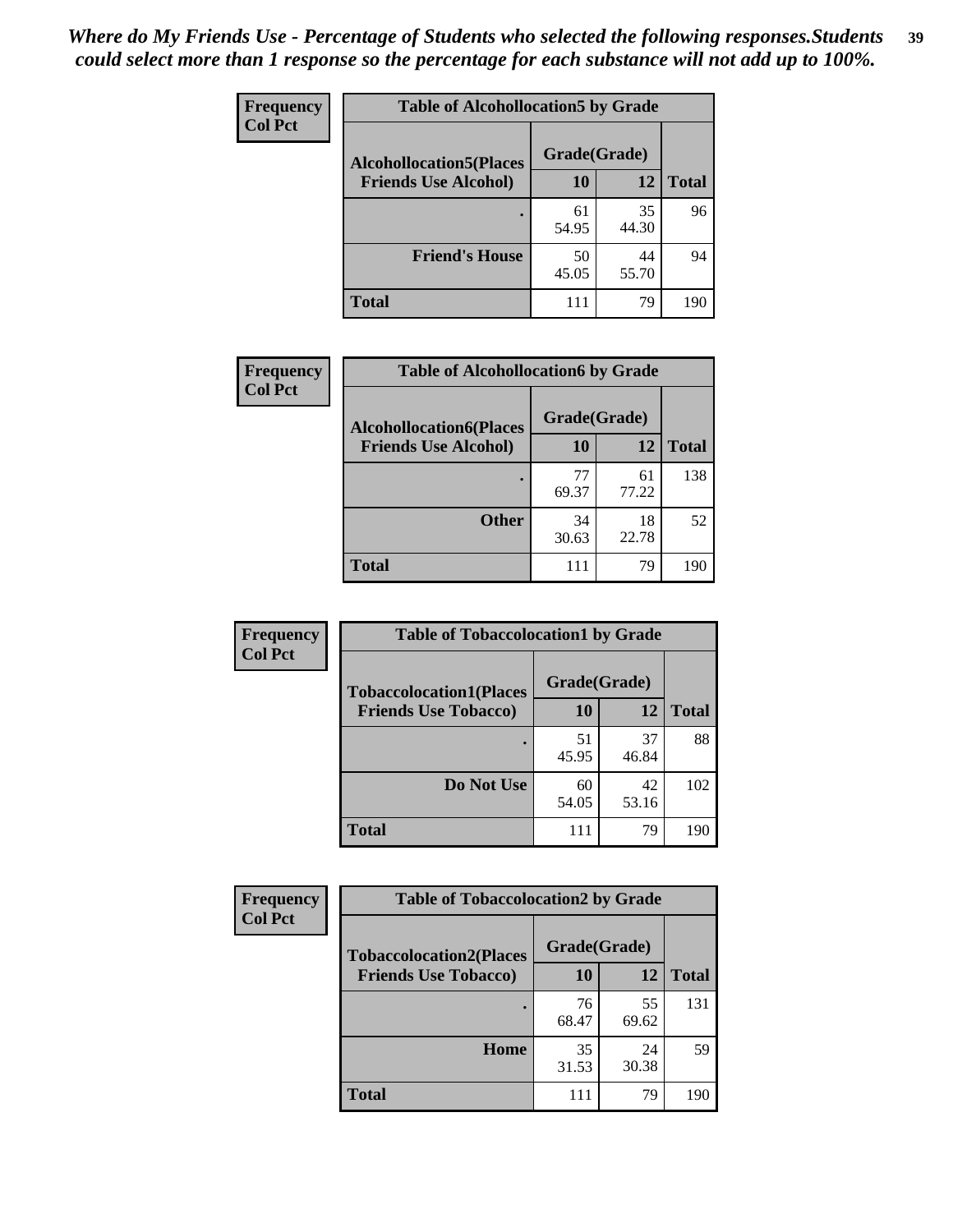*Where do My Friends Use - Percentage of Students who selected the following responses.Students could select more than 1 response so the percentage for each substance will not add up to 100%.*

**Frequency**
**Col Pct**

| Table of Alcohollocation5 by Grade | | | |
|---|---|---|---|
| **Alcohollocation5(Places Friends Use Alcohol)** | **Grade(Grade)** | | |
| | **10** | **12** | **Total** |
| **.** | 61<br>54.95 | 35<br>44.30 | 96 |
| **Friend's House** | 50<br>45.05 | 44<br>55.70 | 94 |
| **Total** | 111 | 79 | 190 |

**Frequency**
**Col Pct**

| Table of Alcohollocation6 by Grade | | | |
|---|---|---|---|
| **Alcohollocation6(Places Friends Use Alcohol)** | **Grade(Grade)** | | |
| | **10** | **12** | **Total** |
| **.** | 77<br>69.37 | 61<br>77.22 | 138 |
| **Other** | 34<br>30.63 | 18<br>22.78 | 52 |
| **Total** | 111 | 79 | 190 |

**Frequency**
**Col Pct**

| Table of Tobaccolocation1 by Grade | | | |
|---|---|---|---|
| **Tobaccolocation1(Places Friends Use Tobacco)** | **Grade(Grade)** | | |
| | **10** | **12** | **Total** |
| **.** | 51<br>45.95 | 37<br>46.84 | 88 |
| **Do Not Use** | 60<br>54.05 | 42<br>53.16 | 102 |
| **Total** | 111 | 79 | 190 |

**Frequency**
**Col Pct**

| Table of Tobaccolocation2 by Grade | | | |
|---|---|---|---|
| **Tobaccolocation2(Places Friends Use Tobacco)** | **Grade(Grade)** | | |
| | **10** | **12** | **Total** |
| **.** | 76<br>68.47 | 55<br>69.62 | 131 |
| **Home** | 35<br>31.53 | 24<br>30.38 | 59 |
| **Total** | 111 | 79 | 190 |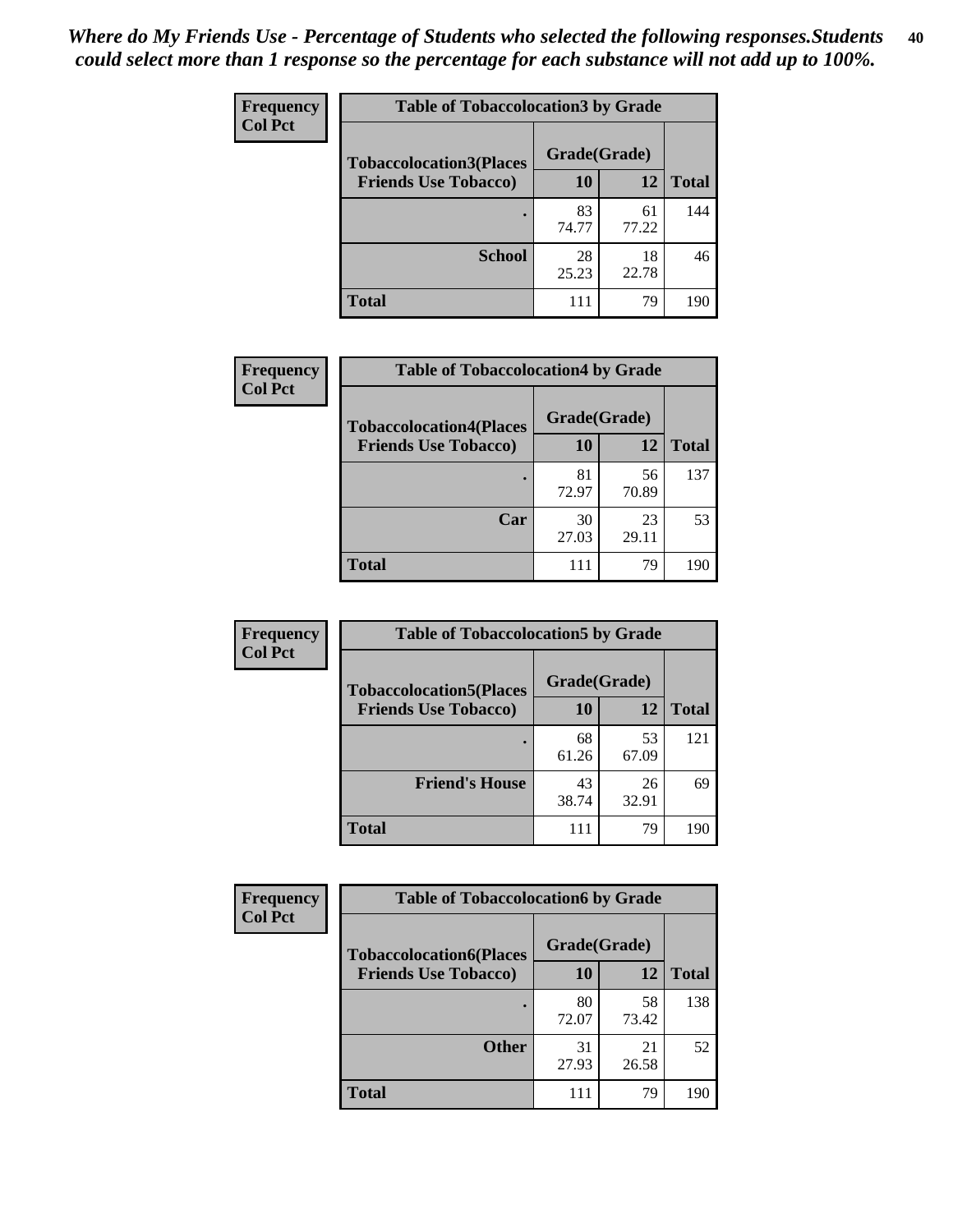*Where do My Friends Use - Percentage of Students who selected the following responses.Students could select more than 1 response so the percentage for each substance will not add up to 100%.*

**Frequency**
**Col Pct**

| Table of Tobaccolocation3 by Grade | | | |
|---|---|---|---|
| **Tobaccolocation3(Places Friends Use Tobacco)** | **Grade(Grade)** | | **Total** |
| | **10** | **12** | |
| **.** | 83<br>74.77 | 61<br>77.22 | 144 |
| **School** | 28<br>25.23 | 18<br>22.78 | 46 |
| **Total** | 111 | 79 | 190 |

**Frequency**
**Col Pct**

| Table of Tobaccolocation4 by Grade | | | |
|---|---|---|---|
| **Tobaccolocation4(Places Friends Use Tobacco)** | **Grade(Grade)** | | **Total** |
| | **10** | **12** | |
| **.** | 81<br>72.97 | 56<br>70.89 | 137 |
| **Car** | 30<br>27.03 | 23<br>29.11 | 53 |
| **Total** | 111 | 79 | 190 |

**Frequency**
**Col Pct**

| Table of Tobaccolocation5 by Grade | | | |
|---|---|---|---|
| **Tobaccolocation5(Places Friends Use Tobacco)** | **Grade(Grade)** | | **Total** |
| | **10** | **12** | |
| **.** | 68<br>61.26 | 53<br>67.09 | 121 |
| **Friend's House** | 43<br>38.74 | 26<br>32.91 | 69 |
| **Total** | 111 | 79 | 190 |

**Frequency**
**Col Pct**

| Table of Tobaccolocation6 by Grade | | | |
|---|---|---|---|
| **Tobaccolocation6(Places Friends Use Tobacco)** | **Grade(Grade)** | | **Total** |
| | **10** | **12** | |
| **.** | 80<br>72.07 | 58<br>73.42 | 138 |
| **Other** | 31<br>27.93 | 21<br>26.58 | 52 |
| **Total** | 111 | 79 | 190 |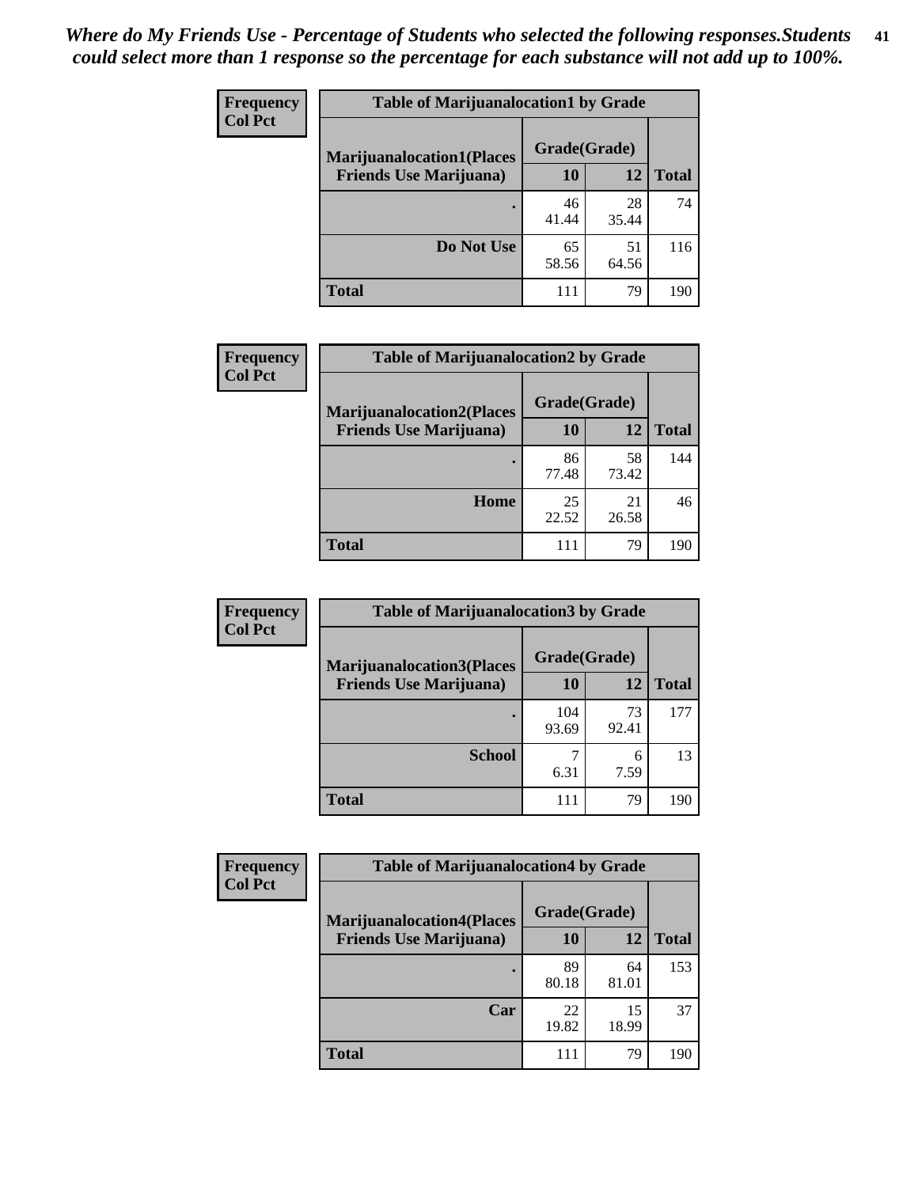*Where do My Friends Use - Percentage of Students who selected the following responses.Students could select more than 1 response so the percentage for each substance will not add up to 100%.*

**Frequency**
**Col Pct**

| Table of Marijuanalocation1 by Grade | | | |
|---|---|---|---|
| **Marijuanalocation1(Places Friends Use Marijuana)** | **Grade(Grade)** | | **Total** |
| | **10** | **12** | |
| **.** | 46<br>41.44 | 28<br>35.44 | 74 |
| **Do Not Use** | 65<br>58.56 | 51<br>64.56 | 116 |
| **Total** | 111 | 79 | 190 |

**Frequency**
**Col Pct**

| Table of Marijuanalocation2 by Grade | | | |
|---|---|---|---|
| **Marijuanalocation2(Places Friends Use Marijuana)** | **Grade(Grade)** | | **Total** |
| | **10** | **12** | |
| **.** | 86<br>77.48 | 58<br>73.42 | 144 |
| **Home** | 25<br>22.52 | 21<br>26.58 | 46 |
| **Total** | 111 | 79 | 190 |

**Frequency**
**Col Pct**

| Table of Marijuanalocation3 by Grade | | | |
|---|---|---|---|
| **Marijuanalocation3(Places Friends Use Marijuana)** | **Grade(Grade)** | | **Total** |
| | **10** | **12** | |
| **.** | 104<br>93.69 | 73<br>92.41 | 177 |
| **School** | 7<br>6.31 | 6<br>7.59 | 13 |
| **Total** | 111 | 79 | 190 |

**Frequency**
**Col Pct**

| Table of Marijuanalocation4 by Grade | | | |
|---|---|---|---|
| **Marijuanalocation4(Places Friends Use Marijuana)** | **Grade(Grade)** | | **Total** |
| | **10** | **12** | |
| **.** | 89<br>80.18 | 64<br>81.01 | 153 |
| **Car** | 22<br>19.82 | 15<br>18.99 | 37 |
| **Total** | 111 | 79 | 190 |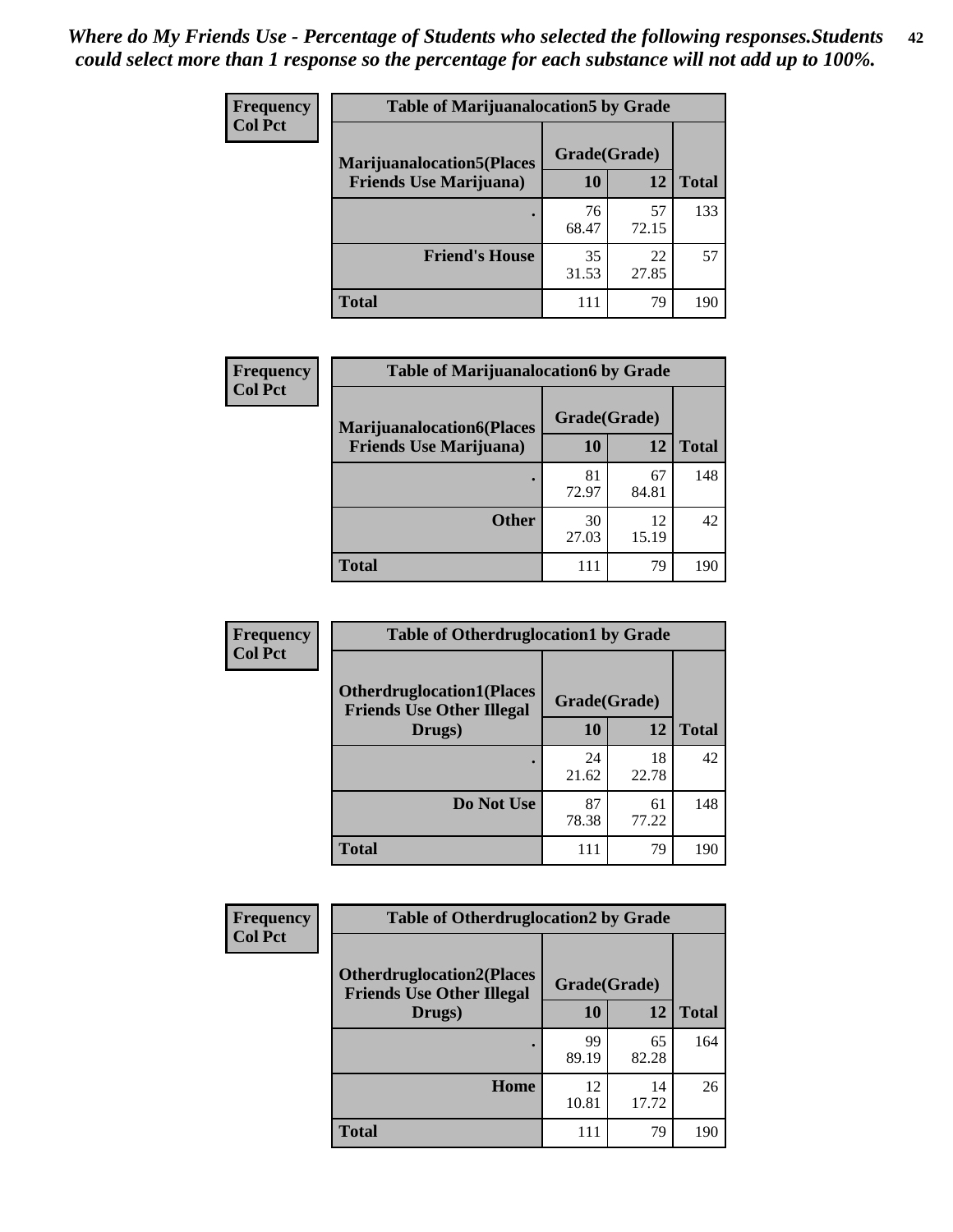*Where do My Friends Use - Percentage of Students who selected the following responses.Students could select more than 1 response so the percentage for each substance will not add up to 100%.*

**Frequency**
**Col Pct**

| Table of Marijuanalocation5 by Grade | | | |
|---|---|---|---|
| **Marijuanalocation5(Places Friends Use Marijuana)** | **Grade(Grade)** | | **Total** |
| | **10** | **12** | |
| . | 76<br>68.47 | 57<br>72.15 | 133 |
| **Friend's House** | 35<br>31.53 | 22<br>27.85 | 57 |
| **Total** | 111 | 79 | 190 |

**Frequency**
**Col Pct**

| Table of Marijuanalocation6 by Grade | | | |
|---|---|---|---|
| **Marijuanalocation6(Places Friends Use Marijuana)** | **Grade(Grade)** | | **Total** |
| | **10** | **12** | |
| . | 81<br>72.97 | 67<br>84.81 | 148 |
| **Other** | 30<br>27.03 | 12<br>15.19 | 42 |
| **Total** | 111 | 79 | 190 |

**Frequency**
**Col Pct**

| Table of Otherdruglocation1 by Grade | | | |
|---|---|---|---|
| **Otherdruglocation1(Places Friends Use Other Illegal Drugs)** | **Grade(Grade)** | | **Total** |
| | **10** | **12** | |
| . | 24<br>21.62 | 18<br>22.78 | 42 |
| **Do Not Use** | 87<br>78.38 | 61<br>77.22 | 148 |
| **Total** | 111 | 79 | 190 |

**Frequency**
**Col Pct**

| Table of Otherdruglocation2 by Grade | | | |
|---|---|---|---|
| **Otherdruglocation2(Places Friends Use Other Illegal Drugs)** | **Grade(Grade)** | | **Total** |
| | **10** | **12** | |
| . | 99<br>89.19 | 65<br>82.28 | 164 |
| **Home** | 12<br>10.81 | 14<br>17.72 | 26 |
| **Total** | 111 | 79 | 190 |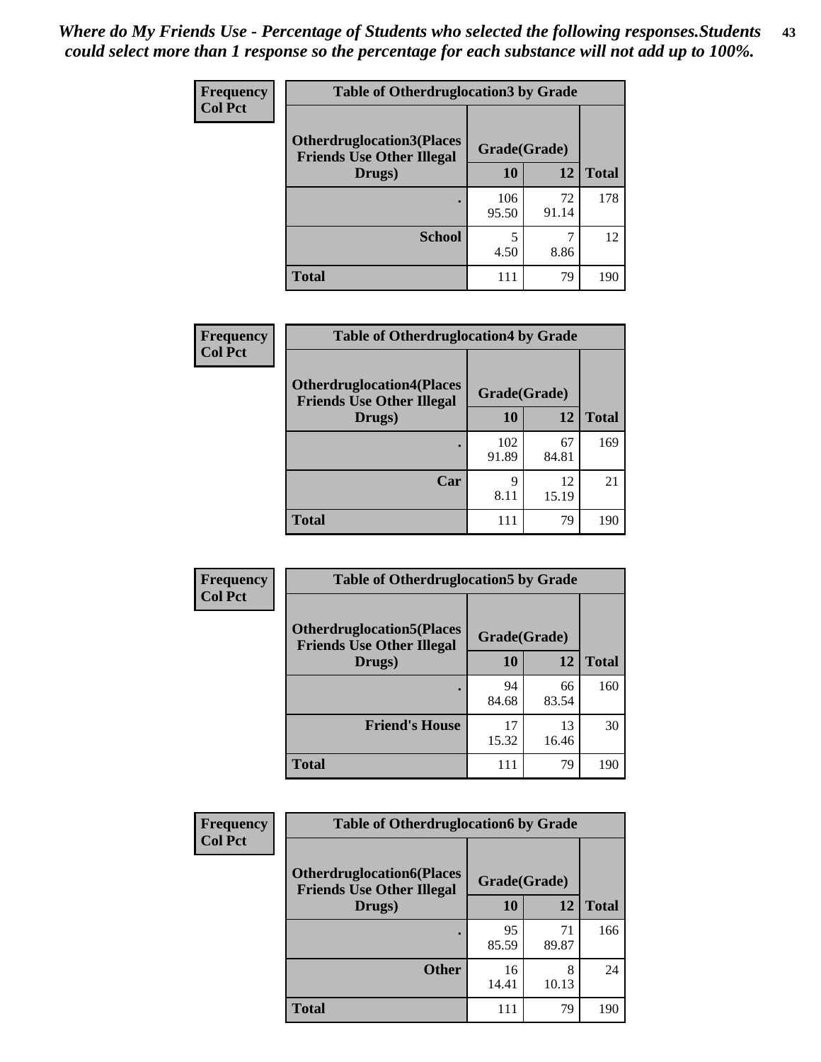*Where do My Friends Use - Percentage of Students who selected the following responses.Students could select more than 1 response so the percentage for each substance will not add up to 100%.*

**Frequency**
**Col Pct**

| Table of Otherdruglocation3 by Grade | | | |
|---|---|---|---|
| Otherdruglocation3(Places Friends Use Other Illegal Drugs) | Grade(Grade) | | Total |
| | 10 | 12 | |
| . | 106<br>95.50 | 72<br>91.14 | 178 |
| School | 5<br>4.50 | 7<br>8.86 | 12 |
| Total | 111 | 79 | 190 |

**Frequency**
**Col Pct**

| Table of Otherdruglocation4 by Grade | | | |
|---|---|---|---|
| Otherdruglocation4(Places Friends Use Other Illegal Drugs) | Grade(Grade) | | Total |
| | 10 | 12 | |
| . | 102<br>91.89 | 67<br>84.81 | 169 |
| Car | 9<br>8.11 | 12<br>15.19 | 21 |
| Total | 111 | 79 | 190 |

**Frequency**
**Col Pct**

| Table of Otherdruglocation5 by Grade | | | |
|---|---|---|---|
| Otherdruglocation5(Places Friends Use Other Illegal Drugs) | Grade(Grade) | | Total |
| | 10 | 12 | |
| . | 94<br>84.68 | 66<br>83.54 | 160 |
| Friend's House | 17<br>15.32 | 13<br>16.46 | 30 |
| Total | 111 | 79 | 190 |

**Frequency**
**Col Pct**

| Table of Otherdruglocation6 by Grade | | | |
|---|---|---|---|
| Otherdruglocation6(Places Friends Use Other Illegal Drugs) | Grade(Grade) | | Total |
| | 10 | 12 | |
| . | 95<br>85.59 | 71<br>89.87 | 166 |
| Other | 16<br>14.41 | 8<br>10.13 | 24 |
| Total | 111 | 79 | 190 |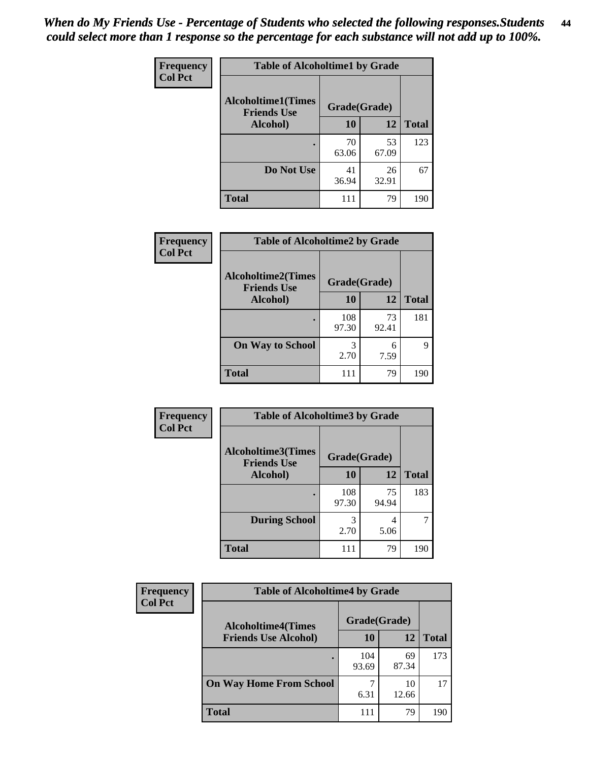*When do My Friends Use - Percentage of Students who selected the following responses.Students could select more than 1 response so the percentage for each substance will not add up to 100%.*

**Frequency**
**Col Pct**

| Table of Alcoholtime1 by Grade | | | |
|---|---|---|---|
| Alcoholtime1(Times Friends Use Alcohol) | Grade(Grade) | | Total |
| | 10 | 12 | |
| . | 70<br>63.06 | 53<br>67.09 | 123 |
| Do Not Use | 41<br>36.94 | 26<br>32.91 | 67 |
| Total | 111 | 79 | 190 |

**Frequency**
**Col Pct**

| Table of Alcoholtime2 by Grade | | | |
|---|---|---|---|
| Alcoholtime2(Times Friends Use Alcohol) | Grade(Grade) | | Total |
| | 10 | 12 | |
| . | 108<br>97.30 | 73<br>92.41 | 181 |
| On Way to School | 3<br>2.70 | 6<br>7.59 | 9 |
| Total | 111 | 79 | 190 |

**Frequency**
**Col Pct**

| Table of Alcoholtime3 by Grade | | | |
|---|---|---|---|
| Alcoholtime3(Times Friends Use Alcohol) | Grade(Grade) | | Total |
| | 10 | 12 | |
| . | 108<br>97.30 | 75<br>94.94 | 183 |
| During School | 3<br>2.70 | 4<br>5.06 | 7 |
| Total | 111 | 79 | 190 |

**Frequency**
**Col Pct**

| Table of Alcoholtime4 by Grade | | | |
|---|---|---|---|
| Alcoholtime4(Times Friends Use Alcohol) | Grade(Grade) | | Total |
| | 10 | 12 | |
| . | 104<br>93.69 | 69<br>87.34 | 173 |
| On Way Home From School | 7<br>6.31 | 10<br>12.66 | 17 |
| Total | 111 | 79 | 190 |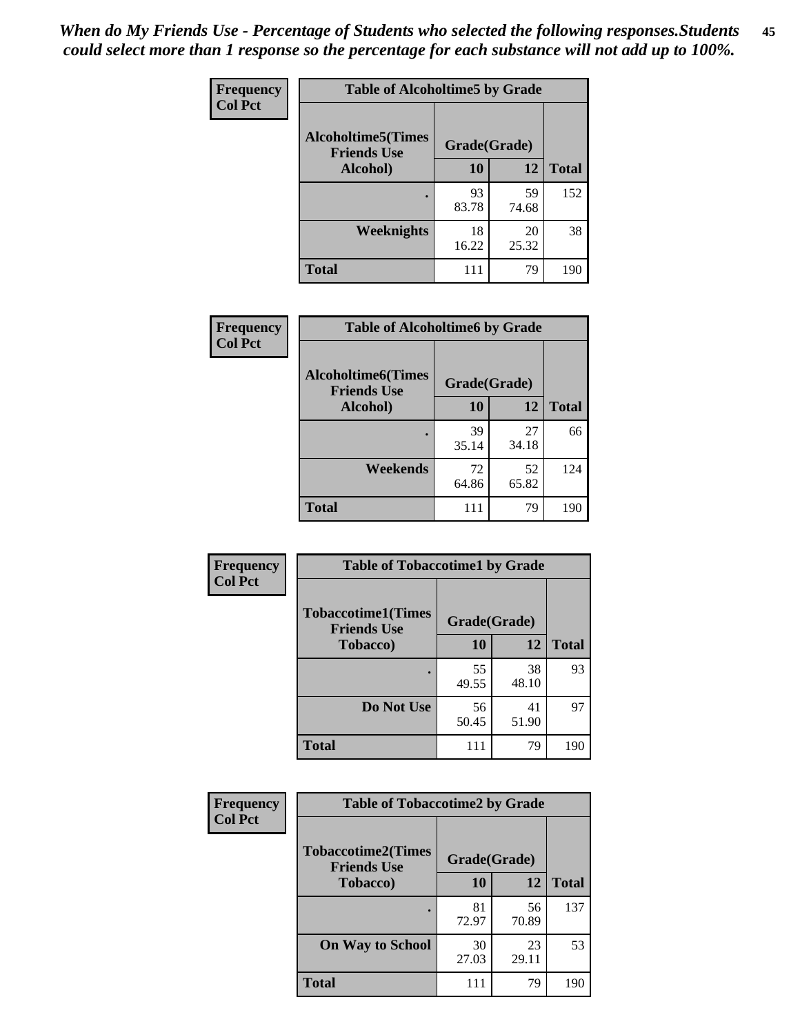*When do My Friends Use - Percentage of Students who selected the following responses.Students could select more than 1 response so the percentage for each substance will not add up to 100%.*

**Frequency**
**Col Pct**

| Table of Alcoholtime5 by Grade | | | |
|---|---|---|---|
| **Alcoholtime5(Times Friends Use Alcohol)** | **Grade(Grade)** | | **Total** |
| | **10** | **12** | |
| **.** | 93<br>83.78 | 59<br>74.68 | 152 |
| **Weeknights** | 18<br>16.22 | 20<br>25.32 | 38 |
| **Total** | 111 | 79 | 190 |

**Frequency**
**Col Pct**

| Table of Alcoholtime6 by Grade | | | |
|---|---|---|---|
| **Alcoholtime6(Times Friends Use Alcohol)** | **Grade(Grade)** | | **Total** |
| | **10** | **12** | |
| **.** | 39<br>35.14 | 27<br>34.18 | 66 |
| **Weekends** | 72<br>64.86 | 52<br>65.82 | 124 |
| **Total** | 111 | 79 | 190 |

**Frequency**
**Col Pct**

| Table of Tobaccotime1 by Grade | | | |
|---|---|---|---|
| **Tobaccotime1(Times Friends Use Tobacco)** | **Grade(Grade)** | | **Total** |
| | **10** | **12** | |
| **.** | 55<br>49.55 | 38<br>48.10 | 93 |
| **Do Not Use** | 56<br>50.45 | 41<br>51.90 | 97 |
| **Total** | 111 | 79 | 190 |

**Frequency**
**Col Pct**

| Table of Tobaccotime2 by Grade | | | |
|---|---|---|---|
| **Tobaccotime2(Times Friends Use Tobacco)** | **Grade(Grade)** | | **Total** |
| | **10** | **12** | |
| **.** | 81<br>72.97 | 56<br>70.89 | 137 |
| **On Way to School** | 30<br>27.03 | 23<br>29.11 | 53 |
| **Total** | 111 | 79 | 190 |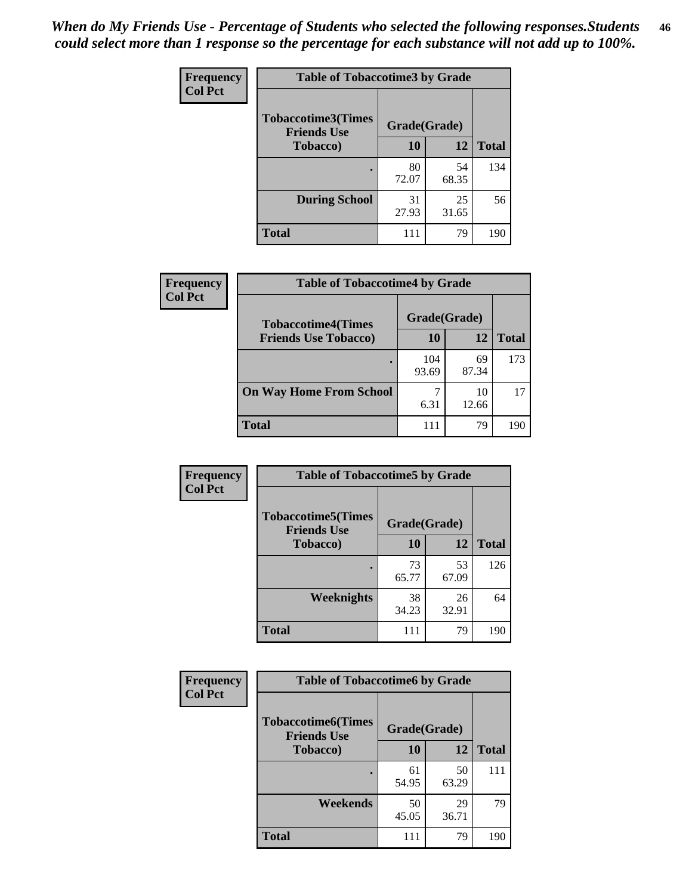*When do My Friends Use - Percentage of Students who selected the following responses.Students could select more than 1 response so the percentage for each substance will not add up to 100%.*

**Frequency**
**Col Pct**

| Table of Tobaccotime3 by Grade | | | |
|---|---|---|---|
| **Tobaccotime3(Times Friends Use Tobacco)** | **Grade(Grade)** | | **Total** |
| | **10** | **12** | |
| **.** | 80<br>72.07 | 54<br>68.35 | 134 |
| **During School** | 31<br>27.93 | 25<br>31.65 | 56 |
| **Total** | 111 | 79 | 190 |

**Frequency**
**Col Pct**

| Table of Tobaccotime4 by Grade | | | |
|---|---|---|---|
| **Tobaccotime4(Times Friends Use Tobacco)** | **Grade(Grade)** | | **Total** |
| | **10** | **12** | |
| **.** | 104<br>93.69 | 69<br>87.34 | 173 |
| **On Way Home From School** | 7<br>6.31 | 10<br>12.66 | 17 |
| **Total** | 111 | 79 | 190 |

**Frequency**
**Col Pct**

| Table of Tobaccotime5 by Grade | | | |
|---|---|---|---|
| **Tobaccotime5(Times Friends Use Tobacco)** | **Grade(Grade)** | | **Total** |
| | **10** | **12** | |
| **.** | 73<br>65.77 | 53<br>67.09 | 126 |
| **Weeknights** | 38<br>34.23 | 26<br>32.91 | 64 |
| **Total** | 111 | 79 | 190 |

**Frequency**
**Col Pct**

| Table of Tobaccotime6 by Grade | | | |
|---|---|---|---|
| **Tobaccotime6(Times Friends Use Tobacco)** | **Grade(Grade)** | | **Total** |
| | **10** | **12** | |
| **.** | 61<br>54.95 | 50<br>63.29 | 111 |
| **Weekends** | 50<br>45.05 | 29<br>36.71 | 79 |
| **Total** | 111 | 79 | 190 |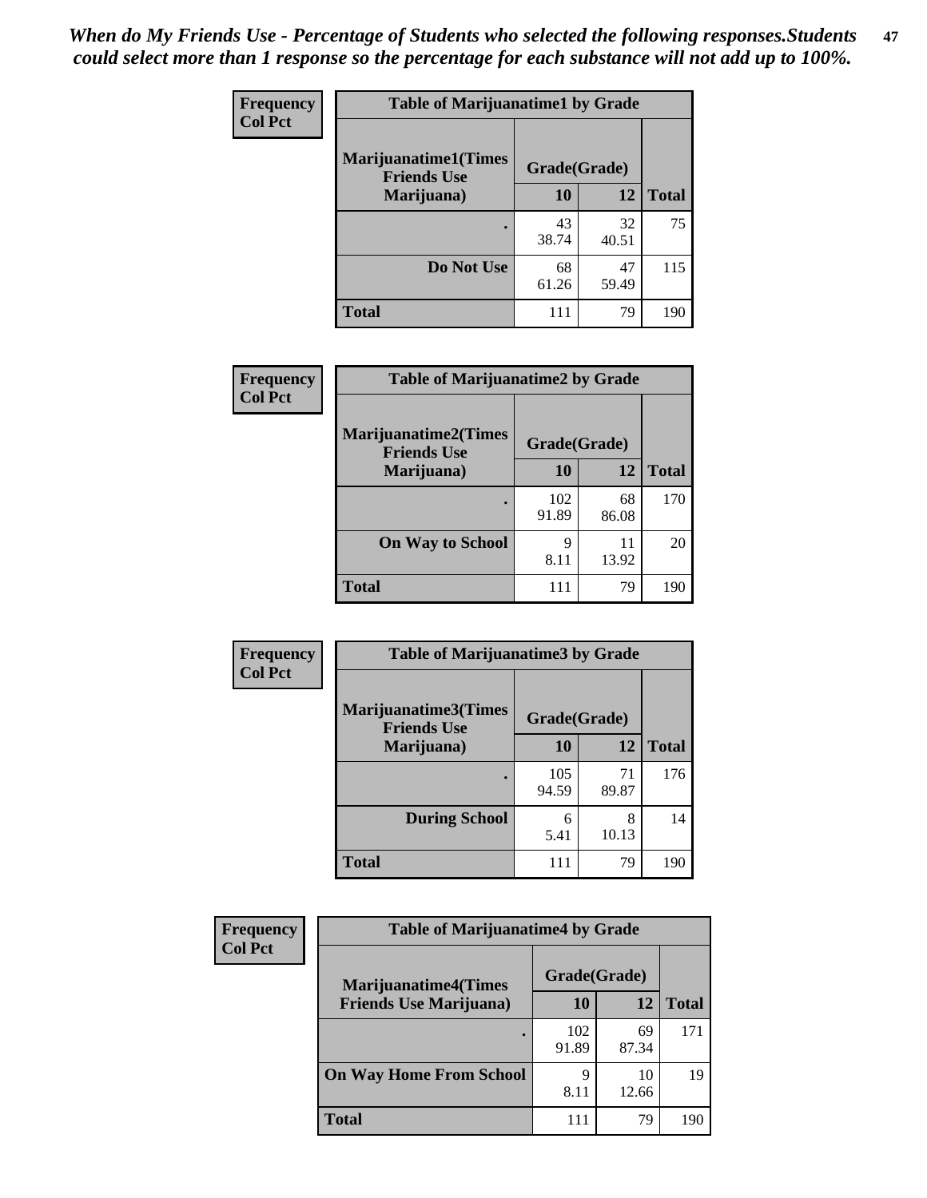*When do My Friends Use - Percentage of Students who selected the following responses.Students could select more than 1 response so the percentage for each substance will not add up to 100%.*

| Frequency<br>Col Pct | Table of Marijuanatime1 by Grade | | |
|---|---|---|---|
| **Marijuanatime1(Times Friends Use Marijuana)** | **Grade(Grade)** | | |
| | **10** | **12** | **Total** |
| **.** | 43<br>38.74 | 32<br>40.51 | 75 |
| **Do Not Use** | 68<br>61.26 | 47<br>59.49 | 115 |
| **Total** | 111 | 79 | 190 |

| Frequency<br>Col Pct | Table of Marijuanatime2 by Grade | | |
|---|---|---|---|
| **Marijuanatime2(Times Friends Use Marijuana)** | **Grade(Grade)** | | |
| | **10** | **12** | **Total** |
| **.** | 102<br>91.89 | 68<br>86.08 | 170 |
| **On Way to School** | 9<br>8.11 | 11<br>13.92 | 20 |
| **Total** | 111 | 79 | 190 |

| Frequency<br>Col Pct | Table of Marijuanatime3 by Grade | | |
|---|---|---|---|
| **Marijuanatime3(Times Friends Use Marijuana)** | **Grade(Grade)** | | |
| | **10** | **12** | **Total** |
| **.** | 105<br>94.59 | 71<br>89.87 | 176 |
| **During School** | 6<br>5.41 | 8<br>10.13 | 14 |
| **Total** | 111 | 79 | 190 |

| Frequency<br>Col Pct | Table of Marijuanatime4 by Grade | | |
|---|---|---|---|
| **Marijuanatime4(Times Friends Use Marijuana)** | **Grade(Grade)** | | |
| | **10** | **12** | **Total** |
| **.** | 102<br>91.89 | 69<br>87.34 | 171 |
| **On Way Home From School** | 9<br>8.11 | 10<br>12.66 | 19 |
| **Total** | 111 | 79 | 190 |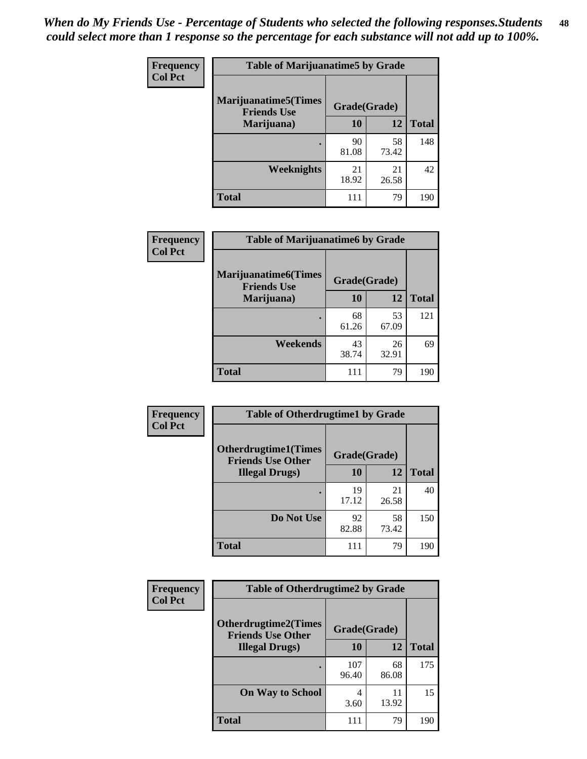*When do My Friends Use - Percentage of Students who selected the following responses.Students could select more than 1 response so the percentage for each substance will not add up to 100%.*

**Frequency**
**Col Pct**

| Table of Marijuanatime5 by Grade | | | |
|---|---|---|---|
| **Marijuanatime5(Times Friends Use Marijuana)** | **Grade(Grade)** | | **Total** |
| | **10** | **12** | |
| **.** | 90<br>81.08 | 58<br>73.42 | 148 |
| **Weeknights** | 21<br>18.92 | 21<br>26.58 | 42 |
| **Total** | 111 | 79 | 190 |

**Frequency**
**Col Pct**

| Table of Marijuanatime6 by Grade | | | |
|---|---|---|---|
| **Marijuanatime6(Times Friends Use Marijuana)** | **Grade(Grade)** | | **Total** |
| | **10** | **12** | |
| **.** | 68<br>61.26 | 53<br>67.09 | 121 |
| **Weekends** | 43<br>38.74 | 26<br>32.91 | 69 |
| **Total** | 111 | 79 | 190 |

**Frequency**
**Col Pct**

| Table of Otherdrugtime1 by Grade | | | |
|---|---|---|---|
| **Otherdrugtime1(Times Friends Use Other Illegal Drugs)** | **Grade(Grade)** | | **Total** |
| | **10** | **12** | |
| **.** | 19<br>17.12 | 21<br>26.58 | 40 |
| **Do Not Use** | 92<br>82.88 | 58<br>73.42 | 150 |
| **Total** | 111 | 79 | 190 |

**Frequency**
**Col Pct**

| Table of Otherdrugtime2 by Grade | | | |
|---|---|---|---|
| **Otherdrugtime2(Times Friends Use Other Illegal Drugs)** | **Grade(Grade)** | | **Total** |
| | **10** | **12** | |
| **.** | 107<br>96.40 | 68<br>86.08 | 175 |
| **On Way to School** | 4<br>3.60 | 11<br>13.92 | 15 |
| **Total** | 111 | 79 | 190 |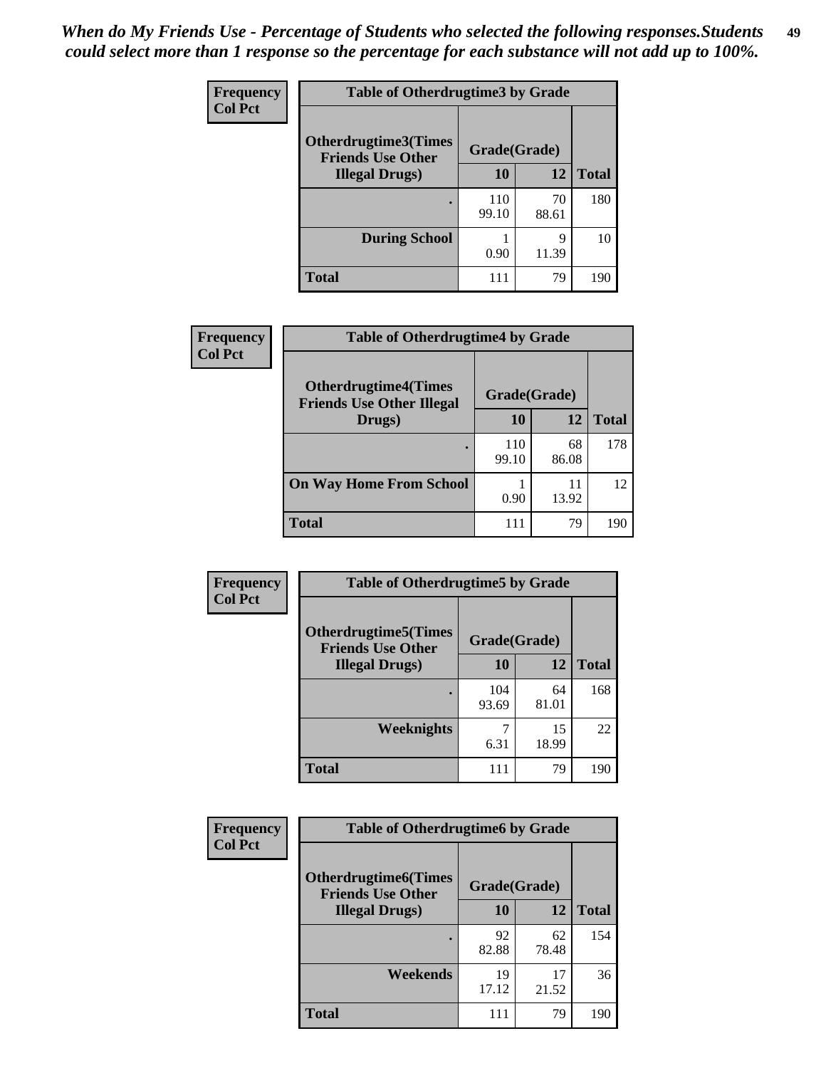*When do My Friends Use - Percentage of Students who selected the following responses.Students could select more than 1 response so the percentage for each substance will not add up to 100%.*

**Frequency**
**Col Pct**

| Table of Otherdrugtime3 by Grade | | | |
|---|---|---|---|
| **Otherdrugtime3(Times Friends Use Other Illegal Drugs)** | **Grade(Grade)** | | **Total** |
| | **10** | **12** | |
| **.** | 110<br>99.10 | 70<br>88.61 | 180 |
| **During School** | 1<br>0.90 | 9<br>11.39 | 10 |
| **Total** | 111 | 79 | 190 |

**Frequency**
**Col Pct**

| Table of Otherdrugtime4 by Grade | | | |
|---|---|---|---|
| **Otherdrugtime4(Times Friends Use Other Illegal Drugs)** | **Grade(Grade)** | | **Total** |
| | **10** | **12** | |
| **.** | 110<br>99.10 | 68<br>86.08 | 178 |
| **On Way Home From School** | 1<br>0.90 | 11<br>13.92 | 12 |
| **Total** | 111 | 79 | 190 |

**Frequency**
**Col Pct**

| Table of Otherdrugtime5 by Grade | | | |
|---|---|---|---|
| **Otherdrugtime5(Times Friends Use Other Illegal Drugs)** | **Grade(Grade)** | | **Total** |
| | **10** | **12** | |
| **.** | 104<br>93.69 | 64<br>81.01 | 168 |
| **Weeknights** | 7<br>6.31 | 15<br>18.99 | 22 |
| **Total** | 111 | 79 | 190 |

**Frequency**
**Col Pct**

| Table of Otherdrugtime6 by Grade | | | |
|---|---|---|---|
| **Otherdrugtime6(Times Friends Use Other Illegal Drugs)** | **Grade(Grade)** | | **Total** |
| | **10** | **12** | |
| **.** | 92<br>82.88 | 62<br>78.48 | 154 |
| **Weekends** | 19<br>17.12 | 17<br>21.52 | 36 |
| **Total** | 111 | 79 | 190 |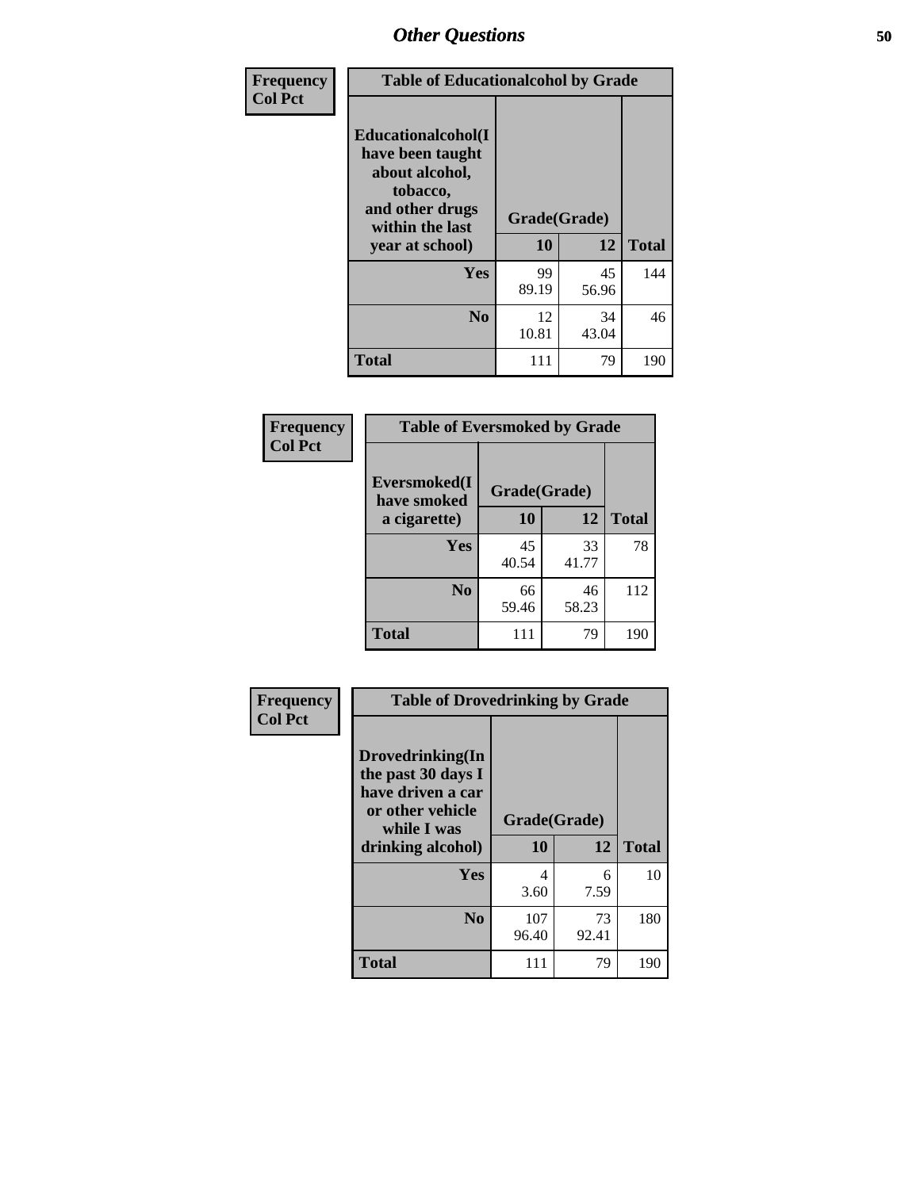## Other Questions

**Frequency**
**Col Pct**

| Table of Educationalalcohol by Grade | | | |
|---|---|---|---|
| **Educationalalcohol(I have been taught about alcohol, tobacco, and other drugs within the last year at school)** | **Grade(Grade)** | | |
| | **10** | **12** | **Total** |
| **Yes** | 99<br>89.19 | 45<br>56.96 | 144 |
| **No** | 12<br>10.81 | 34<br>43.04 | 46 |
| **Total** | 111 | 79 | 190 |

**Frequency**
**Col Pct**

| Table of Eversmoked by Grade | | | |
|---|---|---|---|
| **Eversmoked(I have smoked a cigarette)** | **Grade(Grade)** | | |
| | **10** | **12** | **Total** |
| **Yes** | 45<br>40.54 | 33<br>41.77 | 78 |
| **No** | 66<br>59.46 | 46<br>58.23 | 112 |
| **Total** | 111 | 79 | 190 |

**Frequency**
**Col Pct**

| Table of Drovedrinking by Grade | | | |
|---|---|---|---|
| **Drovedrinking(In the past 30 days I have driven a car or other vehicle while I was drinking alcohol)** | **Grade(Grade)** | | |
| | **10** | **12** | **Total** |
| **Yes** | 4<br>3.60 | 6<br>7.59 | 10 |
| **No** | 107<br>96.40 | 73<br>92.41 | 180 |
| **Total** | 111 | 79 | 190 |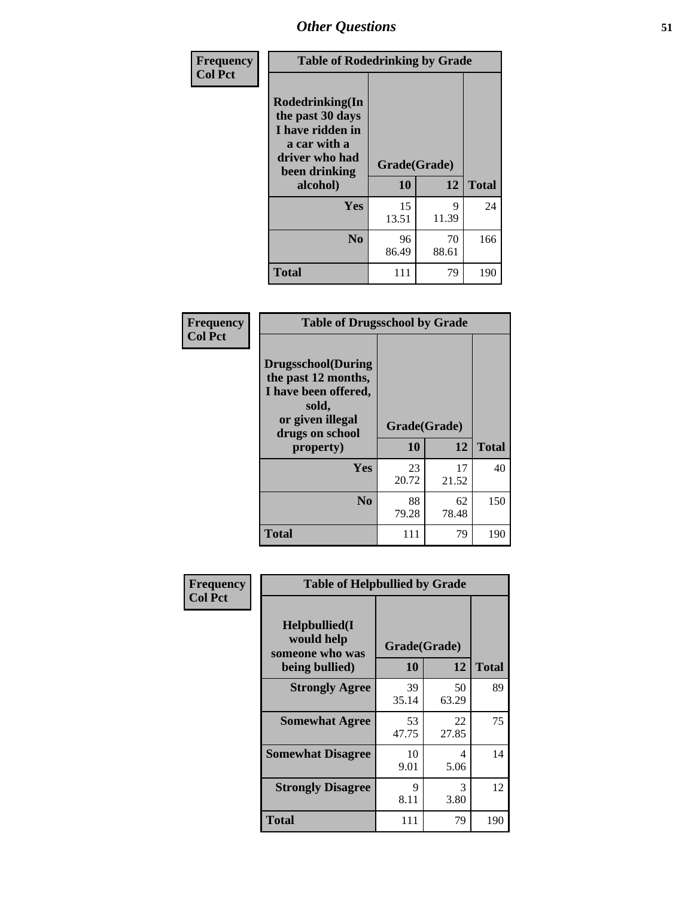Frequency
Col Pct

| Table of Rodedrinking by Grade | | | |
|---|---|---|---|
| Rodedrinking(In the past 30 days I have ridden in a car with a driver who had been drinking alcohol) | Grade(Grade) | | |
| | 10 | 12 | Total |
| Yes | 15<br>13.51 | 9<br>11.39 | 24 |
| No | 96<br>86.49 | 70<br>88.61 | 166 |
| Total | 111 | 79 | 190 |

Frequency
Col Pct

| Table of Drugsschool by Grade | | | |
|---|---|---|---|
| Drugsschool(During the past 12 months, I have been offered, sold, or given illegal drugs on school property) | Grade(Grade) | | |
| | 10 | 12 | Total |
| Yes | 23<br>20.72 | 17<br>21.52 | 40 |
| No | 88<br>79.28 | 62<br>78.48 | 150 |
| Total | 111 | 79 | 190 |

Frequency
Col Pct

| Table of Helpbullied by Grade | | | |
|---|---|---|---|
| Helpbullied(I would help someone who was being bullied) | Grade(Grade) | | |
| | 10 | 12 | Total |
| Strongly Agree | 39<br>35.14 | 50<br>63.29 | 89 |
| Somewhat Agree | 53<br>47.75 | 22<br>27.85 | 75 |
| Somewhat Disagree | 10<br>9.01 | 4<br>5.06 | 14 |
| Strongly Disagree | 9<br>8.11 | 3<br>3.80 | 12 |
| Total | 111 | 79 | 190 |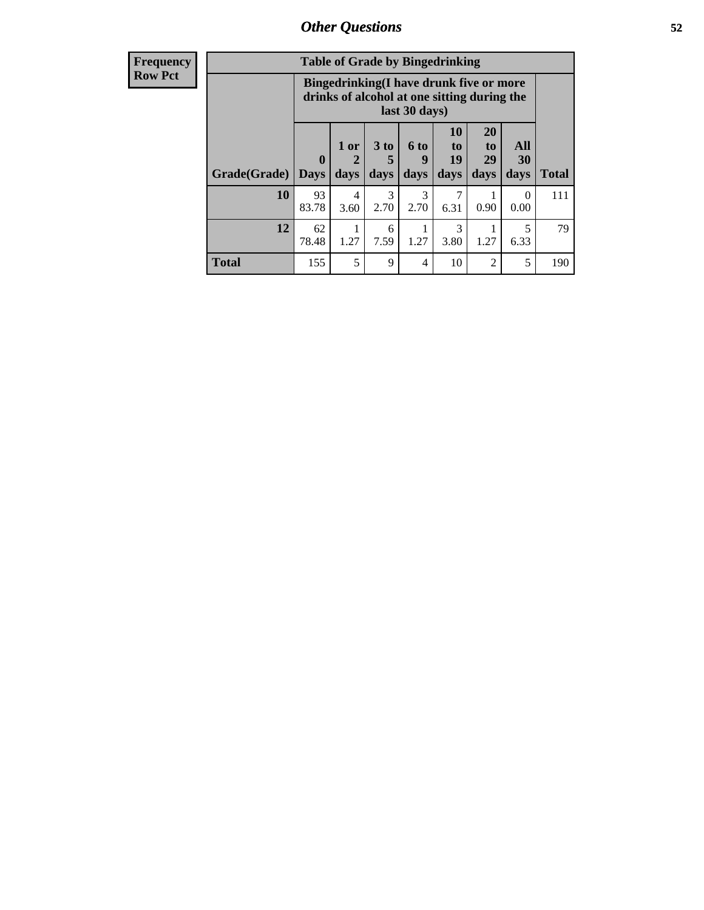| Frequency Row Pct |
|---|

**Table of Grade by Bingedrinking**

| Grade(Grade) | Bingedrinking(I have drunk five or more drinks of alcohol at one sitting during the last 30 days) | | | | | | | Total |
|---|---|---|---|---|---|---|---|---|
| | 0 Days | 1 or 2 days | 3 to 5 days | 6 to 9 days | 10 to 19 days | 20 to 29 days | All 30 days | |
| 10 | 93<br>83.78 | 4<br>3.60 | 3<br>2.70 | 3<br>2.70 | 7<br>6.31 | 1<br>0.90 | 0<br>0.00 | 111 |
| 12 | 62<br>78.48 | 1<br>1.27 | 6<br>7.59 | 1<br>1.27 | 3<br>3.80 | 1<br>1.27 | 5<br>6.33 | 79 |
| Total | 155 | 5 | 9 | 4 | 10 | 2 | 5 | 190 |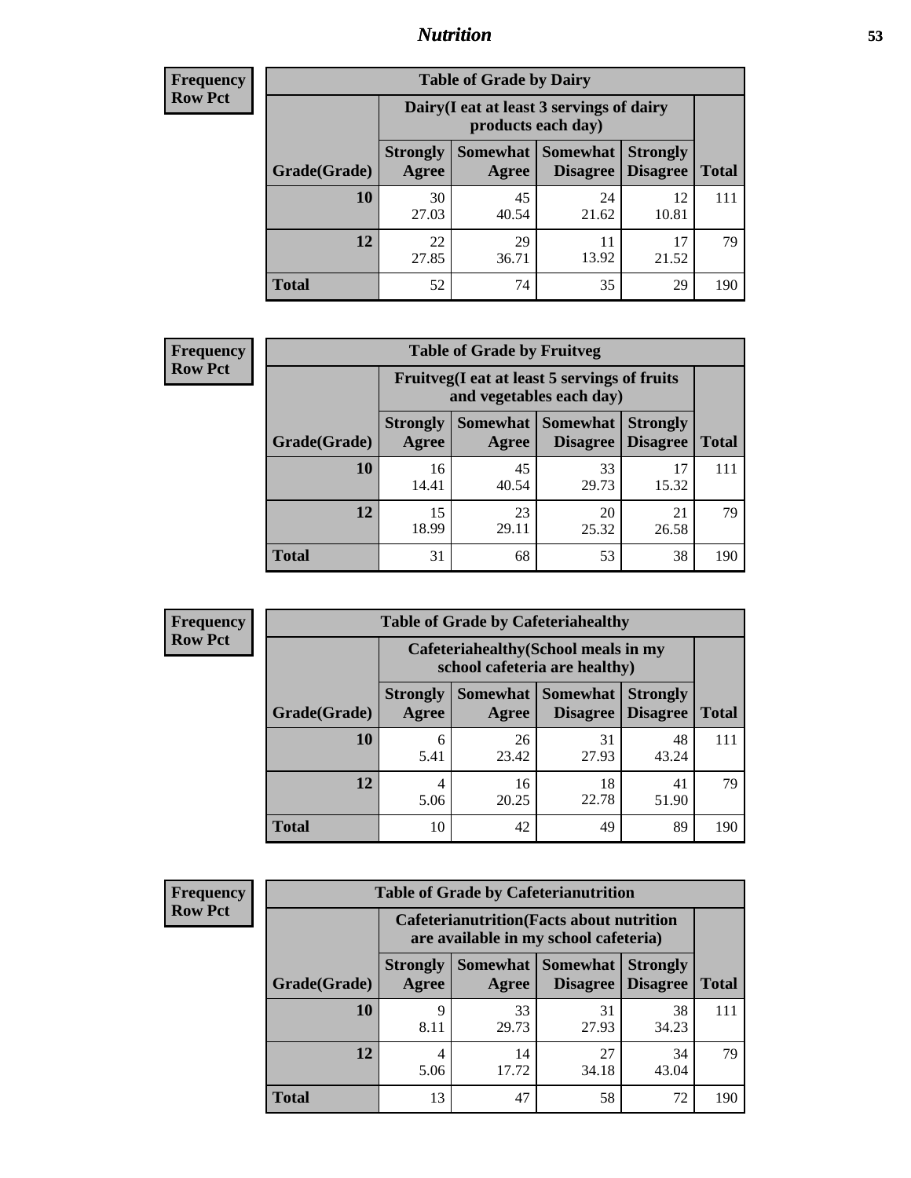**Frequency**
**Row Pct**

| Table of Grade by Dairy | | | | | |
|---|---|---|---|---|---|
| | Dairy(I eat at least 3 servings of dairy products each day) | | | | |
| Grade(Grade) | Strongly Agree | Somewhat Agree | Somewhat Disagree | Strongly Disagree | Total |
| **10** | 30<br>27.03 | 45<br>40.54 | 24<br>21.62 | 12<br>10.81 | 111 |
| **12** | 22<br>27.85 | 29<br>36.71 | 11<br>13.92 | 17<br>21.52 | 79 |
| **Total** | 52 | 74 | 35 | 29 | 190 |

**Frequency**
**Row Pct**

| Table of Grade by Fruitveg | | | | | |
|---|---|---|---|---|---|
| | Fruitveg(I eat at least 5 servings of fruits and vegetables each day) | | | | |
| Grade(Grade) | Strongly Agree | Somewhat Agree | Somewhat Disagree | Strongly Disagree | Total |
| **10** | 16<br>14.41 | 45<br>40.54 | 33<br>29.73 | 17<br>15.32 | 111 |
| **12** | 15<br>18.99 | 23<br>29.11 | 20<br>25.32 | 21<br>26.58 | 79 |
| **Total** | 31 | 68 | 53 | 38 | 190 |

**Frequency**
**Row Pct**

| Table of Grade by Cafeteriahealthy | | | | | |
|---|---|---|---|---|---|
| | Cafeteriahealthy(School meals in my school cafeteria are healthy) | | | | |
| Grade(Grade) | Strongly Agree | Somewhat Agree | Somewhat Disagree | Strongly Disagree | Total |
| **10** | 6<br>5.41 | 26<br>23.42 | 31<br>27.93 | 48<br>43.24 | 111 |
| **12** | 4<br>5.06 | 16<br>20.25 | 18<br>22.78 | 41<br>51.90 | 79 |
| **Total** | 10 | 42 | 49 | 89 | 190 |

**Frequency**
**Row Pct**

| Table of Grade by Cafeterianutrition | | | | | |
|---|---|---|---|---|---|
| | Cafeterianutrition(Facts about nutrition are available in my school cafeteria) | | | | |
| Grade(Grade) | Strongly Agree | Somewhat Agree | Somewhat Disagree | Strongly Disagree | Total |
| **10** | 9<br>8.11 | 33<br>29.73 | 31<br>27.93 | 38<br>34.23 | 111 |
| **12** | 4<br>5.06 | 14<br>17.72 | 27<br>34.18 | 34<br>43.04 | 79 |
| **Total** | 13 | 47 | 58 | 72 | 190 |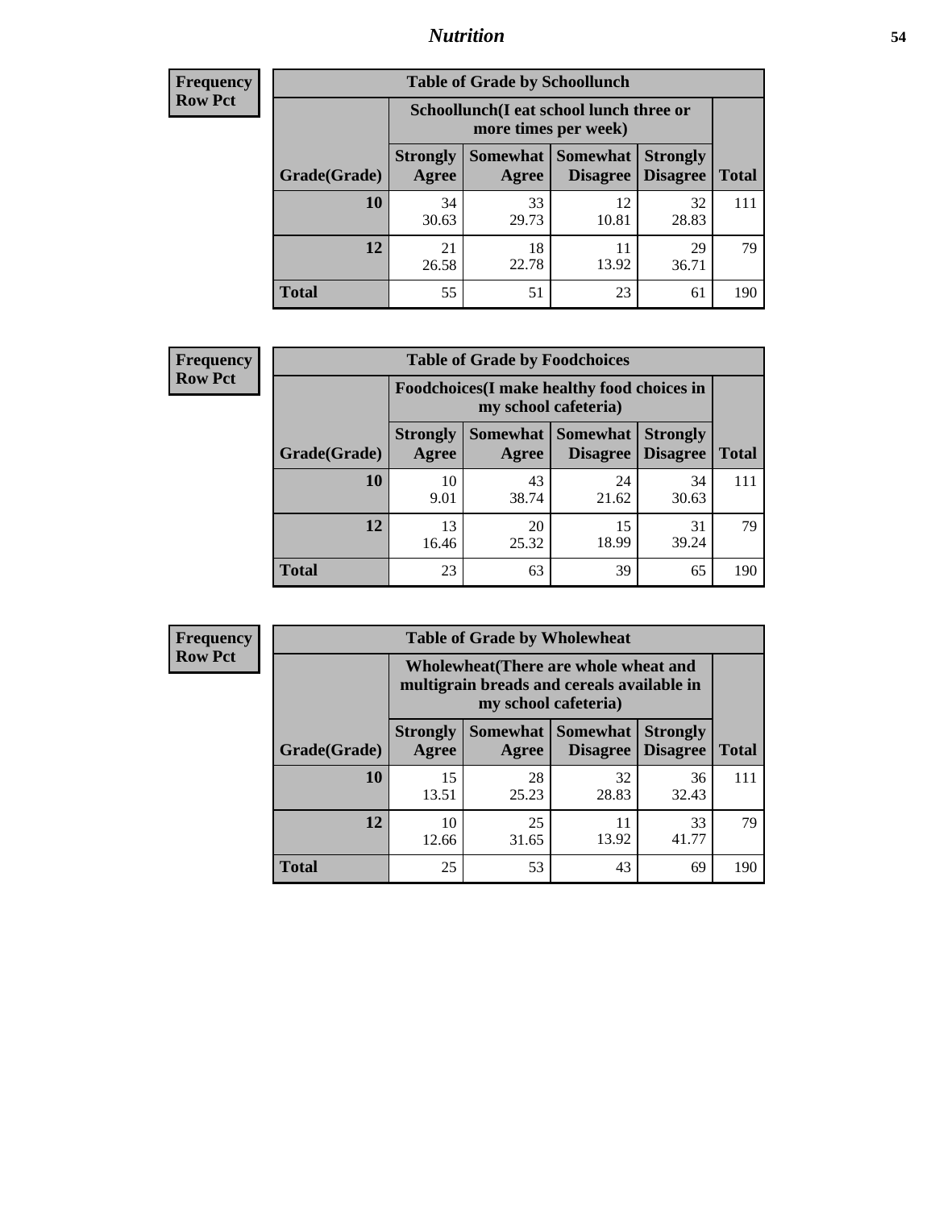| Frequency |
|---|
| Row Pct |

| Table of Grade by Schoollunch | | | | | |
|---|---|---|---|---|---|
| | Schoollunch(I eat school lunch three or more times per week) | | | | |
| Grade(Grade) | Strongly Agree | Somewhat Agree | Somewhat Disagree | Strongly Disagree | Total |
| **10** | 34<br>30.63 | 33<br>29.73 | 12<br>10.81 | 32<br>28.83 | 111 |
| **12** | 21<br>26.58 | 18<br>22.78 | 11<br>13.92 | 29<br>36.71 | 79 |
| **Total** | 55 | 51 | 23 | 61 | 190 |

| Frequency |
|---|
| Row Pct |

| Table of Grade by Foodchoices | | | | | |
|---|---|---|---|---|---|
| | Foodchoices(I make healthy food choices in my school cafeteria) | | | | |
| Grade(Grade) | Strongly Agree | Somewhat Agree | Somewhat Disagree | Strongly Disagree | Total |
| **10** | 10<br>9.01 | 43<br>38.74 | 24<br>21.62 | 34<br>30.63 | 111 |
| **12** | 13<br>16.46 | 20<br>25.32 | 15<br>18.99 | 31<br>39.24 | 79 |
| **Total** | 23 | 63 | 39 | 65 | 190 |

| Frequency |
|---|
| Row Pct |

| Table of Grade by Wholewheat | | | | | |
|---|---|---|---|---|---|
| | Wholewheat(There are whole wheat and multigrain breads and cereals available in my school cafeteria) | | | | |
| Grade(Grade) | Strongly Agree | Somewhat Agree | Somewhat Disagree | Strongly Disagree | Total |
| **10** | 15<br>13.51 | 28<br>25.23 | 32<br>28.83 | 36<br>32.43 | 111 |
| **12** | 10<br>12.66 | 25<br>31.65 | 11<br>13.92 | 33<br>41.77 | 79 |
| **Total** | 25 | 53 | 43 | 69 | 190 |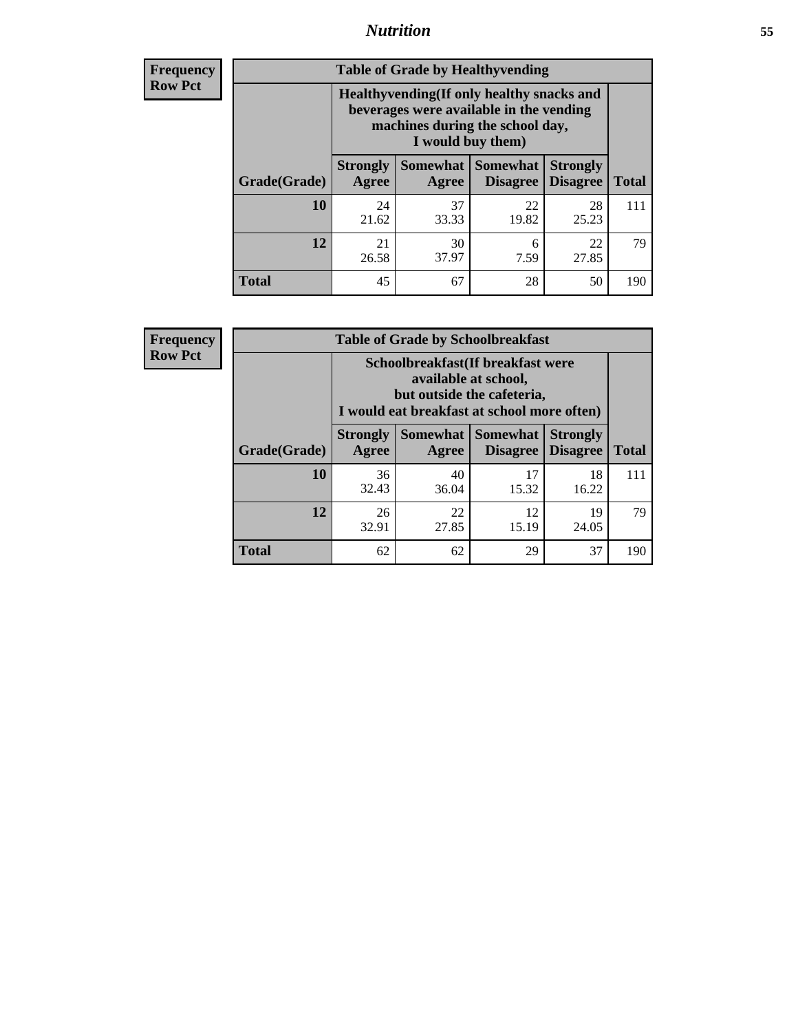**Frequency**
**Row Pct**

| Table of Grade by Healthyvending | | | | | |
|---|---|---|---|---|---|
| | Healthyvending(If only healthy snacks and beverages were available in the vending machines during the school day, I would buy them) | | | | |
| Grade(Grade) | Strongly Agree | Somewhat Agree | Somewhat Disagree | Strongly Disagree | Total |
| **10** | 24<br>21.62 | 37<br>33.33 | 22<br>19.82 | 28<br>25.23 | 111 |
| **12** | 21<br>26.58 | 30<br>37.97 | 6<br>7.59 | 22<br>27.85 | 79 |
| **Total** | 45 | 67 | 28 | 50 | 190 |

**Frequency**
**Row Pct**

| Table of Grade by Schoolbreakfast | | | | | |
|---|---|---|---|---|---|
| | Schoolbreakfast(If breakfast were available at school, but outside the cafeteria, I would eat breakfast at school more often) | | | | |
| Grade(Grade) | Strongly Agree | Somewhat Agree | Somewhat Disagree | Strongly Disagree | Total |
| **10** | 36<br>32.43 | 40<br>36.04 | 17<br>15.32 | 18<br>16.22 | 111 |
| **12** | 26<br>32.91 | 22<br>27.85 | 12<br>15.19 | 19<br>24.05 | 79 |
| **Total** | 62 | 62 | 29 | 37 | 190 |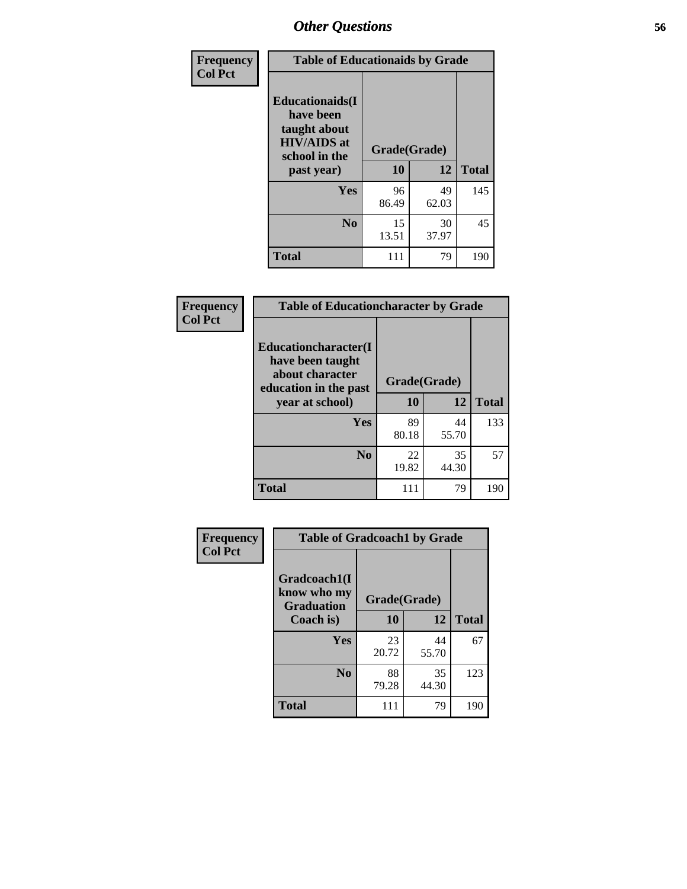| Frequency<br>Col Pct | Table of Educationaids by Grade | | |
|---|---|---|---|
| Educationaids(I have been taught about HIV/AIDS at school in the past year) | Grade(Grade) | | |
| | 10 | 12 | Total |
| Yes | 96<br>86.49 | 49<br>62.03 | 145 |
| No | 15<br>13.51 | 30<br>37.97 | 45 |
| Total | 111 | 79 | 190 |

| Frequency<br>Col Pct | Table of Educationcharacter by Grade | | |
|---|---|---|---|
| Educationcharacter(I have been taught about character education in the past year at school) | Grade(Grade) | | |
| | 10 | 12 | Total |
| Yes | 89<br>80.18 | 44<br>55.70 | 133 |
| No | 22<br>19.82 | 35<br>44.30 | 57 |
| Total | 111 | 79 | 190 |

| Frequency<br>Col Pct | Table of Gradcoach1 by Grade | | |
|---|---|---|---|
| Gradcoach1(I know who my Graduation Coach is) | Grade(Grade) | | |
| | 10 | 12 | Total |
| Yes | 23<br>20.72 | 44<br>55.70 | 67 |
| No | 88<br>79.28 | 35<br>44.30 | 123 |
| Total | 111 | 79 | 190 |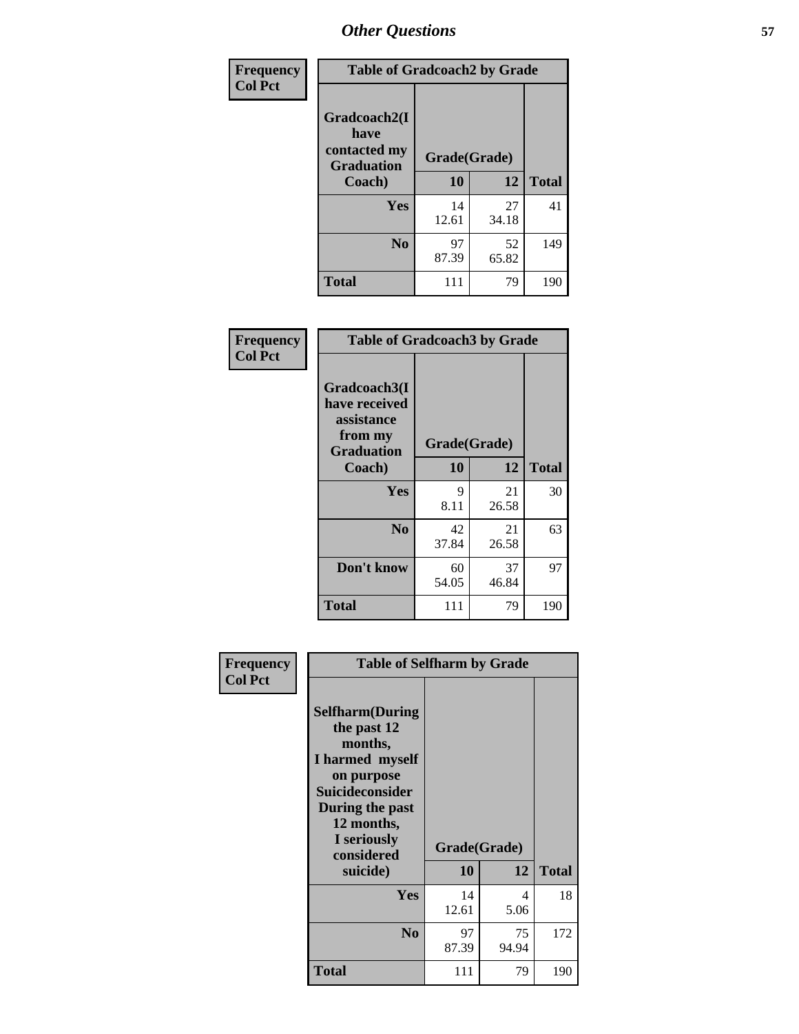## Other Questions

**Frequency**
**Col Pct**

| Table of Gradcoach2 by Grade | | | |
|---|---|---|---|
| Gradcoach2(I have contacted my Graduation Coach) | Grade(Grade) | | |
| | 10 | 12 | Total |
| Yes | 14<br>12.61 | 27<br>34.18 | 41 |
| No | 97<br>87.39 | 52<br>65.82 | 149 |
| Total | 111 | 79 | 190 |

**Frequency**
**Col Pct**

| Table of Gradcoach3 by Grade | | | |
|---|---|---|---|
| Gradcoach3(I have received assistance from my Graduation Coach) | Grade(Grade) | | |
| | 10 | 12 | Total |
| Yes | 9<br>8.11 | 21<br>26.58 | 30 |
| No | 42<br>37.84 | 21<br>26.58 | 63 |
| Don't know | 60<br>54.05 | 37<br>46.84 | 97 |
| Total | 111 | 79 | 190 |

**Frequency**
**Col Pct**

| Table of Selfharm by Grade | | | |
|---|---|---|---|
| Selfharm(During the past 12 months, I harmed myself on purpose Suicideconsider During the past 12 months, I seriously considered suicide) | Grade(Grade) | | |
| | 10 | 12 | Total |
| Yes | 14<br>12.61 | 4<br>5.06 | 18 |
| No | 97<br>87.39 | 75<br>94.94 | 172 |
| Total | 111 | 79 | 190 |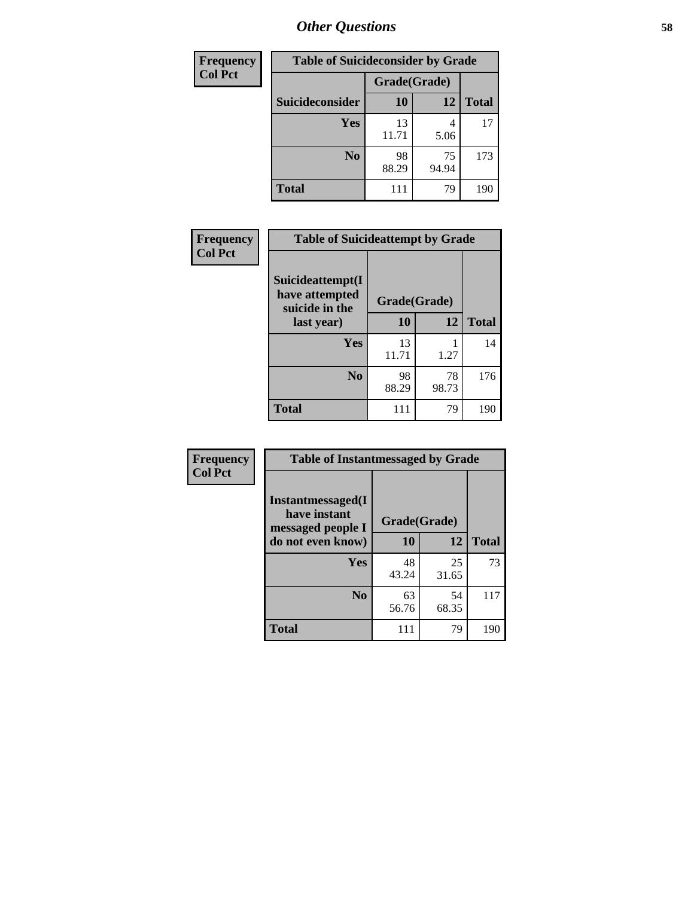# Other Questions

| Frequency Col Pct | Table of Suicideconsider by Grade | | |
|---|---|---|---|
| | Grade(Grade) | | |
| Suicideconsider | 10 | 12 | Total |
| Yes | 13<br>11.71 | 4<br>5.06 | 17 |
| No | 98<br>88.29 | 75<br>94.94 | 173 |
| Total | 111 | 79 | 190 |

| Frequency Col Pct | Table of Suicideattempt by Grade | | |
|---|---|---|---|
| Suicideattempt(I have attempted suicide in the last year) | Grade(Grade) | | |
| | 10 | 12 | Total |
| Yes | 13<br>11.71 | 1<br>1.27 | 14 |
| No | 98<br>88.29 | 78<br>98.73 | 176 |
| Total | 111 | 79 | 190 |

| Frequency Col Pct | Table of Instantmessaged by Grade | | |
|---|---|---|---|
| Instantmessaged(I have instant messaged people I do not even know) | Grade(Grade) | | |
| | 10 | 12 | Total |
| Yes | 48<br>43.24 | 25<br>31.65 | 73 |
| No | 63<br>56.76 | 54<br>68.35 | 117 |
| Total | 111 | 79 | 190 |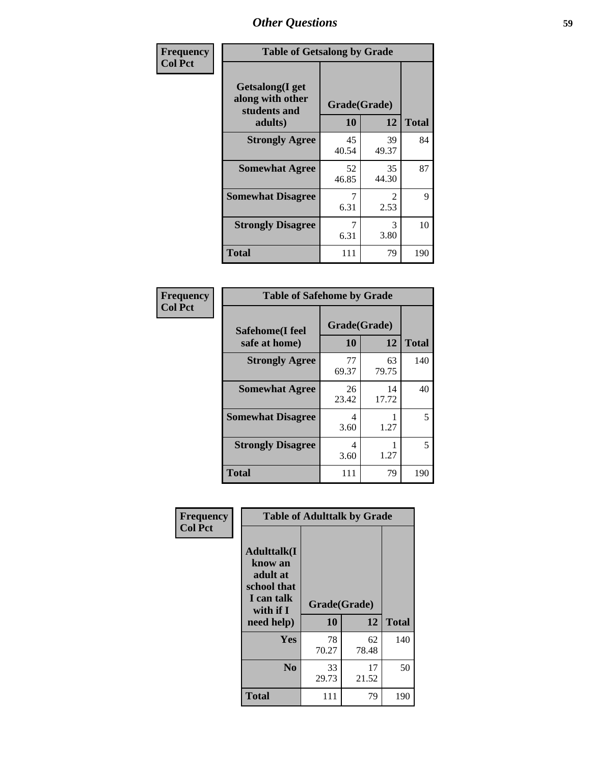# Other Questions

| Frequency<br>Col Pct |
|---|

**Table of Getsalong by Grade**

| Getsalong(I get along with other students and adults) | Grade(Grade) 10 | 12 | Total |
|---|---|---|---|
| **Strongly Agree** | 45<br>40.54 | 39<br>49.37 | 84 |
| **Somewhat Agree** | 52<br>46.85 | 35<br>44.30 | 87 |
| **Somewhat Disagree** | 7<br>6.31 | 2<br>2.53 | 9 |
| **Strongly Disagree** | 7<br>6.31 | 3<br>3.80 | 10 |
| **Total** | 111 | 79 | 190 |

| Frequency<br>Col Pct |
|---|

**Table of Safehome by Grade**

| Safehome(I feel safe at home) | Grade(Grade) 10 | 12 | Total |
|---|---|---|---|
| **Strongly Agree** | 77<br>69.37 | 63<br>79.75 | 140 |
| **Somewhat Agree** | 26<br>23.42 | 14<br>17.72 | 40 |
| **Somewhat Disagree** | 4<br>3.60 | 1<br>1.27 | 5 |
| **Strongly Disagree** | 4<br>3.60 | 1<br>1.27 | 5 |
| **Total** | 111 | 79 | 190 |

| Frequency<br>Col Pct |
|---|

**Table of Adulttalk by Grade**

| Adulttalk(I know an adult at school that I can talk with if I need help) | Grade(Grade) 10 | 12 | Total |
|---|---|---|---|
| **Yes** | 78<br>70.27 | 62<br>78.48 | 140 |
| **No** | 33<br>29.73 | 17<br>21.52 | 50 |
| **Total** | 111 | 79 | 190 |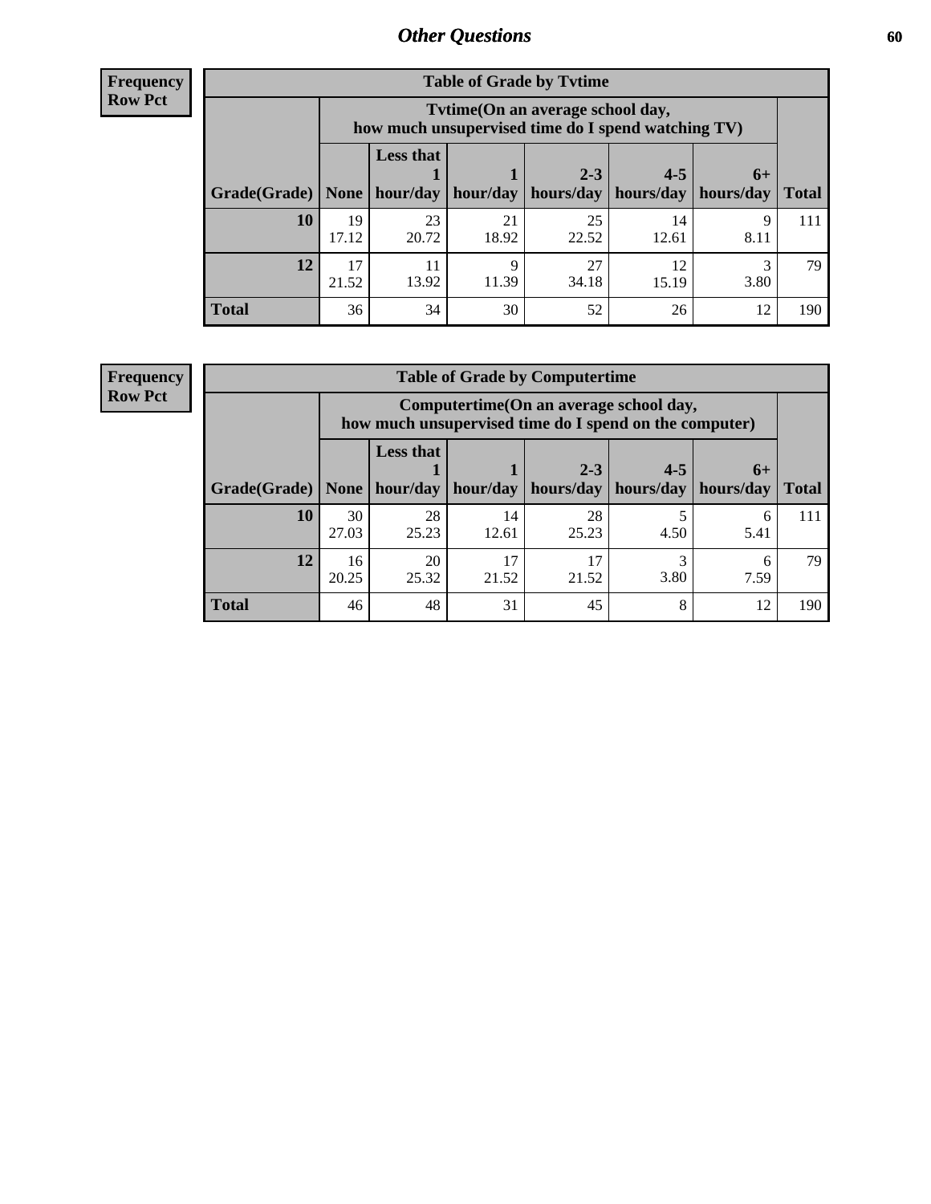## Other Questions

**Frequency**
**Row Pct**

| Table of Grade by Tvtime | | | | | | | |
|---|---|---|---|---|---|---|---|
| | Tvtime(On an average school day, how much unsupervised time do I spend watching TV) | | | | | | |
| Grade(Grade) | None | Less that 1 hour/day | 1 hour/day | 2-3 hours/day | 4-5 hours/day | 6+ hours/day | Total |
| **10** | 19<br>17.12 | 23<br>20.72 | 21<br>18.92 | 25<br>22.52 | 14<br>12.61 | 9<br>8.11 | 111 |
| **12** | 17<br>21.52 | 11<br>13.92 | 9<br>11.39 | 27<br>34.18 | 12<br>15.19 | 3<br>3.80 | 79 |
| **Total** | 36 | 34 | 30 | 52 | 26 | 12 | 190 |

**Frequency**
**Row Pct**

| Table of Grade by Computertime | | | | | | | |
|---|---|---|---|---|---|---|---|
| | Computertime(On an average school day, how much unsupervised time do I spend on the computer) | | | | | | |
| Grade(Grade) | None | Less that 1 hour/day | 1 hour/day | 2-3 hours/day | 4-5 hours/day | 6+ hours/day | Total |
| **10** | 30<br>27.03 | 28<br>25.23 | 14<br>12.61 | 28<br>25.23 | 5<br>4.50 | 6<br>5.41 | 111 |
| **12** | 16<br>20.25 | 20<br>25.32 | 17<br>21.52 | 17<br>21.52 | 3<br>3.80 | 6<br>7.59 | 79 |
| **Total** | 46 | 48 | 31 | 45 | 8 | 12 | 190 |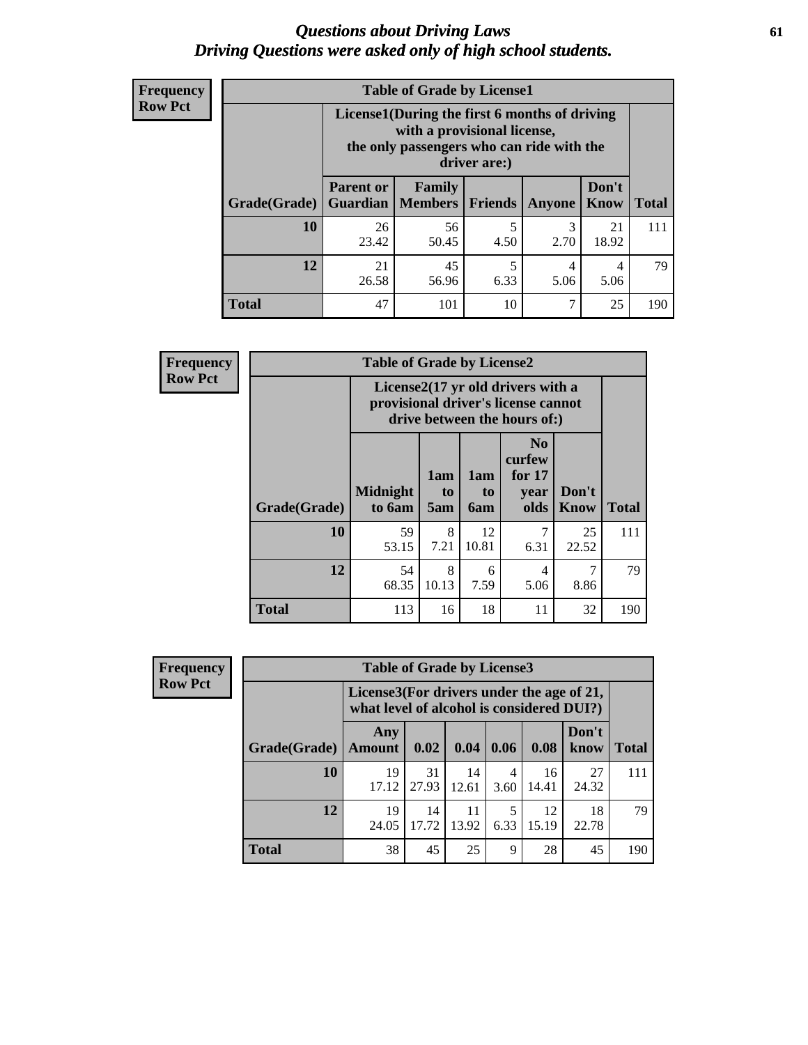# *Questions about Driving Laws*
# *Driving Questions were asked only of high school students.*

**Frequency**
**Row Pct**

| Table of Grade by License1 | | | | | | |
|---|---|---|---|---|---|---|
| | License1(During the first 6 months of driving with a provisional license, the only passengers who can ride with the driver are:) | | | | | |
| Grade(Grade) | Parent or Guardian | Family Members | Friends | Anyone | Don't Know | Total |
| 10 | 26<br>23.42 | 56<br>50.45 | 5<br>4.50 | 3<br>2.70 | 21<br>18.92 | 111 |
| 12 | 21<br>26.58 | 45<br>56.96 | 5<br>6.33 | 4<br>5.06 | 4<br>5.06 | 79 |
| Total | 47 | 101 | 10 | 7 | 25 | 190 |

**Frequency**
**Row Pct**

| Table of Grade by License2 | | | | | | |
|---|---|---|---|---|---|---|
| | License2(17 yr old drivers with a provisional driver's license cannot drive between the hours of:) | | | | | |
| Grade(Grade) | Midnight to 6am | 1am to 5am | 1am to 6am | No curfew for 17 year olds | Don't Know | Total |
| 10 | 59<br>53.15 | 8<br>7.21 | 12<br>10.81 | 7<br>6.31 | 25<br>22.52 | 111 |
| 12 | 54<br>68.35 | 8<br>10.13 | 6<br>7.59 | 4<br>5.06 | 7<br>8.86 | 79 |
| Total | 113 | 16 | 18 | 11 | 32 | 190 |

**Frequency**
**Row Pct**

| Table of Grade by License3 | | | | | | | |
|---|---|---|---|---|---|---|---|
| | License3(For drivers under the age of 21, what level of alcohol is considered DUI?) | | | | | | |
| Grade(Grade) | Any Amount | 0.02 | 0.04 | 0.06 | 0.08 | Don't know | Total |
| 10 | 19<br>17.12 | 31<br>27.93 | 14<br>12.61 | 4<br>3.60 | 16<br>14.41 | 27<br>24.32 | 111 |
| 12 | 19<br>24.05 | 14<br>17.72 | 11<br>13.92 | 5<br>6.33 | 12<br>15.19 | 18<br>22.78 | 79 |
| Total | 38 | 45 | 25 | 9 | 28 | 45 | 190 |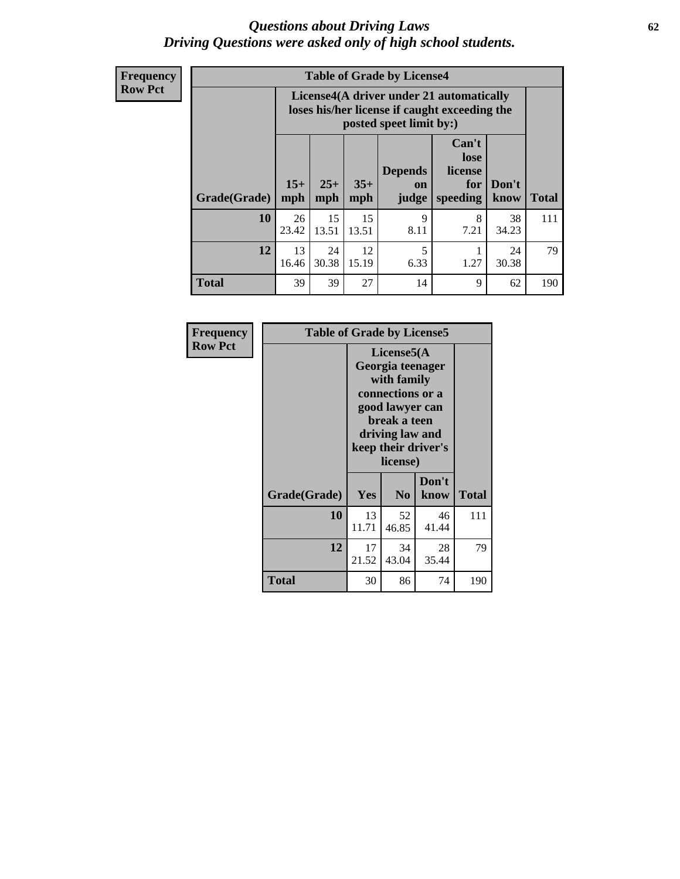# *Questions about Driving Laws*
## *Driving Questions were asked only of high school students.*

**Frequency**
**Row Pct**

**Table of Grade by License4**

| Grade(Grade) | License4(A driver under 21 automatically loses his/her license if caught exceeding the posted speet limit by:) | | | | | | Total |
|---|---|---|---|---|---|---|---|
| | 15+ mph | 25+ mph | 35+ mph | Depends on judge | Can't lose license for speeding | Don't know | |
| **10** | 26<br>23.42 | 15<br>13.51 | 15<br>13.51 | 9<br>8.11 | 8<br>7.21 | 38<br>34.23 | 111 |
| **12** | 13<br>16.46 | 24<br>30.38 | 12<br>15.19 | 5<br>6.33 | 1<br>1.27 | 24<br>30.38 | 79 |
| **Total** | 39 | 39 | 27 | 14 | 9 | 62 | 190 |

**Frequency**
**Row Pct**

**Table of Grade by License5**

| Grade(Grade) | License5(A Georgia teenager with family connections or a good lawyer can break a teen driving law and keep their driver's license) | | | Total |
|---|---|---|---|---|
| | Yes | No | Don't know | |
| **10** | 13<br>11.71 | 52<br>46.85 | 46<br>41.44 | 111 |
| **12** | 17<br>21.52 | 34<br>43.04 | 28<br>35.44 | 79 |
| **Total** | 30 | 86 | 74 | 190 |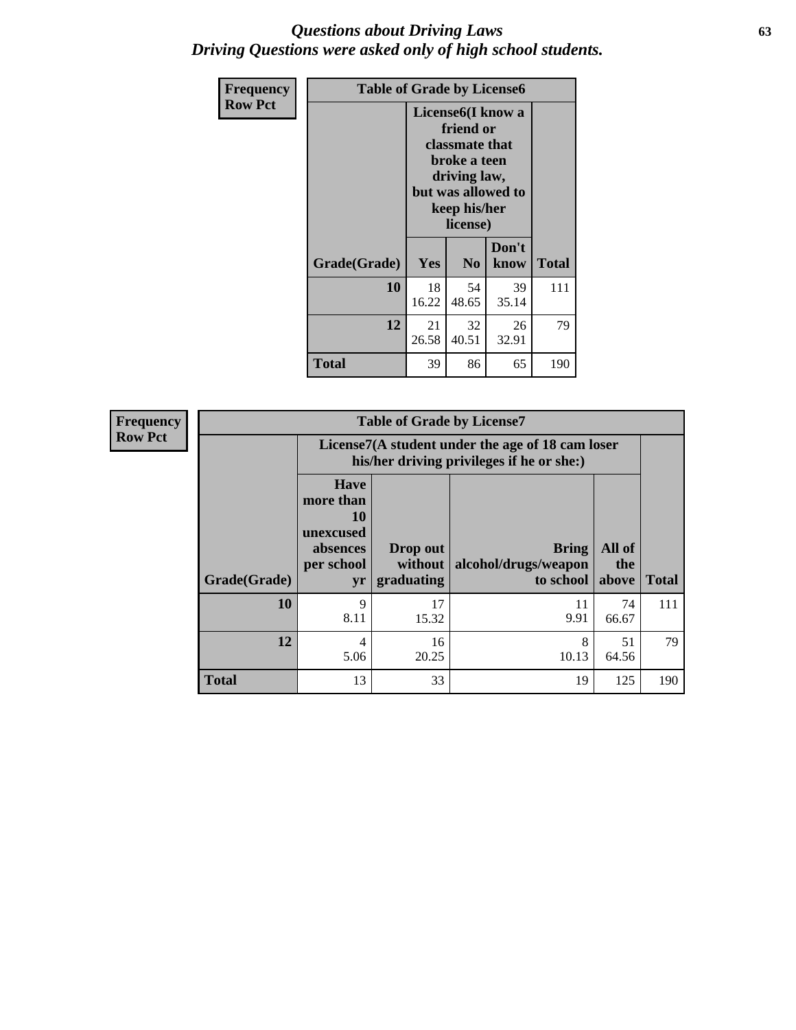# *Questions about Driving Laws*
# *Driving Questions were asked only of high school students.*

**Frequency**
**Row Pct**

**Table of Grade by License6**

| Grade(Grade) | License6(I know a friend or classmate that broke a teen driving law, but was allowed to keep his/her license) | | | Total |
|---|---|---|---|---|
| | Yes | No | Don't know | |
| **10** | 18<br>16.22 | 54<br>48.65 | 39<br>35.14 | 111 |
| **12** | 21<br>26.58 | 32<br>40.51 | 26<br>32.91 | 79 |
| **Total** | 39 | 86 | 65 | 190 |

**Frequency**
**Row Pct**

**Table of Grade by License7**

| Grade(Grade) | License7(A student under the age of 18 cam loser his/her driving privileges if he or she:) | | | | Total |
|---|---|---|---|---|---|
| | Have more than 10 unexcused absences per school yr | Drop out without graduating | Bring alcohol/drugs/weapon to school | All of the above | |
| **10** | 9<br>8.11 | 17<br>15.32 | 11<br>9.91 | 74<br>66.67 | 111 |
| **12** | 4<br>5.06 | 16<br>20.25 | 8<br>10.13 | 51<br>64.56 | 79 |
| **Total** | 13 | 33 | 19 | 125 | 190 |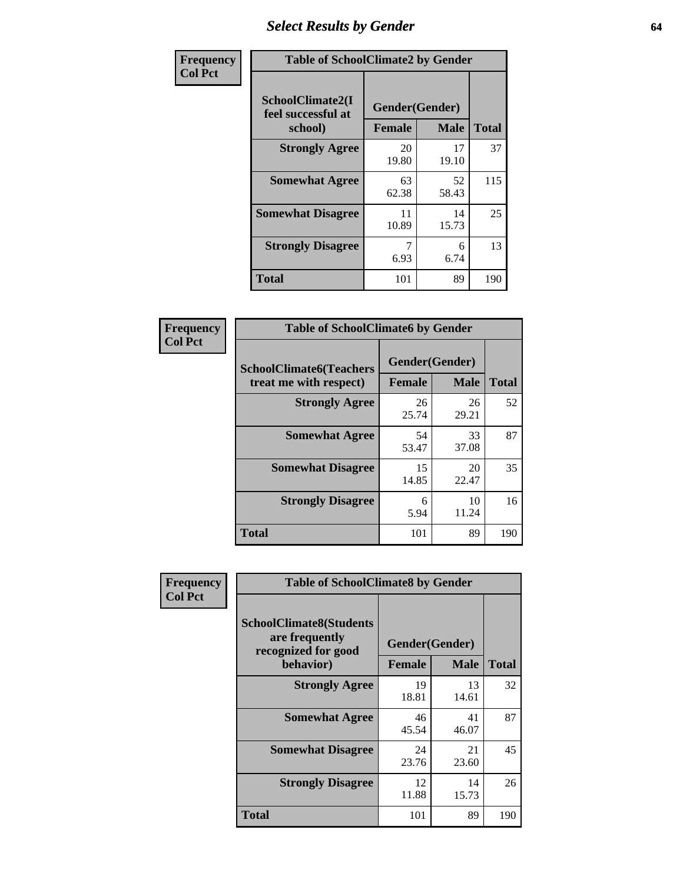# Select Results by Gender

**Frequency**
**Col Pct**

**Table of SchoolClimate2 by Gender**

| SchoolClimate2(I feel successful at school) | Gender(Gender) | | Total |
|---|---|---|---|
| | Female | Male | |
| **Strongly Agree** | 20<br>19.80 | 17<br>19.10 | 37 |
| **Somewhat Agree** | 63<br>62.38 | 52<br>58.43 | 115 |
| **Somewhat Disagree** | 11<br>10.89 | 14<br>15.73 | 25 |
| **Strongly Disagree** | 7<br>6.93 | 6<br>6.74 | 13 |
| **Total** | 101 | 89 | 190 |

**Frequency**
**Col Pct**

**Table of SchoolClimate6 by Gender**

| SchoolClimate6(Teachers treat me with respect) | Gender(Gender) | | Total |
|---|---|---|---|
| | Female | Male | |
| **Strongly Agree** | 26<br>25.74 | 26<br>29.21 | 52 |
| **Somewhat Agree** | 54<br>53.47 | 33<br>37.08 | 87 |
| **Somewhat Disagree** | 15<br>14.85 | 20<br>22.47 | 35 |
| **Strongly Disagree** | 6<br>5.94 | 10<br>11.24 | 16 |
| **Total** | 101 | 89 | 190 |

**Frequency**
**Col Pct**

**Table of SchoolClimate8 by Gender**

| SchoolClimate8(Students are frequently recognized for good behavior) | Gender(Gender) | | Total |
|---|---|---|---|
| | Female | Male | |
| **Strongly Agree** | 19<br>18.81 | 13<br>14.61 | 32 |
| **Somewhat Agree** | 46<br>45.54 | 41<br>46.07 | 87 |
| **Somewhat Disagree** | 24<br>23.76 | 21<br>23.60 | 45 |
| **Strongly Disagree** | 12<br>11.88 | 14<br>15.73 | 26 |
| **Total** | 101 | 89 | 190 |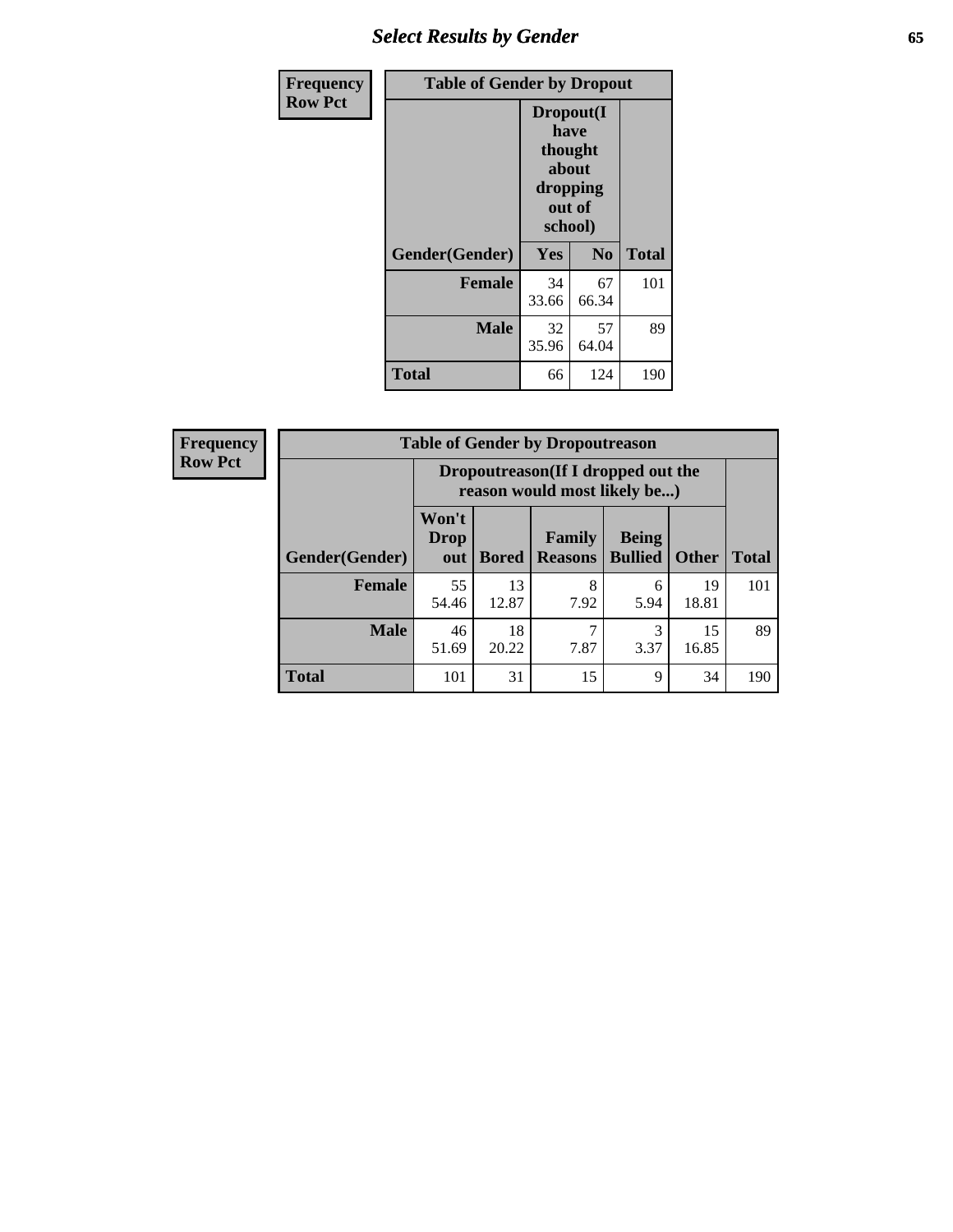# Select Results by Gender

**Frequency**
**Row Pct**

| Table of Gender by Dropout | | | |
|---|---|---|---|
| | Dropout(I have thought about dropping out of school) | | |
| Gender(Gender) | Yes | No | Total |
| **Female** | 34<br>33.66 | 67<br>66.34 | 101 |
| **Male** | 32<br>35.96 | 57<br>64.04 | 89 |
| **Total** | 66 | 124 | 190 |

**Frequency**
**Row Pct**

| Table of Gender by Dropoutreason | | | | | | |
|---|---|---|---|---|---|---|
| | Dropoutreason(If I dropped out the reason would most likely be...) | | | | | |
| Gender(Gender) | Won't Drop out | Bored | Family Reasons | Being Bullied | Other | Total |
| **Female** | 55<br>54.46 | 13<br>12.87 | 8<br>7.92 | 6<br>5.94 | 19<br>18.81 | 101 |
| **Male** | 46<br>51.69 | 18<br>20.22 | 7<br>7.87 | 3<br>3.37 | 15<br>16.85 | 89 |
| **Total** | 101 | 31 | 15 | 9 | 34 | 190 |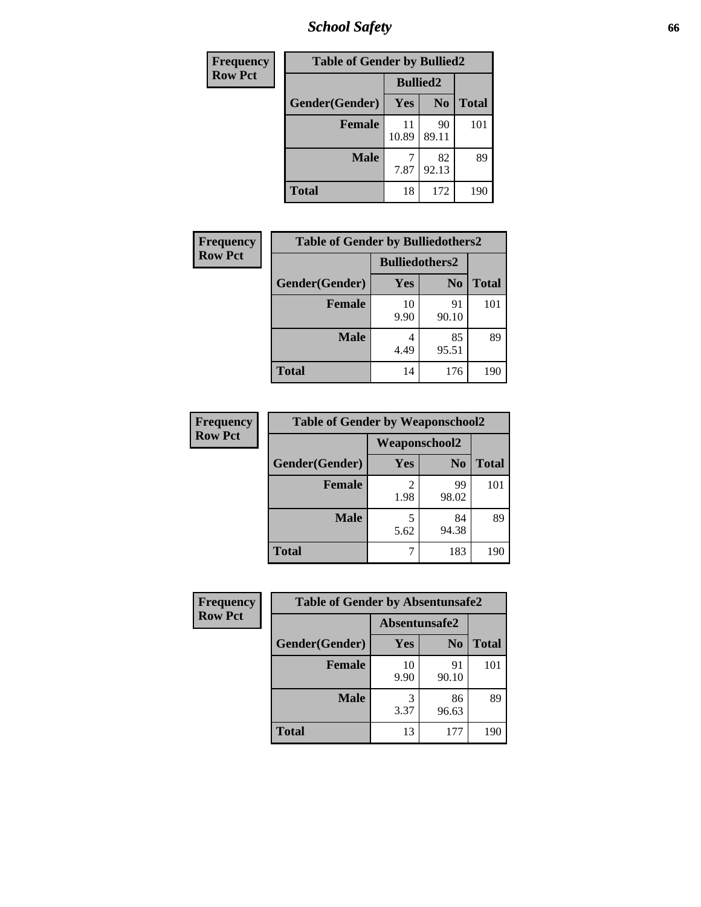| Frequency Row Pct | Table of Gender by Bullied2 | | |
|---|---|---|---|
| | Bullied2 | | |
| Gender(Gender) | Yes | No | Total |
| Female | 11<br>10.89 | 90<br>89.11 | 101 |
| Male | 7<br>7.87 | 82<br>92.13 | 89 |
| Total | 18 | 172 | 190 |

| Frequency Row Pct | Table of Gender by Bulliedothers2 | | |
|---|---|---|---|
| | Bulliedothers2 | | |
| Gender(Gender) | Yes | No | Total |
| Female | 10<br>9.90 | 91<br>90.10 | 101 |
| Male | 4<br>4.49 | 85<br>95.51 | 89 |
| Total | 14 | 176 | 190 |

| Frequency Row Pct | Table of Gender by Weaponschool2 | | |
|---|---|---|---|
| | Weaponschool2 | | |
| Gender(Gender) | Yes | No | Total |
| Female | 2<br>1.98 | 99<br>98.02 | 101 |
| Male | 5<br>5.62 | 84<br>94.38 | 89 |
| Total | 7 | 183 | 190 |

| Frequency Row Pct | Table of Gender by Absentunsafe2 | | |
|---|---|---|---|
| | Absentunsafe2 | | |
| Gender(Gender) | Yes | No | Total |
| Female | 10<br>9.90 | 91<br>90.10 | 101 |
| Male | 3<br>3.37 | 86<br>96.63 | 89 |
| Total | 13 | 177 | 190 |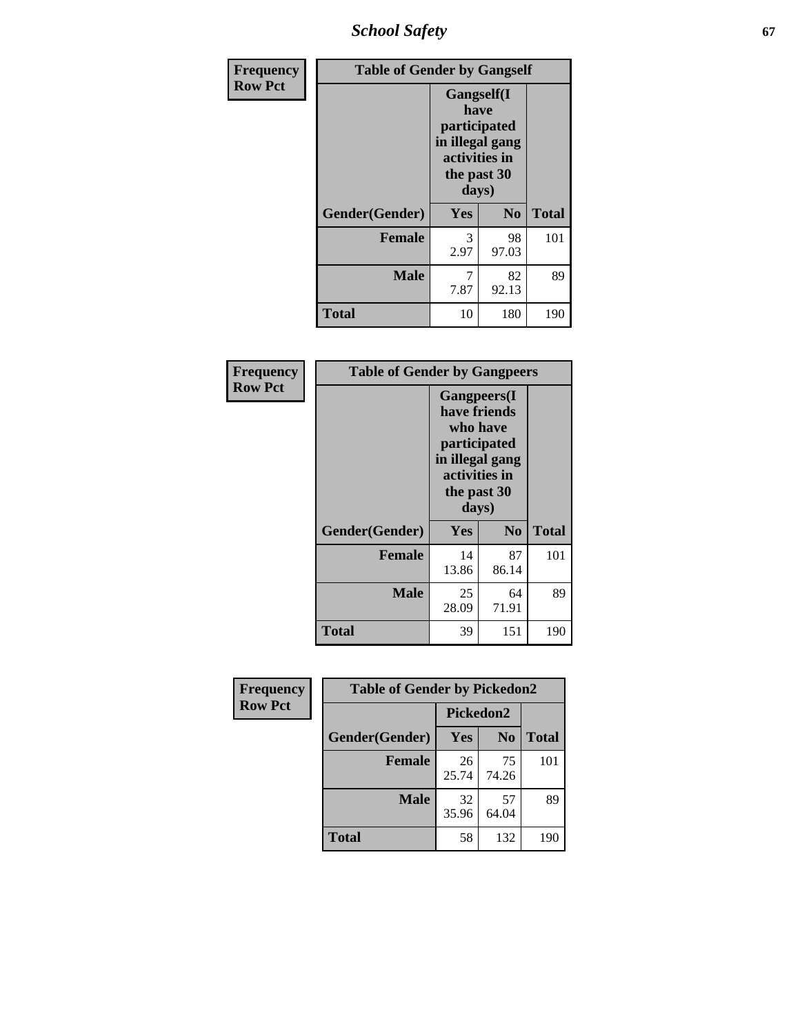| Frequency Row Pct | Table of Gender by Gangself | | |
|---|---|---|---|
| | Gangself(I have participated in illegal gang activities in the past 30 days) | | |
| Gender(Gender) | Yes | No | Total |
| Female | 3<br>2.97 | 98<br>97.03 | 101 |
| Male | 7<br>7.87 | 82<br>92.13 | 89 |
| Total | 10 | 180 | 190 |

| Frequency Row Pct | Table of Gender by Gangpeers | | |
|---|---|---|---|
| | Gangpeers(I have friends who have participated in illegal gang activities in the past 30 days) | | |
| Gender(Gender) | Yes | No | Total |
| Female | 14<br>13.86 | 87<br>86.14 | 101 |
| Male | 25<br>28.09 | 64<br>71.91 | 89 |
| Total | 39 | 151 | 190 |

| Frequency Row Pct | Table of Gender by Pickedon2 | | |
|---|---|---|---|
| | Pickedon2 | | |
| Gender(Gender) | Yes | No | Total |
| Female | 26<br>25.74 | 75<br>74.26 | 101 |
| Male | 32<br>35.96 | 57<br>64.04 | 89 |
| Total | 58 | 132 | 190 |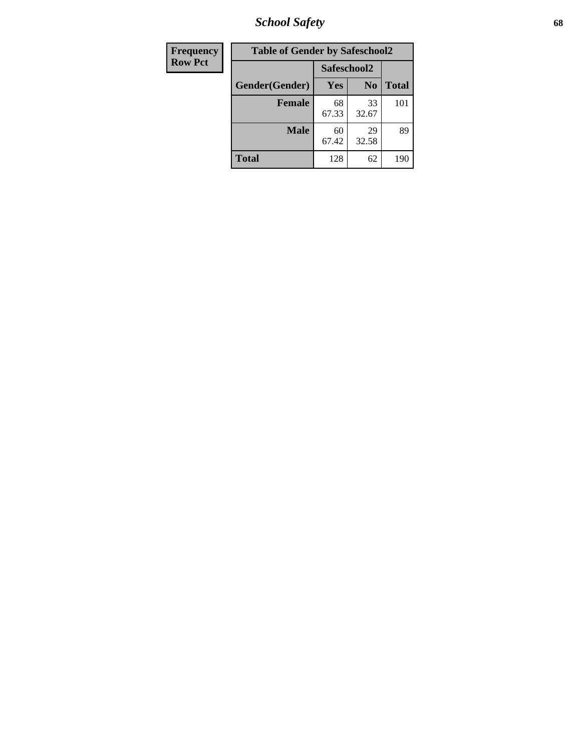## School Safety

| Frequency<br>Row Pct |
| --- |

**Table of Gender by Safeschool2**

| Gender(Gender) | Safeschool2 | | Total |
| --- | --- | --- | --- |
| | Yes | No | |
| **Female** | 68<br>67.33 | 33<br>32.67 | 101 |
| **Male** | 60<br>67.42 | 29<br>32.58 | 89 |
| **Total** | 128 | 62 | 190 |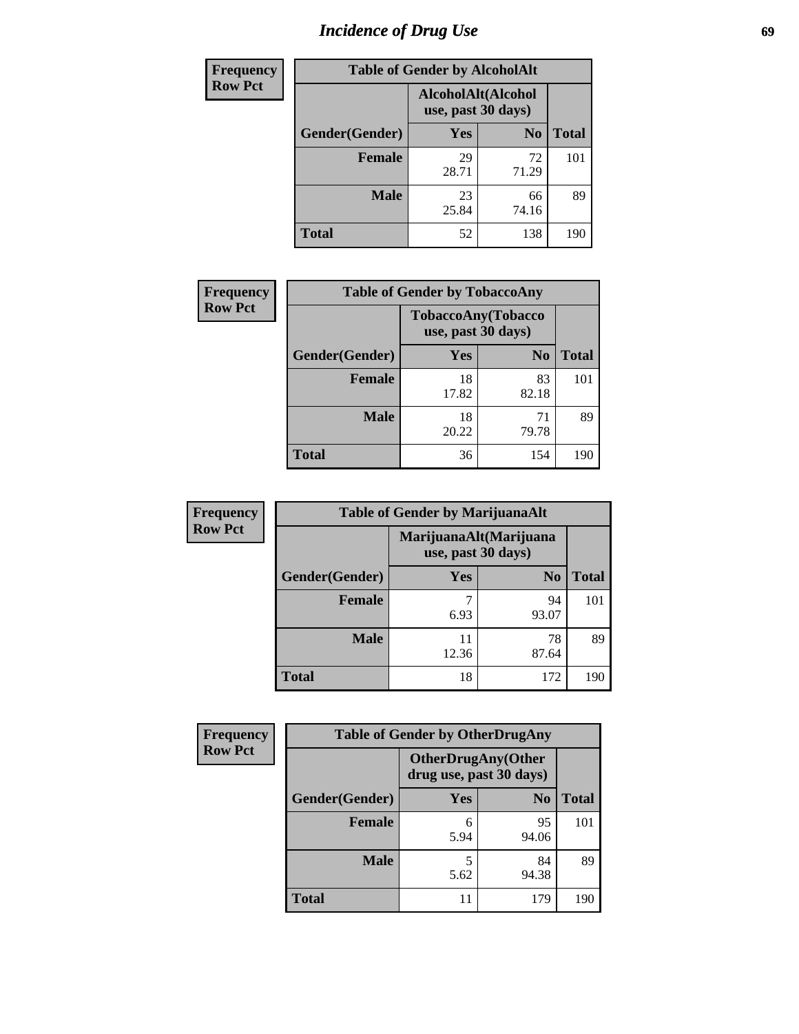# Incidence of Drug Use

| Frequency<br>Row Pct | | | |
|---|---|---|---|
| **Table of Gender by AlcoholAlt** | | | |
| | **AlcoholAlt(Alcohol use, past 30 days)** | | |
| **Gender(Gender)** | **Yes** | **No** | **Total** |
| **Female** | 29<br>28.71 | 72<br>71.29 | 101 |
| **Male** | 23<br>25.84 | 66<br>74.16 | 89 |
| **Total** | 52 | 138 | 190 |

| Frequency<br>Row Pct | | | |
|---|---|---|---|
| **Table of Gender by TobaccoAny** | | | |
| | **TobaccoAny(Tobacco use, past 30 days)** | | |
| **Gender(Gender)** | **Yes** | **No** | **Total** |
| **Female** | 18<br>17.82 | 83<br>82.18 | 101 |
| **Male** | 18<br>20.22 | 71<br>79.78 | 89 |
| **Total** | 36 | 154 | 190 |

| Frequency<br>Row Pct | | | |
|---|---|---|---|
| **Table of Gender by MarijuanaAlt** | | | |
| | **MarijuanaAlt(Marijuana use, past 30 days)** | | |
| **Gender(Gender)** | **Yes** | **No** | **Total** |
| **Female** | 7<br>6.93 | 94<br>93.07 | 101 |
| **Male** | 11<br>12.36 | 78<br>87.64 | 89 |
| **Total** | 18 | 172 | 190 |

| Frequency<br>Row Pct | | | |
|---|---|---|---|
| **Table of Gender by OtherDrugAny** | | | |
| | **OtherDrugAny(Other drug use, past 30 days)** | | |
| **Gender(Gender)** | **Yes** | **No** | **Total** |
| **Female** | 6<br>5.94 | 95<br>94.06 | 101 |
| **Male** | 5<br>5.62 | 84<br>94.38 | 89 |
| **Total** | 11 | 179 | 190 |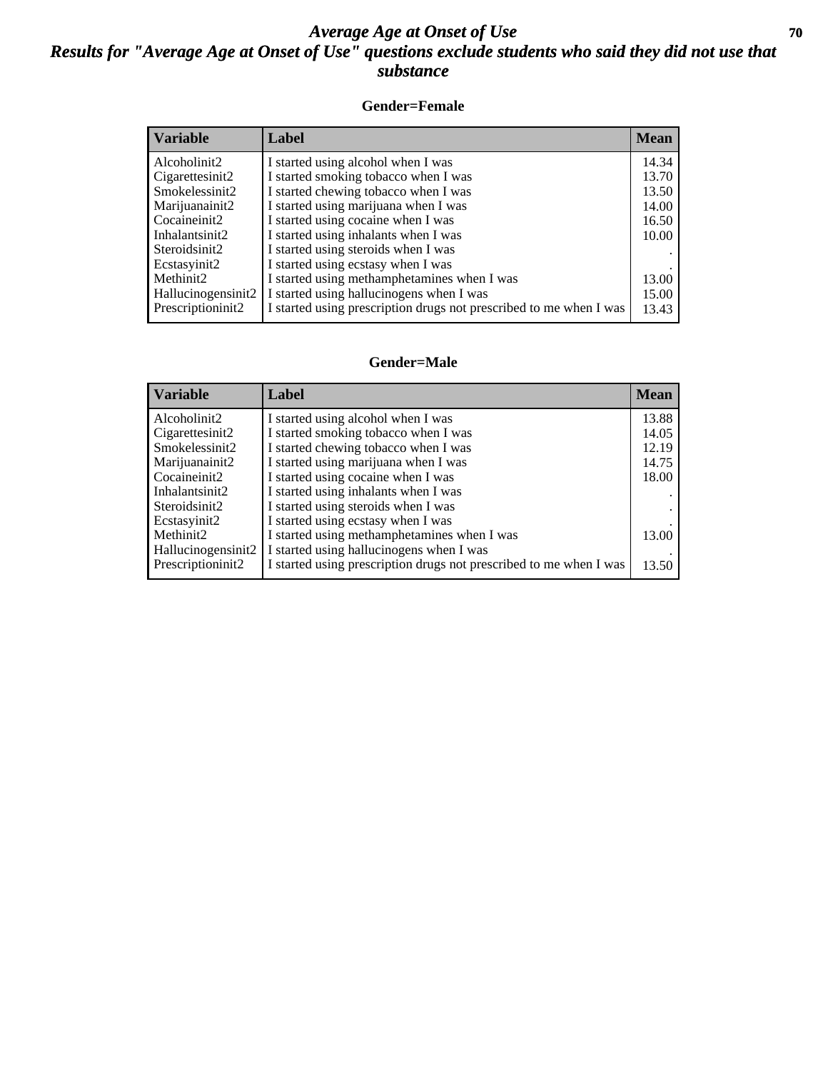# *Average Age at Onset of Use*

## *Results for "Average Age at Onset of Use" questions exclude students who said they did not use that substance*

### Gender=Female

| Variable | Label | Mean |
|---|---|---|
| Alcoholinit2 | I started using alcohol when I was | 14.34 |
| Cigarettesinit2 | I started smoking tobacco when I was | 13.70 |
| Smokelessinit2 | I started chewing tobacco when I was | 13.50 |
| Marijuanainit2 | I started using marijuana when I was | 14.00 |
| Cocaineinit2 | I started using cocaine when I was | 16.50 |
| Inhalantsinit2 | I started using inhalants when I was | 10.00 |
| Steroidsinit2 | I started using steroids when I was | . |
| Ecstasyinit2 | I started using ecstasy when I was | . |
| Methinit2 | I started using methamphetamines when I was | 13.00 |
| Hallucinogensinit2 | I started using hallucinogens when I was | 15.00 |
| Prescriptioninit2 | I started using prescription drugs not prescribed to me when I was | 13.43 |

### Gender=Male

| Variable | Label | Mean |
|---|---|---|
| Alcoholinit2 | I started using alcohol when I was | 13.88 |
| Cigarettesinit2 | I started smoking tobacco when I was | 14.05 |
| Smokelessinit2 | I started chewing tobacco when I was | 12.19 |
| Marijuanainit2 | I started using marijuana when I was | 14.75 |
| Cocaineinit2 | I started using cocaine when I was | 18.00 |
| Inhalantsinit2 | I started using inhalants when I was | . |
| Steroidsinit2 | I started using steroids when I was | . |
| Ecstasyinit2 | I started using ecstasy when I was | . |
| Methinit2 | I started using methamphetamines when I was | 13.00 |
| Hallucinogensinit2 | I started using hallucinogens when I was | . |
| Prescriptioninit2 | I started using prescription drugs not prescribed to me when I was | 13.50 |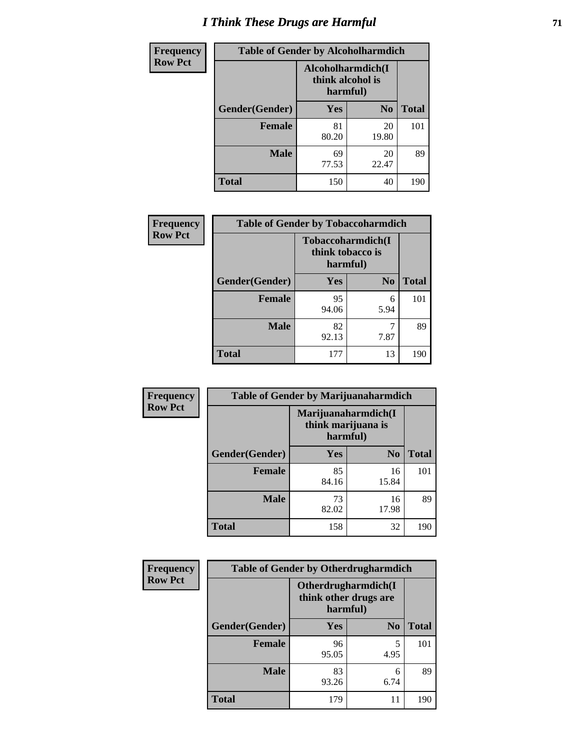# I Think These Drugs are Harmful

| Frequency Row Pct | Table of Gender by Alcoholharmdich | | |
|---|---|---|---|
| | Alcoholharmdich(I think alcohol is harmful) | | |
| Gender(Gender) | Yes | No | Total |
| Female | 81<br>80.20 | 20<br>19.80 | 101 |
| Male | 69<br>77.53 | 20<br>22.47 | 89 |
| Total | 150 | 40 | 190 |

| Frequency Row Pct | Table of Gender by Tobaccoharmdich | | |
|---|---|---|---|
| | Tobaccoharmdich(I think tobacco is harmful) | | |
| Gender(Gender) | Yes | No | Total |
| Female | 95<br>94.06 | 6<br>5.94 | 101 |
| Male | 82<br>92.13 | 7<br>7.87 | 89 |
| Total | 177 | 13 | 190 |

| Frequency Row Pct | Table of Gender by Marijuanaharmdich | | |
|---|---|---|---|
| | Marijuanaharmdich(I think marijuana is harmful) | | |
| Gender(Gender) | Yes | No | Total |
| Female | 85<br>84.16 | 16<br>15.84 | 101 |
| Male | 73<br>82.02 | 16<br>17.98 | 89 |
| Total | 158 | 32 | 190 |

| Frequency Row Pct | Table of Gender by Otherdrugharmdich | | |
|---|---|---|---|
| | Otherdrugharmdich(I think other drugs are harmful) | | |
| Gender(Gender) | Yes | No | Total |
| Female | 96<br>95.05 | 5<br>4.95 | 101 |
| Male | 83<br>93.26 | 6<br>6.74 | 89 |
| Total | 179 | 11 | 190 |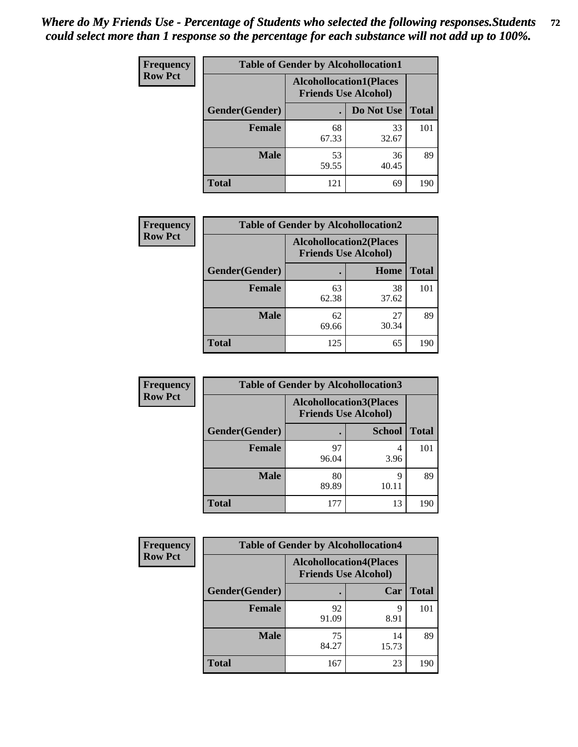*Where do My Friends Use - Percentage of Students who selected the following responses.Students could select more than 1 response so the percentage for each substance will not add up to 100%.*

**Frequency**
**Row Pct**

| Table of Gender by Alcohollocation1 | | | |
|---|---|---|---|
| | Alcohollocation1(Places Friends Use Alcohol) | | |
| Gender(Gender) | . | Do Not Use | Total |
| Female | 68<br>67.33 | 33<br>32.67 | 101 |
| Male | 53<br>59.55 | 36<br>40.45 | 89 |
| Total | 121 | 69 | 190 |

**Frequency**
**Row Pct**

| Table of Gender by Alcohollocation2 | | | |
|---|---|---|---|
| | Alcohollocation2(Places Friends Use Alcohol) | | |
| Gender(Gender) | . | Home | Total |
| Female | 63<br>62.38 | 38<br>37.62 | 101 |
| Male | 62<br>69.66 | 27<br>30.34 | 89 |
| Total | 125 | 65 | 190 |

**Frequency**
**Row Pct**

| Table of Gender by Alcohollocation3 | | | |
|---|---|---|---|
| | Alcohollocation3(Places Friends Use Alcohol) | | |
| Gender(Gender) | . | School | Total |
| Female | 97<br>96.04 | 4<br>3.96 | 101 |
| Male | 80<br>89.89 | 9<br>10.11 | 89 |
| Total | 177 | 13 | 190 |

**Frequency**
**Row Pct**

| Table of Gender by Alcohollocation4 | | | |
|---|---|---|---|
| | Alcohollocation4(Places Friends Use Alcohol) | | |
| Gender(Gender) | . | Car | Total |
| Female | 92<br>91.09 | 9<br>8.91 | 101 |
| Male | 75<br>84.27 | 14<br>15.73 | 89 |
| Total | 167 | 23 | 190 |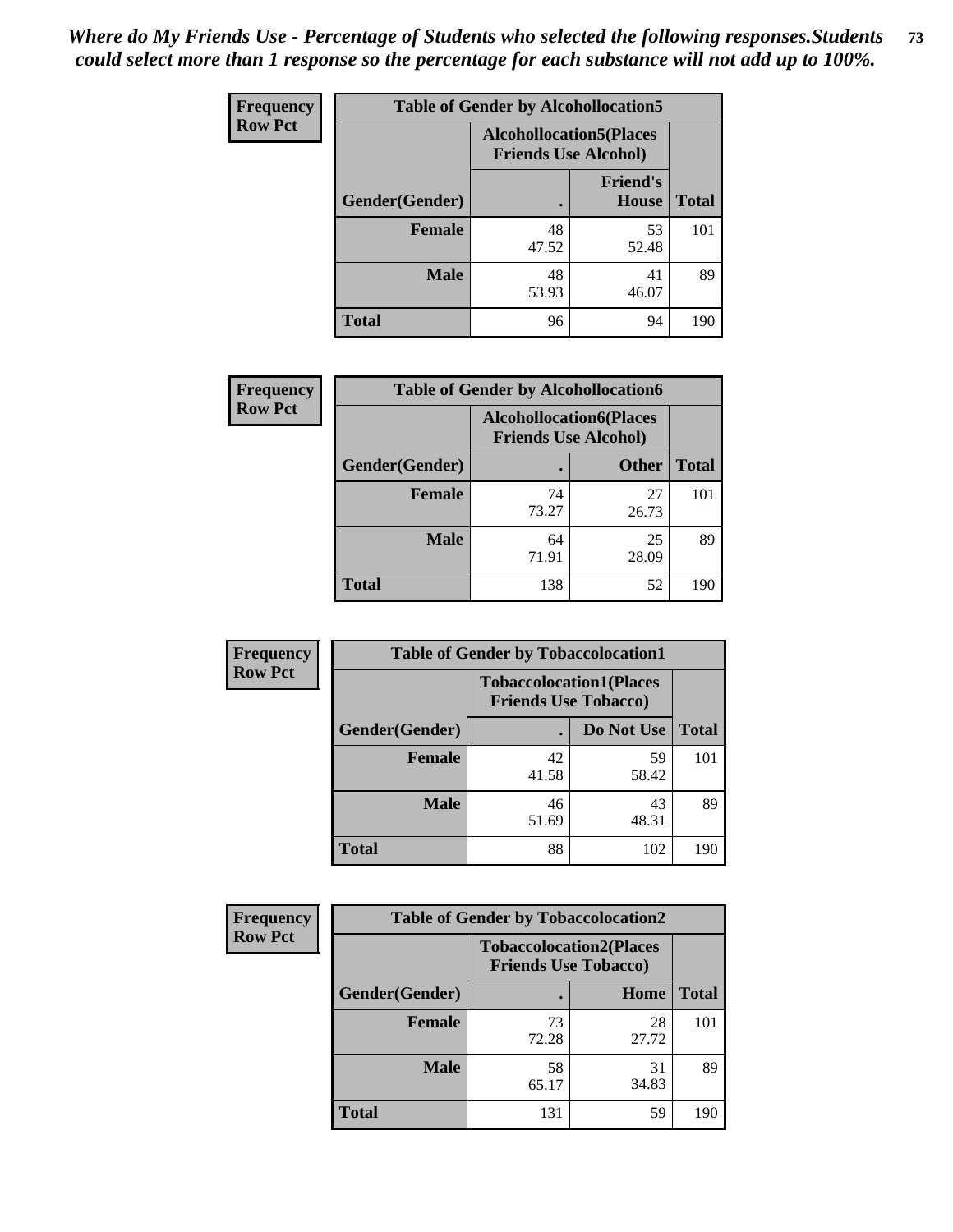*Where do My Friends Use - Percentage of Students who selected the following responses.Students could select more than 1 response so the percentage for each substance will not add up to 100%.*

**Frequency**
**Row Pct**

| Table of Gender by Alcohollocation5 | | | |
|---|---|---|---|
| | Alcohollocation5(Places Friends Use Alcohol) | | |
| Gender(Gender) | . | Friend's House | Total |
| **Female** | 48<br>47.52 | 53<br>52.48 | 101 |
| **Male** | 48<br>53.93 | 41<br>46.07 | 89 |
| **Total** | 96 | 94 | 190 |

**Frequency**
**Row Pct**

| Table of Gender by Alcohollocation6 | | | |
|---|---|---|---|
| | Alcohollocation6(Places Friends Use Alcohol) | | |
| Gender(Gender) | . | Other | Total |
| **Female** | 74<br>73.27 | 27<br>26.73 | 101 |
| **Male** | 64<br>71.91 | 25<br>28.09 | 89 |
| **Total** | 138 | 52 | 190 |

**Frequency**
**Row Pct**

| Table of Gender by Tobaccolocation1 | | | |
|---|---|---|---|
| | Tobaccolocation1(Places Friends Use Tobacco) | | |
| Gender(Gender) | . | Do Not Use | Total |
| **Female** | 42<br>41.58 | 59<br>58.42 | 101 |
| **Male** | 46<br>51.69 | 43<br>48.31 | 89 |
| **Total** | 88 | 102 | 190 |

**Frequency**
**Row Pct**

| Table of Gender by Tobaccolocation2 | | | |
|---|---|---|---|
| | Tobaccolocation2(Places Friends Use Tobacco) | | |
| Gender(Gender) | . | Home | Total |
| **Female** | 73<br>72.28 | 28<br>27.72 | 101 |
| **Male** | 58<br>65.17 | 31<br>34.83 | 89 |
| **Total** | 131 | 59 | 190 |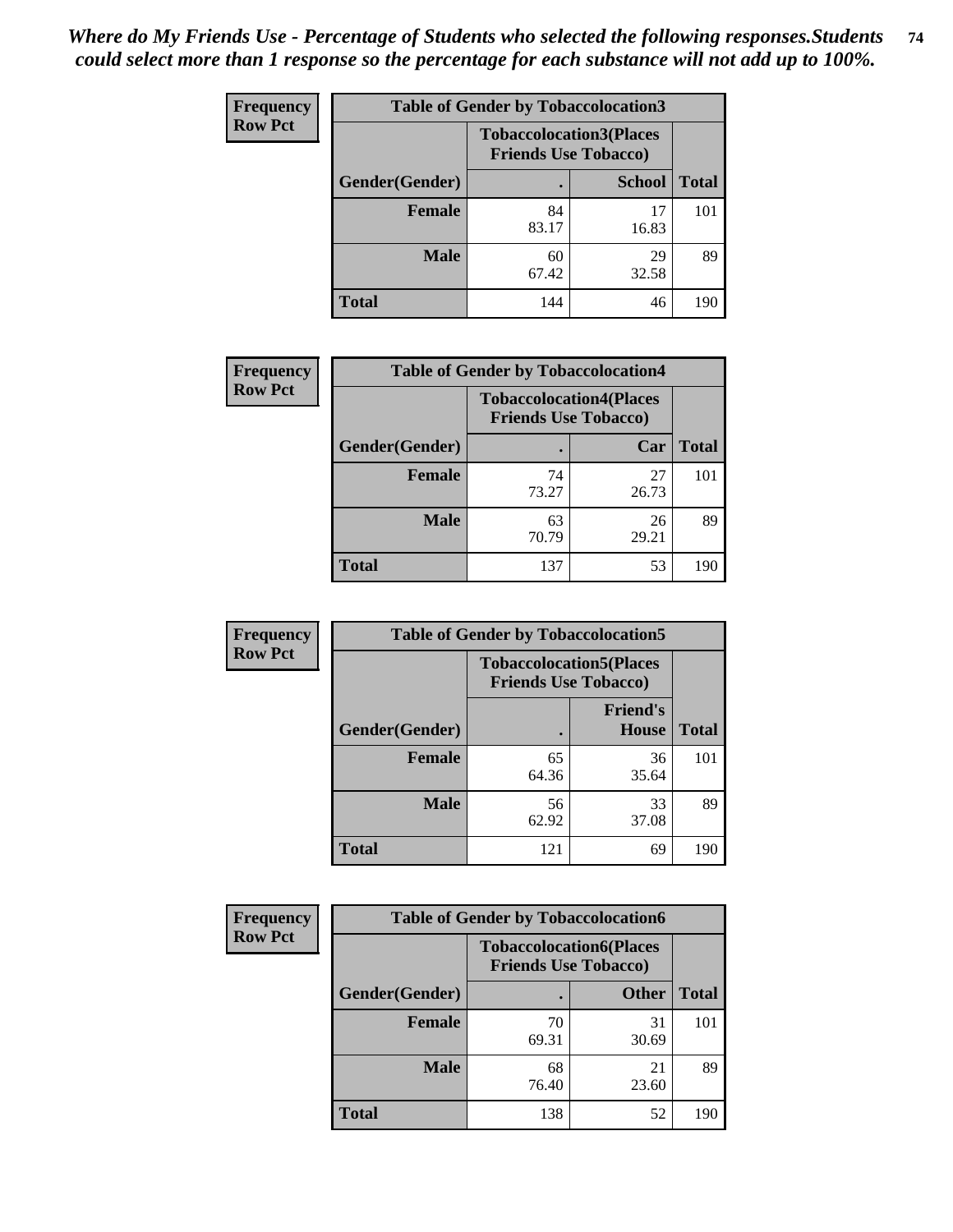*Where do My Friends Use - Percentage of Students who selected the following responses.Students could select more than 1 response so the percentage for each substance will not add up to 100%.*

**Frequency Row Pct**

| Table of Gender by Tobaccolocation3 | | | |
|---|---|---|---|
| | Tobaccolocation3(Places Friends Use Tobacco) | | |
| Gender(Gender) | . | School | Total |
| Female | 84<br>83.17 | 17<br>16.83 | 101 |
| Male | 60<br>67.42 | 29<br>32.58 | 89 |
| Total | 144 | 46 | 190 |

**Frequency Row Pct**

| Table of Gender by Tobaccolocation4 | | | |
|---|---|---|---|
| | Tobaccolocation4(Places Friends Use Tobacco) | | |
| Gender(Gender) | . | Car | Total |
| Female | 74<br>73.27 | 27<br>26.73 | 101 |
| Male | 63<br>70.79 | 26<br>29.21 | 89 |
| Total | 137 | 53 | 190 |

**Frequency Row Pct**

| Table of Gender by Tobaccolocation5 | | | |
|---|---|---|---|
| | Tobaccolocation5(Places Friends Use Tobacco) | | |
| Gender(Gender) | . | Friend's House | Total |
| Female | 65<br>64.36 | 36<br>35.64 | 101 |
| Male | 56<br>62.92 | 33<br>37.08 | 89 |
| Total | 121 | 69 | 190 |

**Frequency Row Pct**

| Table of Gender by Tobaccolocation6 | | | |
|---|---|---|---|
| | Tobaccolocation6(Places Friends Use Tobacco) | | |
| Gender(Gender) | . | Other | Total |
| Female | 70<br>69.31 | 31<br>30.69 | 101 |
| Male | 68<br>76.40 | 21<br>23.60 | 89 |
| Total | 138 | 52 | 190 |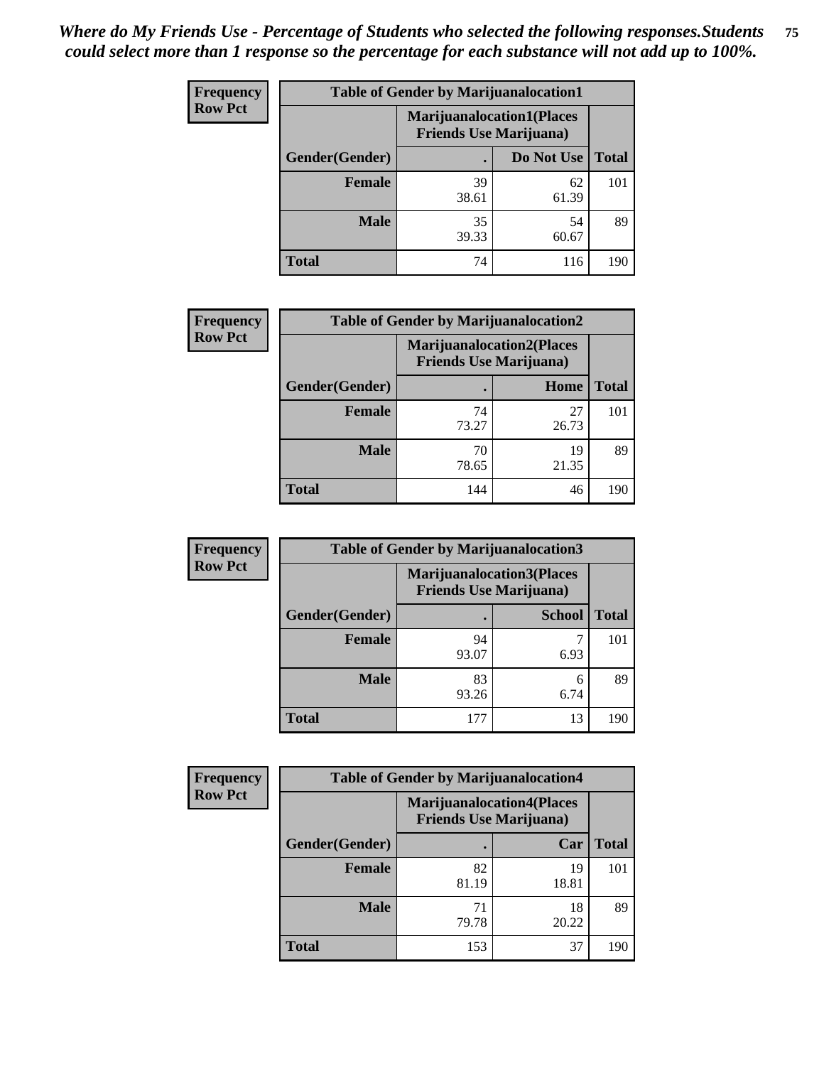*Where do My Friends Use - Percentage of Students who selected the following responses.Students could select more than 1 response so the percentage for each substance will not add up to 100%.*

**Frequency**
**Row Pct**

| Table of Gender by Marijuanalocation1 | | | |
|---|---|---|---|
| | Marijuanalocation1(Places Friends Use Marijuana) | | |
| Gender(Gender) | . | Do Not Use | Total |
| **Female** | 39<br>38.61 | 62<br>61.39 | 101 |
| **Male** | 35<br>39.33 | 54<br>60.67 | 89 |
| **Total** | 74 | 116 | 190 |

**Frequency**
**Row Pct**

| Table of Gender by Marijuanalocation2 | | | |
|---|---|---|---|
| | Marijuanalocation2(Places Friends Use Marijuana) | | |
| Gender(Gender) | . | Home | Total |
| **Female** | 74<br>73.27 | 27<br>26.73 | 101 |
| **Male** | 70<br>78.65 | 19<br>21.35 | 89 |
| **Total** | 144 | 46 | 190 |

**Frequency**
**Row Pct**

| Table of Gender by Marijuanalocation3 | | | |
|---|---|---|---|
| | Marijuanalocation3(Places Friends Use Marijuana) | | |
| Gender(Gender) | . | School | Total |
| **Female** | 94<br>93.07 | 7<br>6.93 | 101 |
| **Male** | 83<br>93.26 | 6<br>6.74 | 89 |
| **Total** | 177 | 13 | 190 |

**Frequency**
**Row Pct**

| Table of Gender by Marijuanalocation4 | | | |
|---|---|---|---|
| | Marijuanalocation4(Places Friends Use Marijuana) | | |
| Gender(Gender) | . | Car | Total |
| **Female** | 82<br>81.19 | 19<br>18.81 | 101 |
| **Male** | 71<br>79.78 | 18<br>20.22 | 89 |
| **Total** | 153 | 37 | 190 |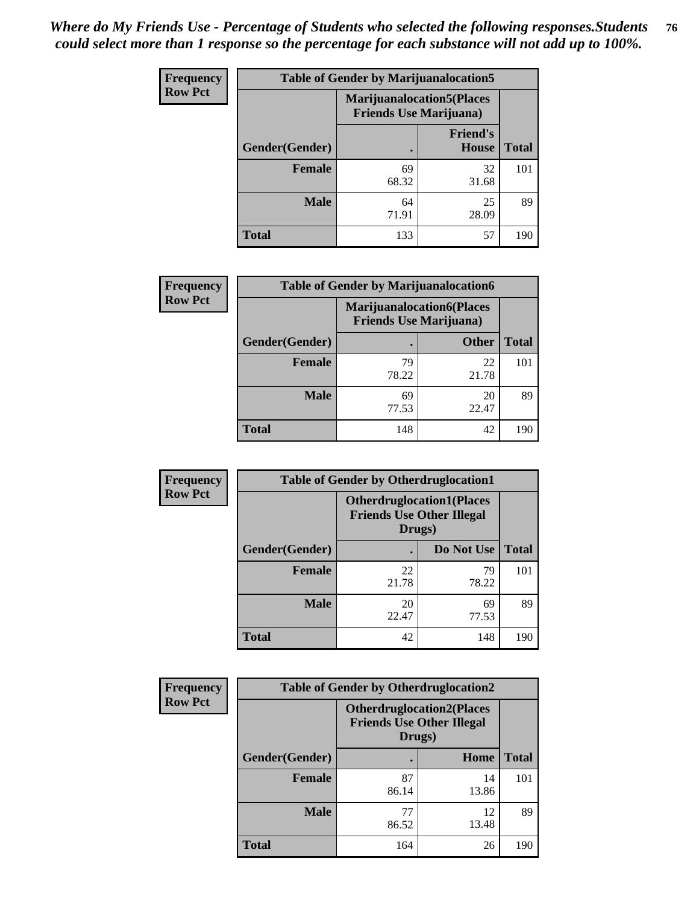*Where do My Friends Use - Percentage of Students who selected the following responses.Students could select more than 1 response so the percentage for each substance will not add up to 100%.*

**Frequency**
**Row Pct**

| Table of Gender by Marijuanalocation5 | | | |
|---|---|---|---|
| | Marijuanalocation5(Places Friends Use Marijuana) | | |
| Gender(Gender) | . | Friend's House | Total |
| **Female** | 69<br>68.32 | 32<br>31.68 | 101 |
| **Male** | 64<br>71.91 | 25<br>28.09 | 89 |
| **Total** | 133 | 57 | 190 |

**Frequency**
**Row Pct**

| Table of Gender by Marijuanalocation6 | | | |
|---|---|---|---|
| | Marijuanalocation6(Places Friends Use Marijuana) | | |
| Gender(Gender) | . | Other | Total |
| **Female** | 79<br>78.22 | 22<br>21.78 | 101 |
| **Male** | 69<br>77.53 | 20<br>22.47 | 89 |
| **Total** | 148 | 42 | 190 |

**Frequency**
**Row Pct**

| Table of Gender by Otherdruglocation1 | | | |
|---|---|---|---|
| | Otherdruglocation1(Places Friends Use Other Illegal Drugs) | | |
| Gender(Gender) | . | Do Not Use | Total |
| **Female** | 22<br>21.78 | 79<br>78.22 | 101 |
| **Male** | 20<br>22.47 | 69<br>77.53 | 89 |
| **Total** | 42 | 148 | 190 |

**Frequency**
**Row Pct**

| Table of Gender by Otherdruglocation2 | | | |
|---|---|---|---|
| | Otherdruglocation2(Places Friends Use Other Illegal Drugs) | | |
| Gender(Gender) | . | Home | Total |
| **Female** | 87<br>86.14 | 14<br>13.86 | 101 |
| **Male** | 77<br>86.52 | 12<br>13.48 | 89 |
| **Total** | 164 | 26 | 190 |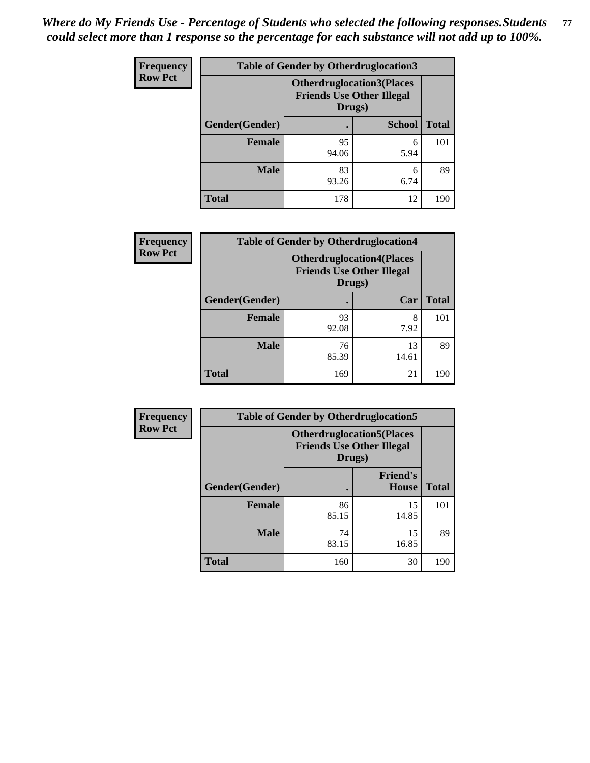*Where do My Friends Use - Percentage of Students who selected the following responses.Students could select more than 1 response so the percentage for each substance will not add up to 100%.*

**Frequency**
**Row Pct**

| Table of Gender by Otherdruglocation3 | | | |
|---|---|---|---|
| | Otherdruglocation3(Places Friends Use Other Illegal Drugs) | | |
| Gender(Gender) | . | School | Total |
| Female | 95<br>94.06 | 6<br>5.94 | 101 |
| Male | 83<br>93.26 | 6<br>6.74 | 89 |
| Total | 178 | 12 | 190 |

**Frequency**
**Row Pct**

| Table of Gender by Otherdruglocation4 | | | |
|---|---|---|---|
| | Otherdruglocation4(Places Friends Use Other Illegal Drugs) | | |
| Gender(Gender) | . | Car | Total |
| Female | 93<br>92.08 | 8<br>7.92 | 101 |
| Male | 76<br>85.39 | 13<br>14.61 | 89 |
| Total | 169 | 21 | 190 |

**Frequency**
**Row Pct**

| Table of Gender by Otherdruglocation5 | | | |
|---|---|---|---|
| | Otherdruglocation5(Places Friends Use Other Illegal Drugs) | | |
| Gender(Gender) | . | Friend's House | Total |
| Female | 86<br>85.15 | 15<br>14.85 | 101 |
| Male | 74<br>83.15 | 15<br>16.85 | 89 |
| Total | 160 | 30 | 190 |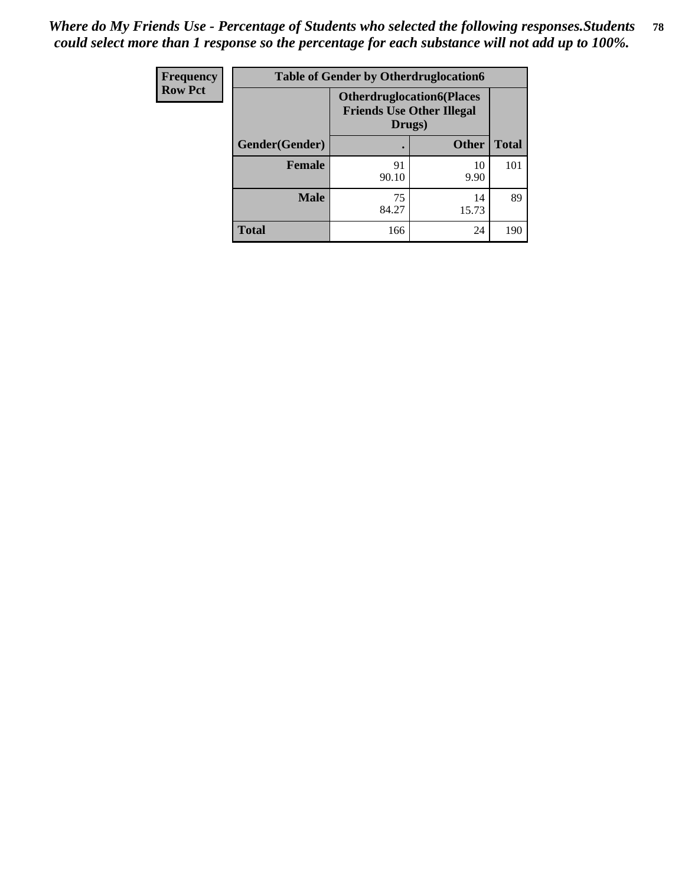*Where do My Friends Use - Percentage of Students who selected the following responses.Students could select more than 1 response so the percentage for each substance will not add up to 100%.*

| Frequency Row Pct | Table of Gender by Otherdruglocation6 | | |
|---|---|---|---|
| | **Otherdruglocation6(Places Friends Use Other Illegal Drugs)** | | |
| **Gender(Gender)** | **.** | **Other** | **Total** |
| **Female** | 91<br>90.10 | 10<br>9.90 | 101 |
| **Male** | 75<br>84.27 | 14<br>15.73 | 89 |
| **Total** | 166 | 24 | 190 |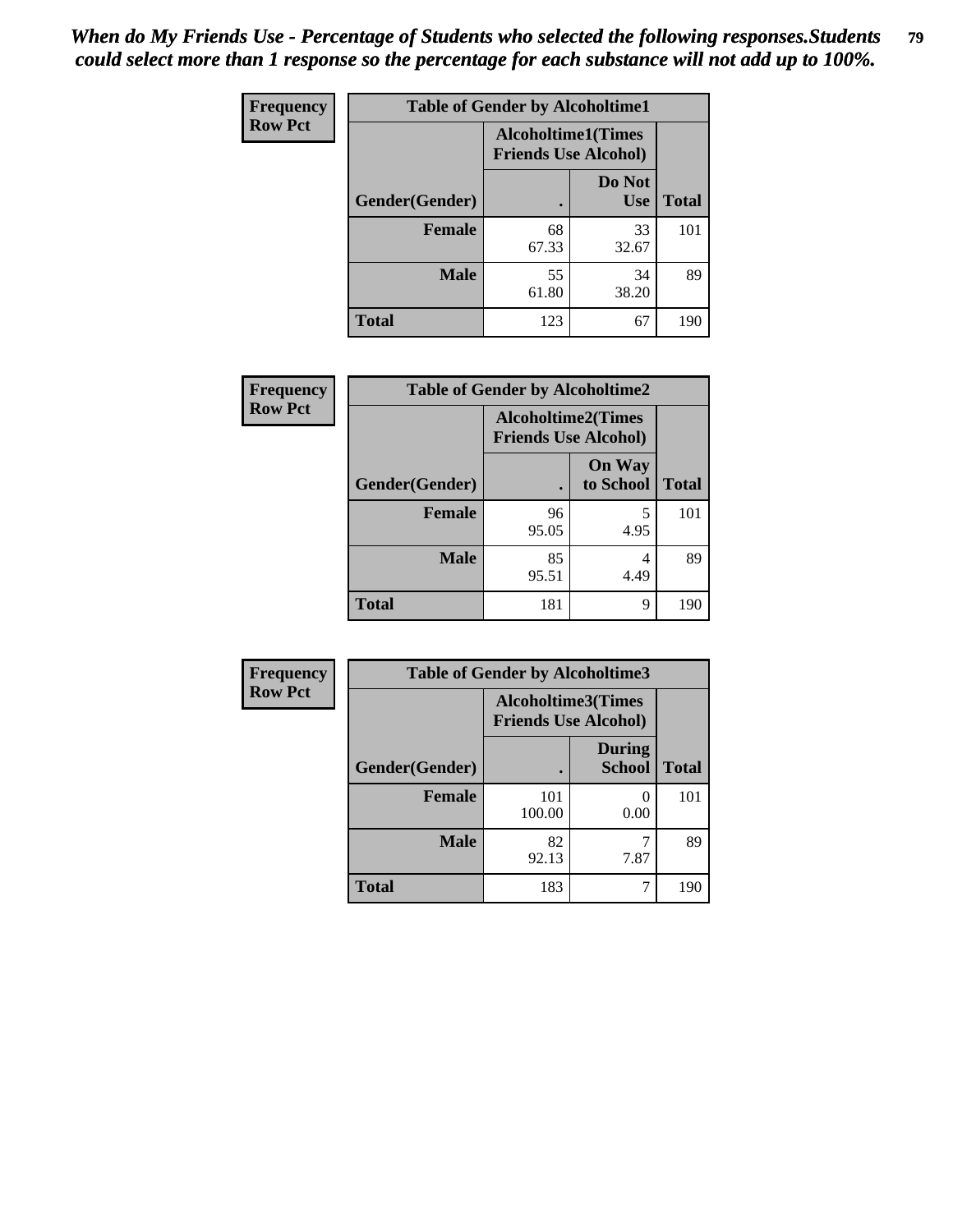*When do My Friends Use - Percentage of Students who selected the following responses.Students could select more than 1 response so the percentage for each substance will not add up to 100%.*

| Frequency Row Pct | Table of Gender by Alcoholtime1 | | |
|---|---|---|---|
| | Alcoholtime1(Times Friends Use Alcohol) | | |
| Gender(Gender) | . | Do Not Use | Total |
| Female | 68<br>67.33 | 33<br>32.67 | 101 |
| Male | 55<br>61.80 | 34<br>38.20 | 89 |
| Total | 123 | 67 | 190 |

| Frequency Row Pct | Table of Gender by Alcoholtime2 | | |
|---|---|---|---|
| | Alcoholtime2(Times Friends Use Alcohol) | | |
| Gender(Gender) | . | On Way to School | Total |
| Female | 96<br>95.05 | 5<br>4.95 | 101 |
| Male | 85<br>95.51 | 4<br>4.49 | 89 |
| Total | 181 | 9 | 190 |

| Frequency Row Pct | Table of Gender by Alcoholtime3 | | |
|---|---|---|---|
| | Alcoholtime3(Times Friends Use Alcohol) | | |
| Gender(Gender) | . | During School | Total |
| Female | 101<br>100.00 | 0<br>0.00 | 101 |
| Male | 82<br>92.13 | 7<br>7.87 | 89 |
| Total | 183 | 7 | 190 |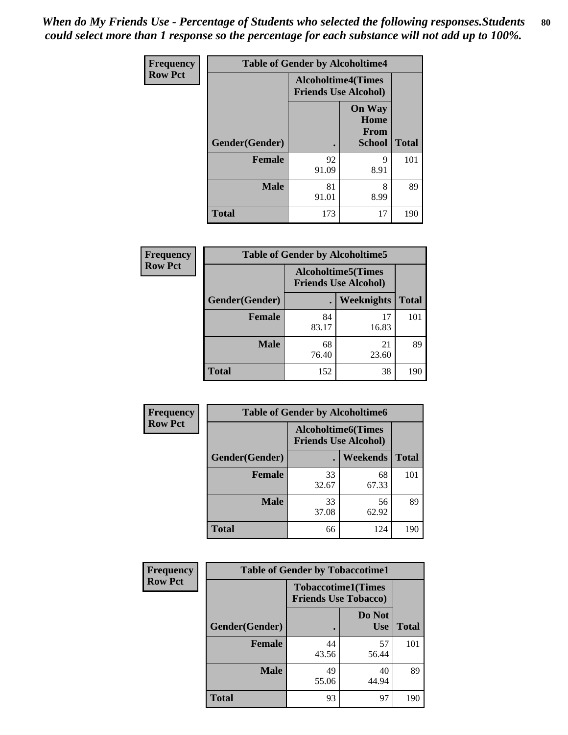*When do My Friends Use - Percentage of Students who selected the following responses.Students could select more than 1 response so the percentage for each substance will not add up to 100%.*

**Frequency**
**Row Pct**

| Table of Gender by Alcoholtime4 | | | |
|---|---|---|---|
| | Alcoholtime4(Times Friends Use Alcohol) | | |
| Gender(Gender) | . | On Way Home From School | Total |
| **Female** | 92<br>91.09 | 9<br>8.91 | 101 |
| **Male** | 81<br>91.01 | 8<br>8.99 | 89 |
| **Total** | 173 | 17 | 190 |

**Frequency**
**Row Pct**

| Table of Gender by Alcoholtime5 | | | |
|---|---|---|---|
| | Alcoholtime5(Times Friends Use Alcohol) | | |
| Gender(Gender) | . | Weeknights | Total |
| **Female** | 84<br>83.17 | 17<br>16.83 | 101 |
| **Male** | 68<br>76.40 | 21<br>23.60 | 89 |
| **Total** | 152 | 38 | 190 |

**Frequency**
**Row Pct**

| Table of Gender by Alcoholtime6 | | | |
|---|---|---|---|
| | Alcoholtime6(Times Friends Use Alcohol) | | |
| Gender(Gender) | . | Weekends | Total |
| **Female** | 33<br>32.67 | 68<br>67.33 | 101 |
| **Male** | 33<br>37.08 | 56<br>62.92 | 89 |
| **Total** | 66 | 124 | 190 |

**Frequency**
**Row Pct**

| Table of Gender by Tobaccotime1 | | | |
|---|---|---|---|
| | Tobaccotime1(Times Friends Use Tobacco) | | |
| Gender(Gender) | . | Do Not Use | Total |
| **Female** | 44<br>43.56 | 57<br>56.44 | 101 |
| **Male** | 49<br>55.06 | 40<br>44.94 | 89 |
| **Total** | 93 | 97 | 190 |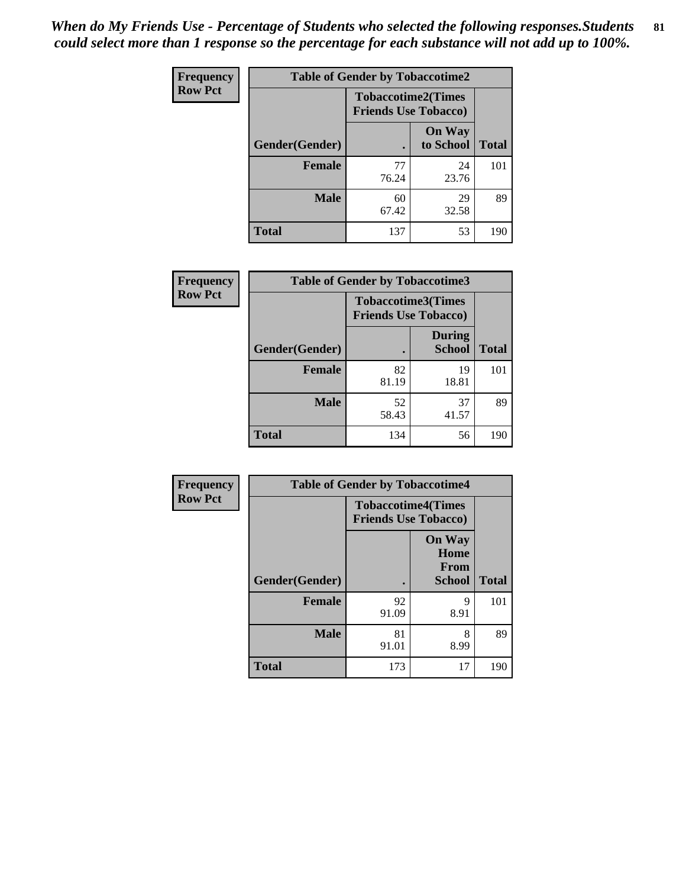*When do My Friends Use - Percentage of Students who selected the following responses.Students could select more than 1 response so the percentage for each substance will not add up to 100%.*

**Frequency**
**Row Pct**

| Table of Gender by Tobaccotime2 | | | |
|---|---|---|---|
| | Tobaccotime2(Times Friends Use Tobacco) | | |
| Gender(Gender) | . | On Way to School | Total |
| **Female** | 77<br>76.24 | 24<br>23.76 | 101 |
| **Male** | 60<br>67.42 | 29<br>32.58 | 89 |
| **Total** | 137 | 53 | 190 |

**Frequency**
**Row Pct**

| Table of Gender by Tobaccotime3 | | | |
|---|---|---|---|
| | Tobaccotime3(Times Friends Use Tobacco) | | |
| Gender(Gender) | . | During School | Total |
| **Female** | 82<br>81.19 | 19<br>18.81 | 101 |
| **Male** | 52<br>58.43 | 37<br>41.57 | 89 |
| **Total** | 134 | 56 | 190 |

**Frequency**
**Row Pct**

| Table of Gender by Tobaccotime4 | | | |
|---|---|---|---|
| | Tobaccotime4(Times Friends Use Tobacco) | | |
| Gender(Gender) | . | On Way Home From School | Total |
| **Female** | 92<br>91.09 | 9<br>8.91 | 101 |
| **Male** | 81<br>91.01 | 8<br>8.99 | 89 |
| **Total** | 173 | 17 | 190 |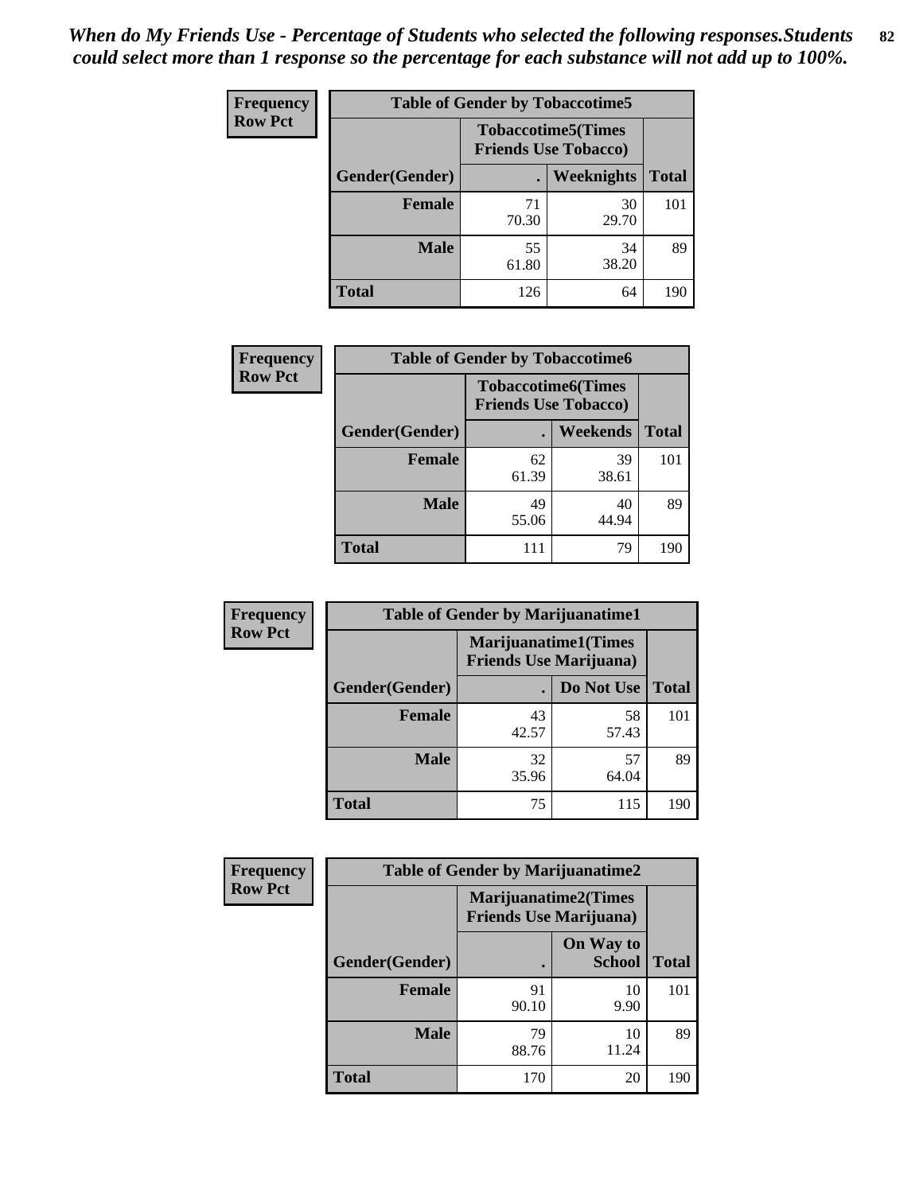*When do My Friends Use - Percentage of Students who selected the following responses.Students could select more than 1 response so the percentage for each substance will not add up to 100%.*

**Frequency**
**Row Pct**

| Table of Gender by Tobaccotime5 | | | |
|---|---|---|---|
| | Tobaccotime5(Times Friends Use Tobacco) | | |
| Gender(Gender) | . | Weeknights | Total |
| Female | 71<br>70.30 | 30<br>29.70 | 101 |
| Male | 55<br>61.80 | 34<br>38.20 | 89 |
| Total | 126 | 64 | 190 |

**Frequency**
**Row Pct**

| Table of Gender by Tobaccotime6 | | | |
|---|---|---|---|
| | Tobaccotime6(Times Friends Use Tobacco) | | |
| Gender(Gender) | . | Weekends | Total |
| Female | 62<br>61.39 | 39<br>38.61 | 101 |
| Male | 49<br>55.06 | 40<br>44.94 | 89 |
| Total | 111 | 79 | 190 |

**Frequency**
**Row Pct**

| Table of Gender by Marijuanatime1 | | | |
|---|---|---|---|
| | Marijuanatime1(Times Friends Use Marijuana) | | |
| Gender(Gender) | . | Do Not Use | Total |
| Female | 43<br>42.57 | 58<br>57.43 | 101 |
| Male | 32<br>35.96 | 57<br>64.04 | 89 |
| Total | 75 | 115 | 190 |

**Frequency**
**Row Pct**

| Table of Gender by Marijuanatime2 | | | |
|---|---|---|---|
| | Marijuanatime2(Times Friends Use Marijuana) | | |
| Gender(Gender) | . | On Way to School | Total |
| Female | 91<br>90.10 | 10<br>9.90 | 101 |
| Male | 79<br>88.76 | 10<br>11.24 | 89 |
| Total | 170 | 20 | 190 |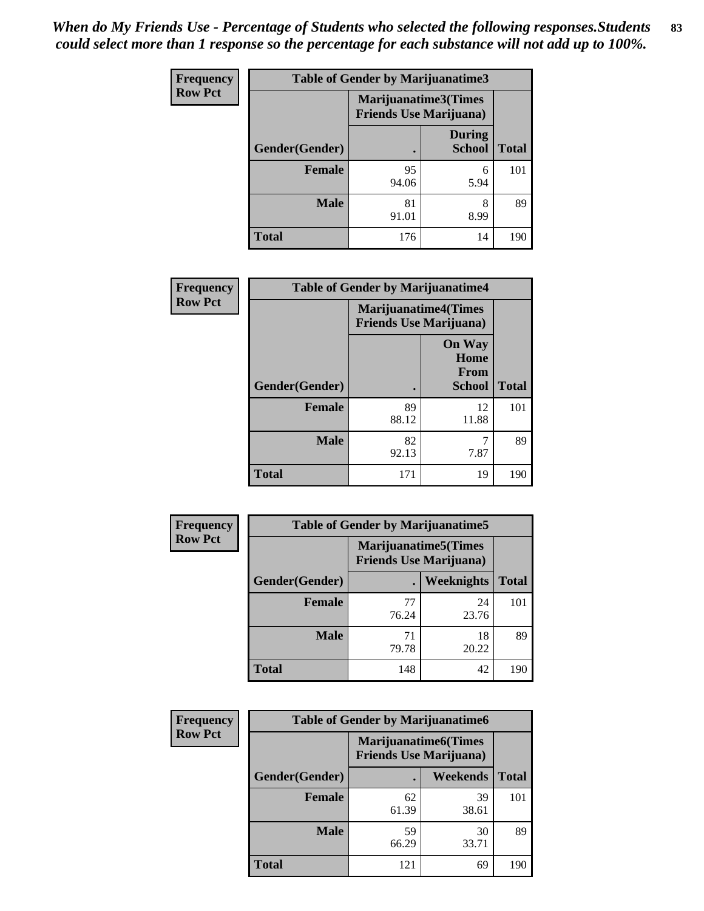*When do My Friends Use - Percentage of Students who selected the following responses.Students could select more than 1 response so the percentage for each substance will not add up to 100%.*

**Frequency**
**Row Pct**

| Table of Gender by Marijuanatime3 | | | |
|---|---|---|---|
| | Marijuanatime3(Times Friends Use Marijuana) | | |
| Gender(Gender) | . | During School | Total |
| Female | 95<br>94.06 | 6<br>5.94 | 101 |
| Male | 81<br>91.01 | 8<br>8.99 | 89 |
| Total | 176 | 14 | 190 |

**Frequency**
**Row Pct**

| Table of Gender by Marijuanatime4 | | | |
|---|---|---|---|
| | Marijuanatime4(Times Friends Use Marijuana) | | |
| Gender(Gender) | . | On Way Home From School | Total |
| Female | 89<br>88.12 | 12<br>11.88 | 101 |
| Male | 82<br>92.13 | 7<br>7.87 | 89 |
| Total | 171 | 19 | 190 |

**Frequency**
**Row Pct**

| Table of Gender by Marijuanatime5 | | | |
|---|---|---|---|
| | Marijuanatime5(Times Friends Use Marijuana) | | |
| Gender(Gender) | . | Weeknights | Total |
| Female | 77<br>76.24 | 24<br>23.76 | 101 |
| Male | 71<br>79.78 | 18<br>20.22 | 89 |
| Total | 148 | 42 | 190 |

**Frequency**
**Row Pct**

| Table of Gender by Marijuanatime6 | | | |
|---|---|---|---|
| | Marijuanatime6(Times Friends Use Marijuana) | | |
| Gender(Gender) | . | Weekends | Total |
| Female | 62<br>61.39 | 39<br>38.61 | 101 |
| Male | 59<br>66.29 | 30<br>33.71 | 89 |
| Total | 121 | 69 | 190 |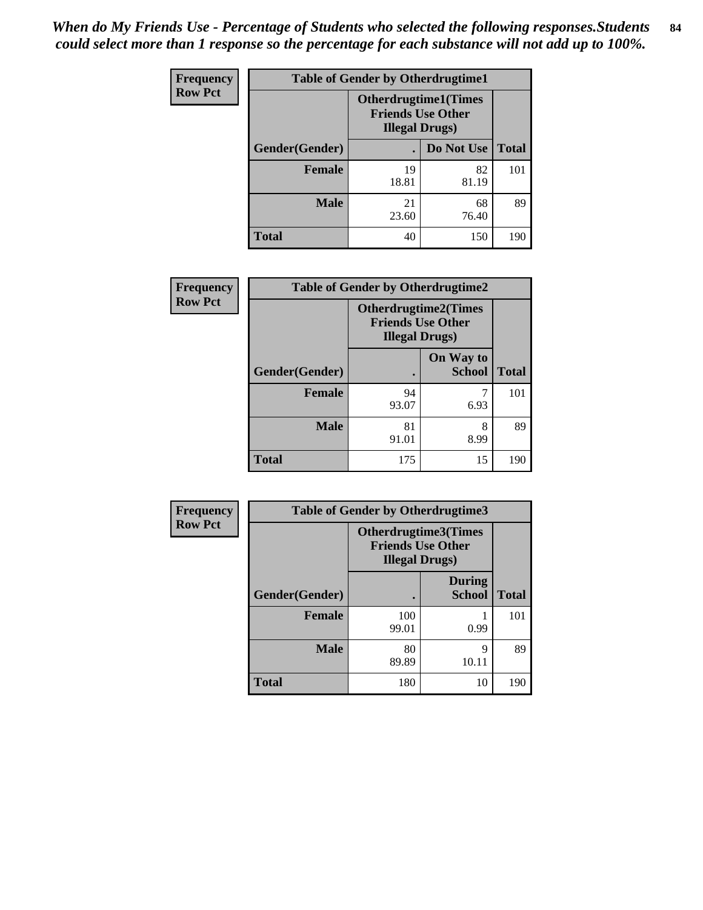*When do My Friends Use - Percentage of Students who selected the following responses.Students could select more than 1 response so the percentage for each substance will not add up to 100%.*

**Frequency**
**Row Pct**

| Table of Gender by Otherdrugtime1 | | | |
|---|---|---|---|
| | Otherdrugtime1(Times Friends Use Other Illegal Drugs) | | |
| Gender(Gender) | . | Do Not Use | Total |
| **Female** | 19<br>18.81 | 82<br>81.19 | 101 |
| **Male** | 21<br>23.60 | 68<br>76.40 | 89 |
| **Total** | 40 | 150 | 190 |

**Frequency**
**Row Pct**

| Table of Gender by Otherdrugtime2 | | | |
|---|---|---|---|
| | Otherdrugtime2(Times Friends Use Other Illegal Drugs) | | |
| Gender(Gender) | . | On Way to School | Total |
| **Female** | 94<br>93.07 | 7<br>6.93 | 101 |
| **Male** | 81<br>91.01 | 8<br>8.99 | 89 |
| **Total** | 175 | 15 | 190 |

**Frequency**
**Row Pct**

| Table of Gender by Otherdrugtime3 | | | |
|---|---|---|---|
| | Otherdrugtime3(Times Friends Use Other Illegal Drugs) | | |
| Gender(Gender) | . | During School | Total |
| **Female** | 100<br>99.01 | 1<br>0.99 | 101 |
| **Male** | 80<br>89.89 | 9<br>10.11 | 89 |
| **Total** | 180 | 10 | 190 |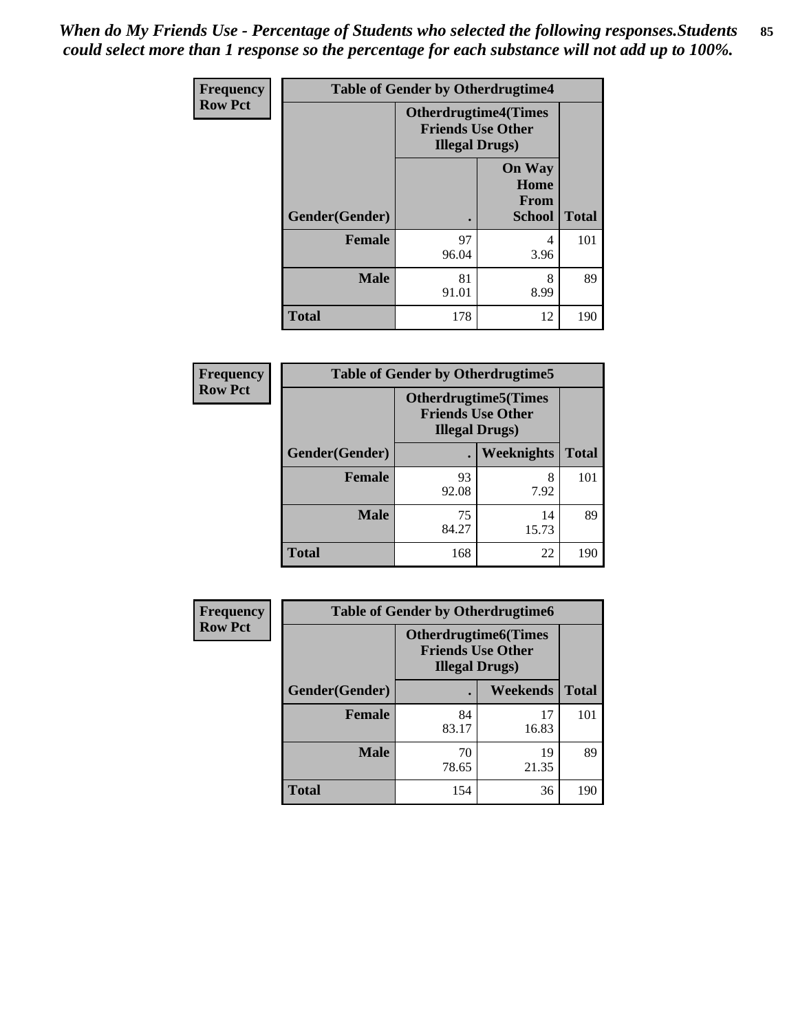*When do My Friends Use - Percentage of Students who selected the following responses.Students could select more than 1 response so the percentage for each substance will not add up to 100%.*

**Frequency**
**Row Pct**

| Table of Gender by Otherdrugtime4 | | | |
|---|---|---|---|
| | Otherdrugtime4(Times Friends Use Other Illegal Drugs) | | |
| Gender(Gender) | . | On Way Home From School | Total |
| Female | 97<br>96.04 | 4<br>3.96 | 101 |
| Male | 81<br>91.01 | 8<br>8.99 | 89 |
| Total | 178 | 12 | 190 |

**Frequency**
**Row Pct**

| Table of Gender by Otherdrugtime5 | | | |
|---|---|---|---|
| | Otherdrugtime5(Times Friends Use Other Illegal Drugs) | | |
| Gender(Gender) | . | Weeknights | Total |
| Female | 93<br>92.08 | 8<br>7.92 | 101 |
| Male | 75<br>84.27 | 14<br>15.73 | 89 |
| Total | 168 | 22 | 190 |

**Frequency**
**Row Pct**

| Table of Gender by Otherdrugtime6 | | | |
|---|---|---|---|
| | Otherdrugtime6(Times Friends Use Other Illegal Drugs) | | |
| Gender(Gender) | . | Weekends | Total |
| Female | 84<br>83.17 | 17<br>16.83 | 101 |
| Male | 70<br>78.65 | 19<br>21.35 | 89 |
| Total | 154 | 36 | 190 |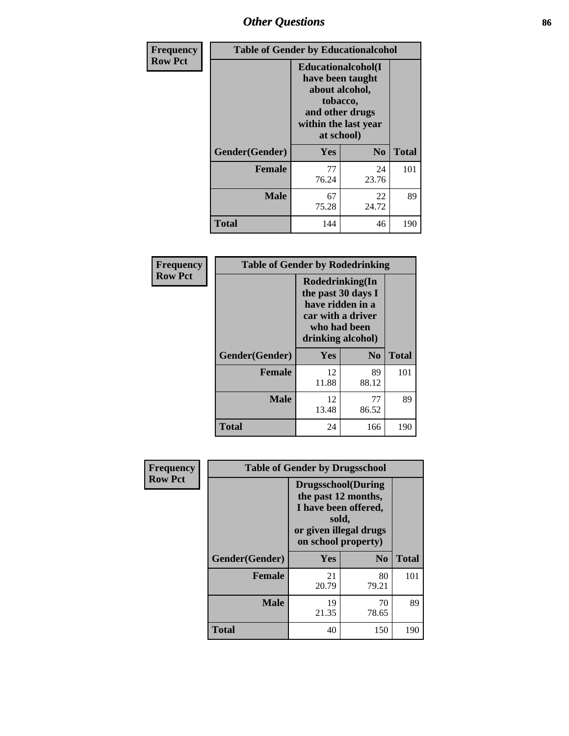# Other Questions

**Frequency**
**Row Pct**

| Table of Gender by Educationalcohol | | | |
|---|---|---|---|
| | Educationalcohol(I have been taught about alcohol, tobacco, and other drugs within the last year at school) | | |
| Gender(Gender) | Yes | No | Total |
| Female | 77<br>76.24 | 24<br>23.76 | 101 |
| Male | 67<br>75.28 | 22<br>24.72 | 89 |
| Total | 144 | 46 | 190 |

**Frequency**
**Row Pct**

| Table of Gender by Rodedrinking | | | |
|---|---|---|---|
| | Rodedrinking(In the past 30 days I have ridden in a car with a driver who had been drinking alcohol) | | |
| Gender(Gender) | Yes | No | Total |
| Female | 12<br>11.88 | 89<br>88.12 | 101 |
| Male | 12<br>13.48 | 77<br>86.52 | 89 |
| Total | 24 | 166 | 190 |

**Frequency**
**Row Pct**

| Table of Gender by Drugsschool | | | |
|---|---|---|---|
| | Drugsschool(During the past 12 months, I have been offered, sold, or given illegal drugs on school property) | | |
| Gender(Gender) | Yes | No | Total |
| Female | 21<br>20.79 | 80<br>79.21 | 101 |
| Male | 19<br>21.35 | 70<br>78.65 | 89 |
| Total | 40 | 150 | 190 |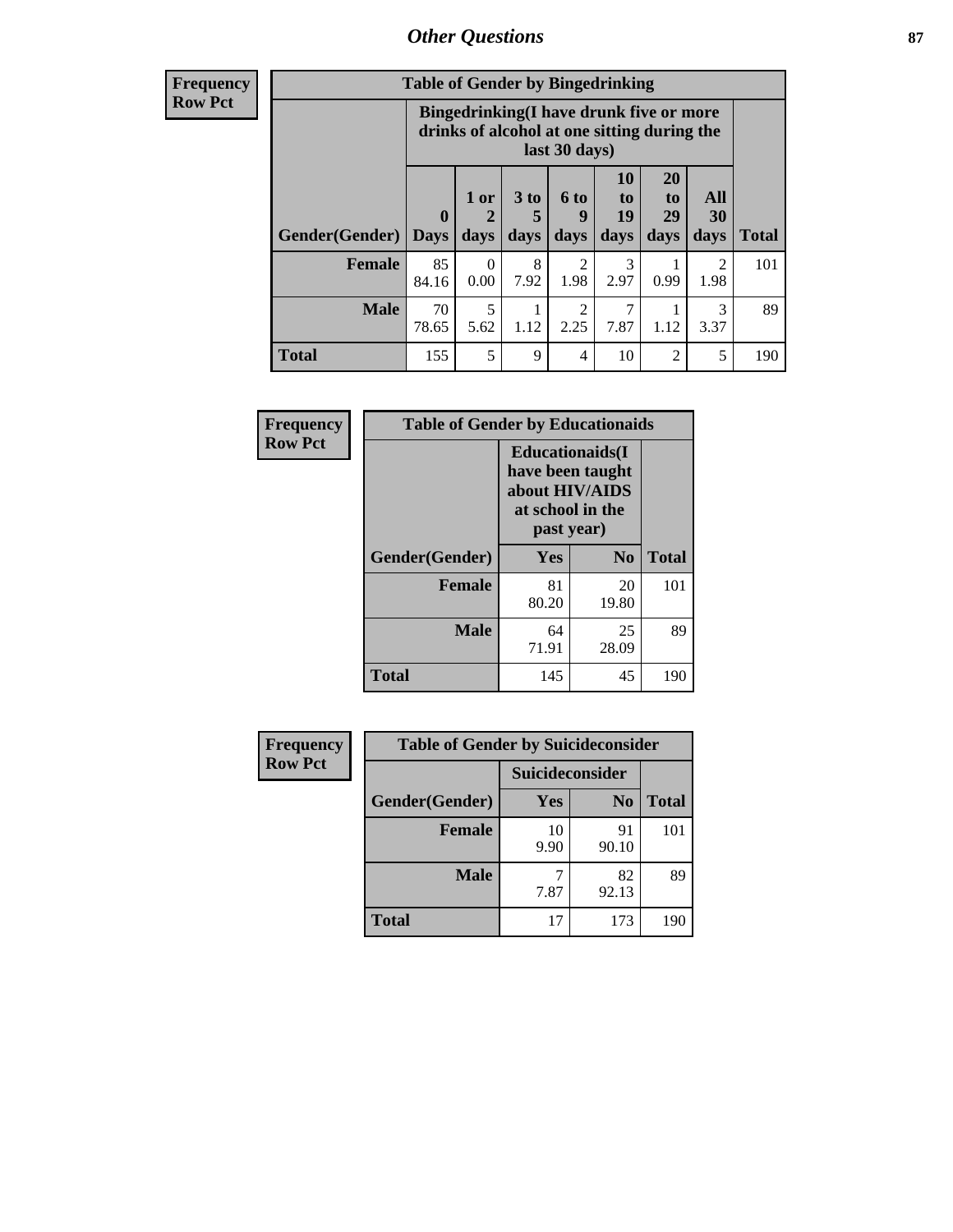# *Other Questions*

**Frequency**
**Row Pct**

| Table of Gender by Bingedrinking | | | | | | | | |
|---|---|---|---|---|---|---|---|---|
| | Bingedrinking(I have drunk five or more drinks of alcohol at one sitting during the last 30 days) | | | | | | | |
| Gender(Gender) | 0 Days | 1 or 2 days | 3 to 5 days | 6 to 9 days | 10 to 19 days | 20 to 29 days | All 30 days | Total |
| **Female** | 85<br>84.16 | 0<br>0.00 | 8<br>7.92 | 2<br>1.98 | 3<br>2.97 | 1<br>0.99 | 2<br>1.98 | 101 |
| **Male** | 70<br>78.65 | 5<br>5.62 | 1<br>1.12 | 2<br>2.25 | 7<br>7.87 | 1<br>1.12 | 3<br>3.37 | 89 |
| **Total** | 155 | 5 | 9 | 4 | 10 | 2 | 5 | 190 |

**Frequency**
**Row Pct**

| Table of Gender by Educationaids | | | |
|---|---|---|---|
| | Educationaids(I have been taught about HIV/AIDS at school in the past year) | | |
| Gender(Gender) | Yes | No | Total |
| **Female** | 81<br>80.20 | 20<br>19.80 | 101 |
| **Male** | 64<br>71.91 | 25<br>28.09 | 89 |
| **Total** | 145 | 45 | 190 |

**Frequency**
**Row Pct**

| Table of Gender by Suicideconsider | | | |
|---|---|---|---|
| | Suicideconsider | | |
| Gender(Gender) | Yes | No | Total |
| **Female** | 10<br>9.90 | 91<br>90.10 | 101 |
| **Male** | 7<br>7.87 | 82<br>92.13 | 89 |
| **Total** | 17 | 173 | 190 |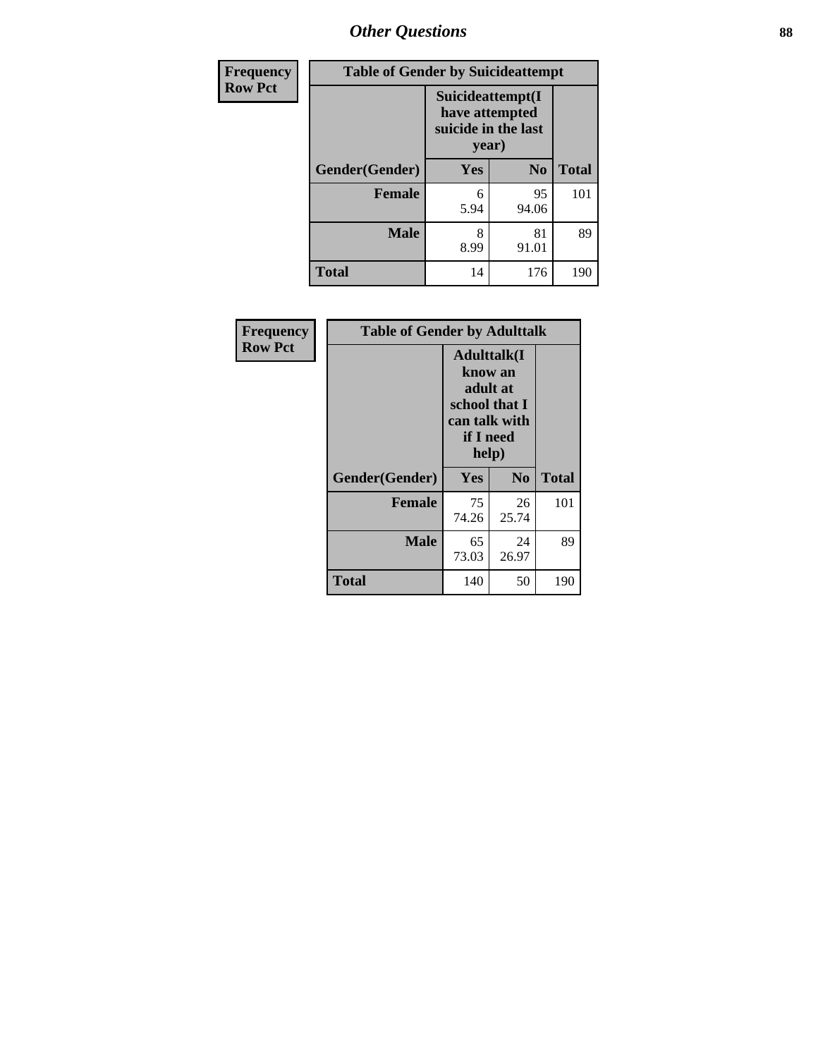## Other Questions

**Frequency**
**Row Pct**

| Table of Gender by Suicideattempt | | | |
|---|---|---|---|
| | Suicideattempt(I have attempted suicide in the last year) | | |
| Gender(Gender) | Yes | No | Total |
| Female | 6<br>5.94 | 95<br>94.06 | 101 |
| Male | 8<br>8.99 | 81<br>91.01 | 89 |
| Total | 14 | 176 | 190 |

**Frequency**
**Row Pct**

| Table of Gender by Adulttalk | | | |
|---|---|---|---|
| | Adulttalk(I know an adult at school that I can talk with if I need help) | | |
| Gender(Gender) | Yes | No | Total |
| Female | 75<br>74.26 | 26<br>25.74 | 101 |
| Male | 65<br>73.03 | 24<br>26.97 | 89 |
| Total | 140 | 50 | 190 |